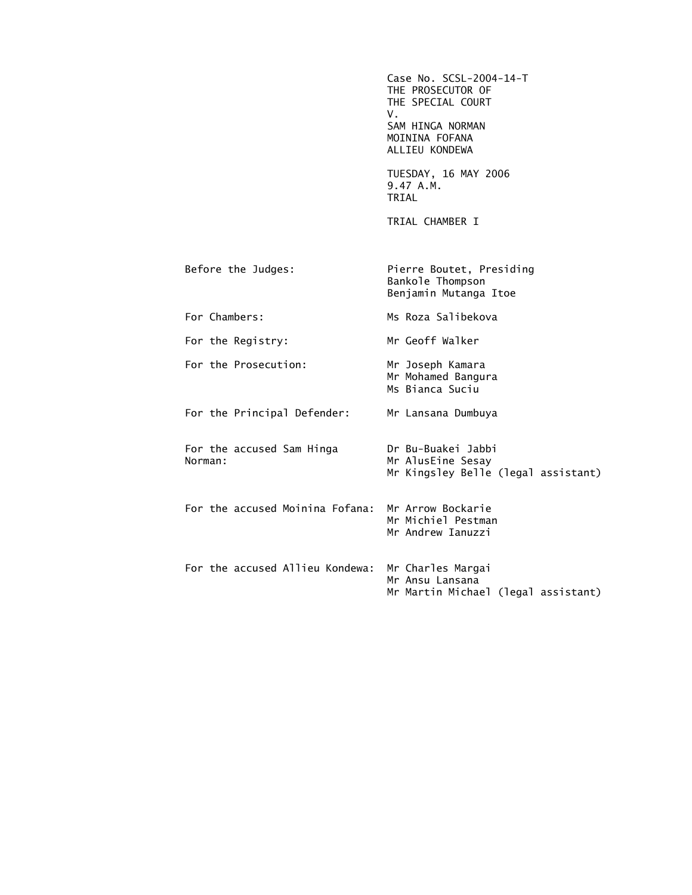Case No. SCSL-2004-14-T
THE PROSECUTOR OF
THE SPECIAL COURT
V.
SAM HINGA NORMAN
MOININA FOFANA
ALLIEU KONDEWA

TUESDAY, 16 MAY 2006
9.47 A.M.
TRIAL

TRIAL CHAMBER I

| | |
|---|---|
| Before the Judges: | Pierre Boutet, Presiding<br>Bankole Thompson<br>Benjamin Mutanga Itoe |
| For Chambers: | Ms Roza Salibekova |
| For the Registry: | Mr Geoff Walker |
| For the Prosecution: | Mr Joseph Kamara<br>Mr Mohamed Bangura<br>Ms Bianca Suciu |
| For the Principal Defender: | Mr Lansana Dumbuya |
| For the accused Sam Hinga Norman: | Dr Bu-Buakei Jabbi<br>Mr AlusEine Sesay<br>Mr Kingsley Belle (legal assistant) |
| For the accused Moinina Fofana: | Mr Arrow Bockarie<br>Mr Michiel Pestman<br>Mr Andrew Ianuzzi |
| For the accused Allieu Kondewa: | Mr Charles Margai<br>Mr Ansu Lansana<br>Mr Martin Michael (legal assistant) |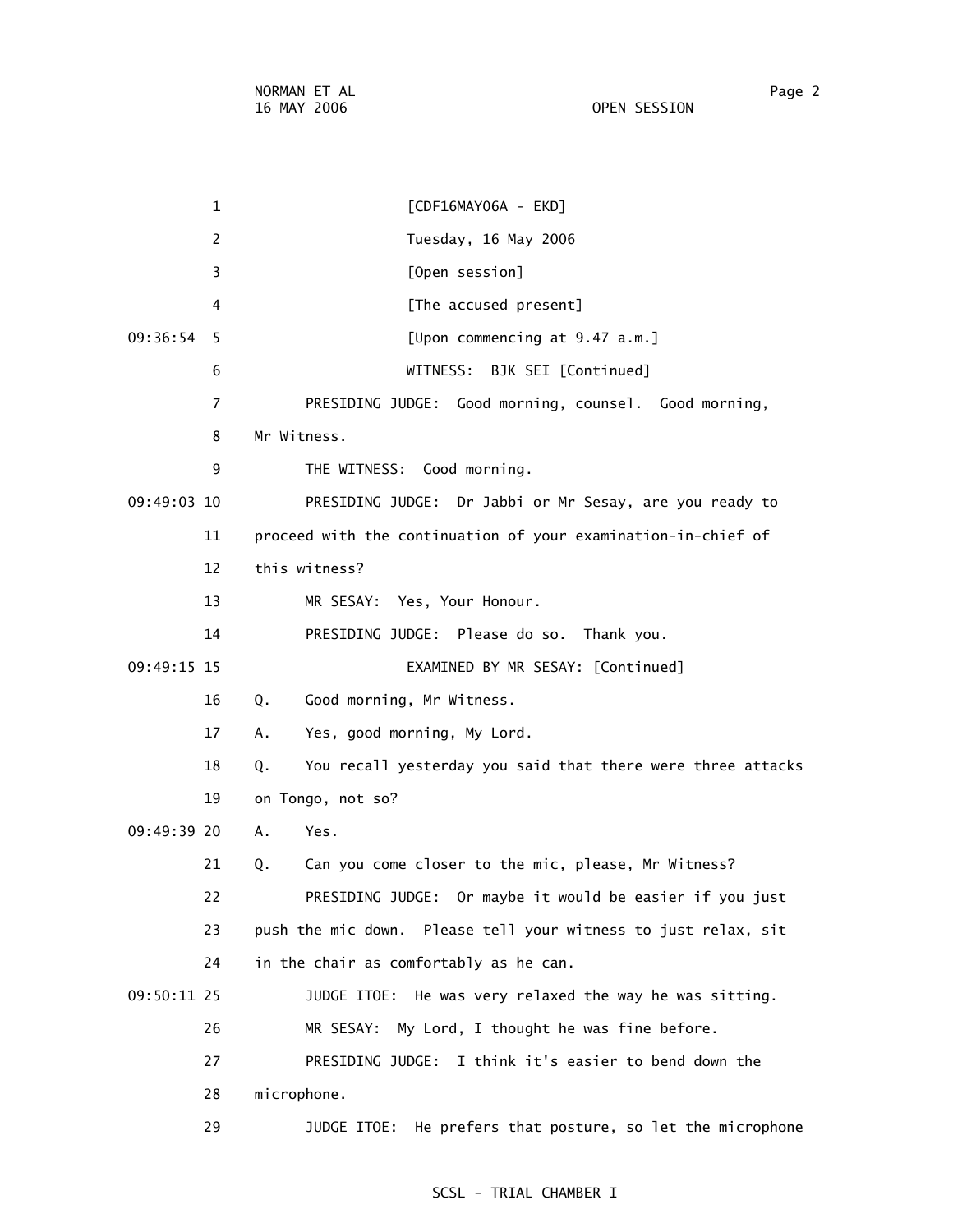[CDF16MAY06A - EKD]

Tuesday, 16 May 2006

[Open session]

[The accused present]

[Upon commencing at 9.47 a.m.]

WITNESS: BJK SEI [Continued]

PRESIDING JUDGE: Good morning, counsel. Good morning, Mr Witness.

THE WITNESS: Good morning.

PRESIDING JUDGE: Dr Jabbi or Mr Sesay, are you ready to proceed with the continuation of your examination-in-chief of this witness?

MR SESAY: Yes, Your Honour.

PRESIDING JUDGE: Please do so. Thank you.

EXAMINED BY MR SESAY: [Continued]

Q. Good morning, Mr Witness.

A. Yes, good morning, My Lord.

Q. You recall yesterday you said that there were three attacks on Tongo, not so?

A. Yes.

Q. Can you come closer to the mic, please, Mr Witness?

PRESIDING JUDGE: Or maybe it would be easier if you just push the mic down. Please tell your witness to just relax, sit in the chair as comfortably as he can.

JUDGE ITOE: He was very relaxed the way he was sitting.

MR SESAY: My Lord, I thought he was fine before.

PRESIDING JUDGE: I think it's easier to bend down the microphone.

JUDGE ITOE: He prefers that posture, so let the microphone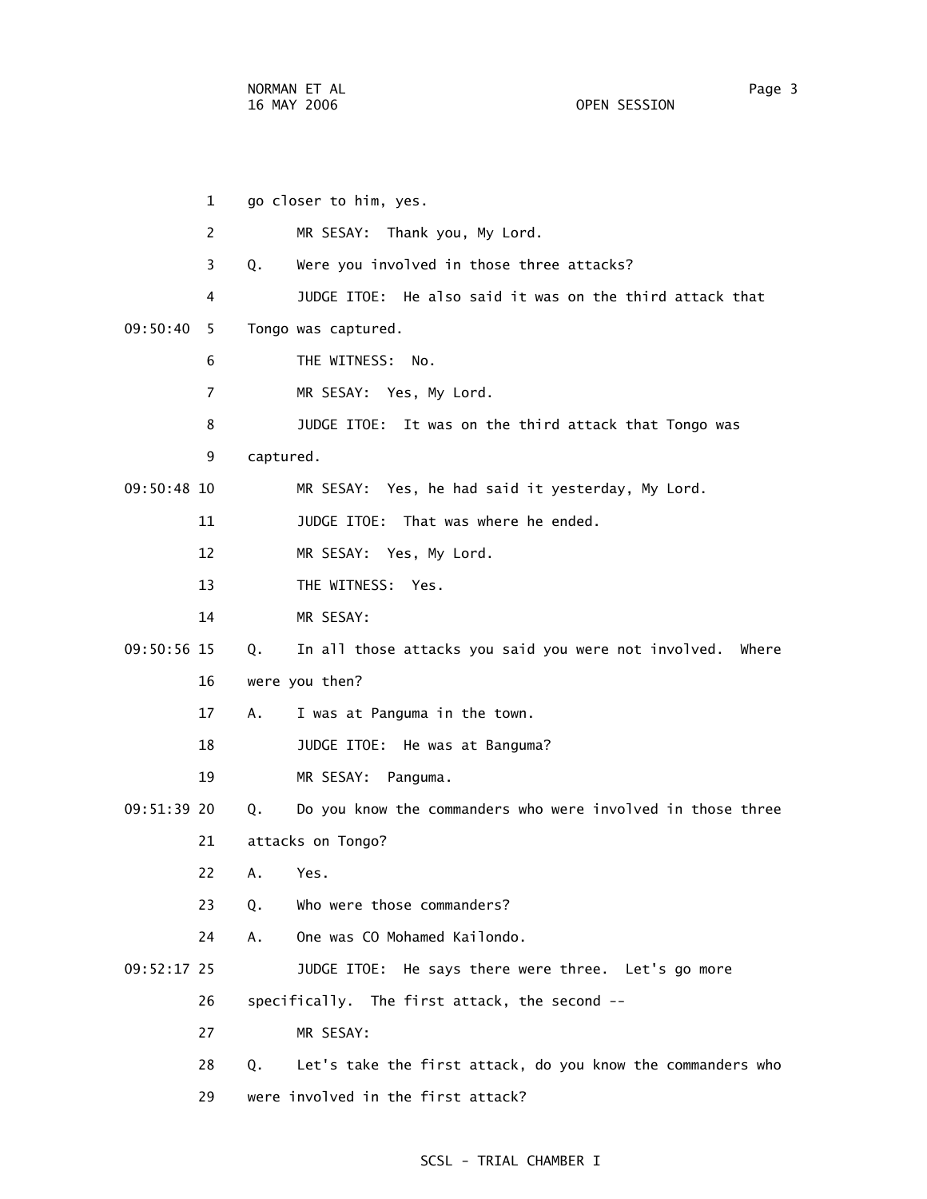go closer to him, yes.

MR SESAY: Thank you, My Lord.

Q. Were you involved in those three attacks?

JUDGE ITOE: He also said it was on the third attack that Tongo was captured.

THE WITNESS: No.

MR SESAY: Yes, My Lord.

JUDGE ITOE: It was on the third attack that Tongo was captured.

MR SESAY: Yes, he had said it yesterday, My Lord.

JUDGE ITOE: That was where he ended.

MR SESAY: Yes, My Lord.

THE WITNESS: Yes.

MR SESAY:

Q. In all those attacks you said you were not involved. Where were you then?

A. I was at Panguma in the town.

JUDGE ITOE: He was at Banguma?

MR SESAY: Panguma.

Q. Do you know the commanders who were involved in those three attacks on Tongo?

A. Yes.

Q. Who were those commanders?

A. One was CO Mohamed Kailondo.

JUDGE ITOE: He says there were three. Let's go more specifically. The first attack, the second --

MR SESAY:

Q. Let's take the first attack, do you know the commanders who were involved in the first attack?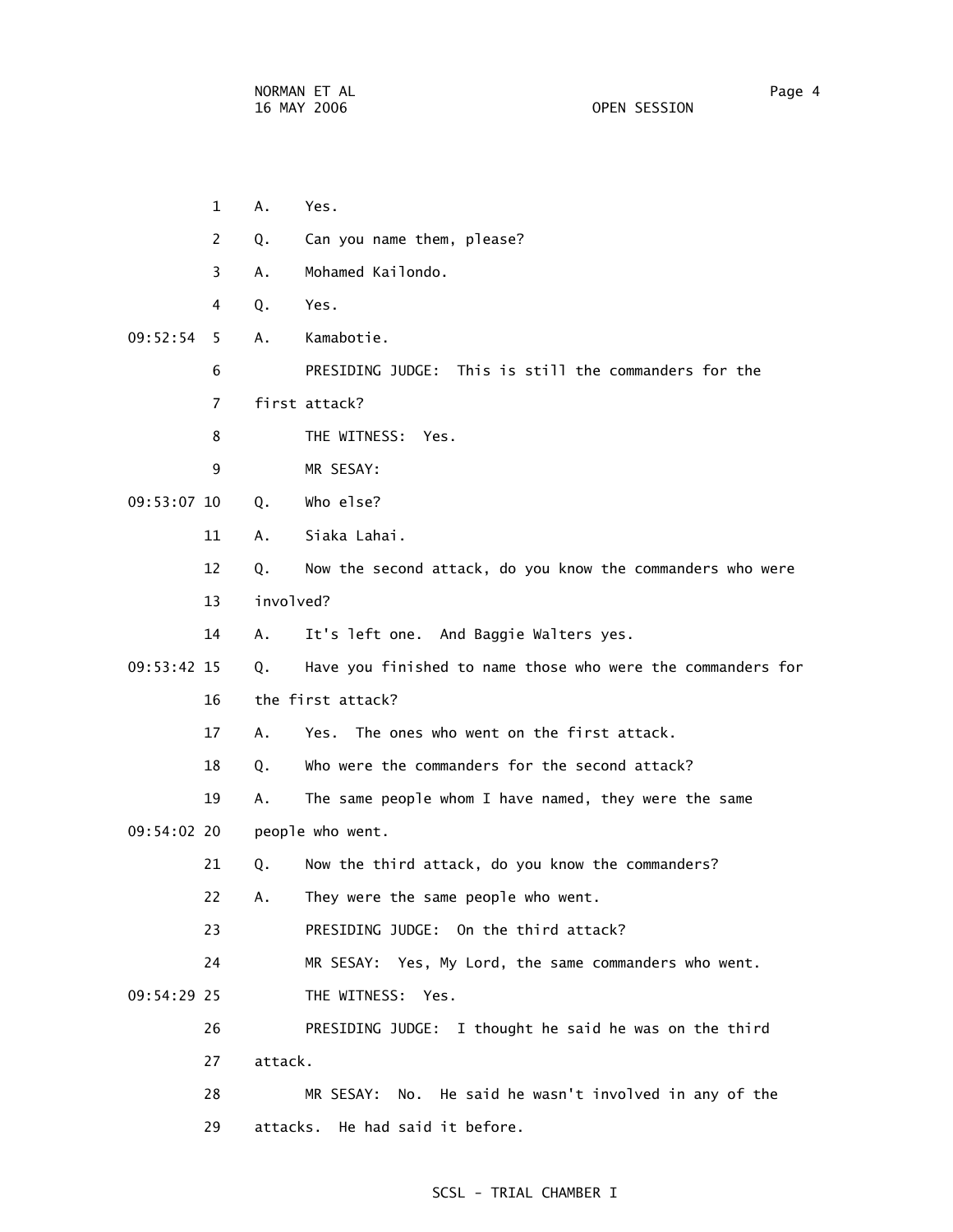A. Yes.

Q. Can you name them, please?

A. Mohamed Kailondo.

Q. Yes.

A. Kamabotie.

PRESIDING JUDGE: This is still the commanders for the first attack?

THE WITNESS: Yes.

MR SESAY:

Q. Who else?

A. Siaka Lahai.

Q. Now the second attack, do you know the commanders who were involved?

A. It's left one. And Baggie Walters yes.

Q. Have you finished to name those who were the commanders for the first attack?

A. Yes. The ones who went on the first attack.

Q. Who were the commanders for the second attack?

A. The same people whom I have named, they were the same people who went.

Q. Now the third attack, do you know the commanders?

A. They were the same people who went.

PRESIDING JUDGE: On the third attack?

MR SESAY: Yes, My Lord, the same commanders who went.

THE WITNESS: Yes.

PRESIDING JUDGE: I thought he said he was on the third attack.

MR SESAY: No. He said he wasn't involved in any of the attacks. He had said it before.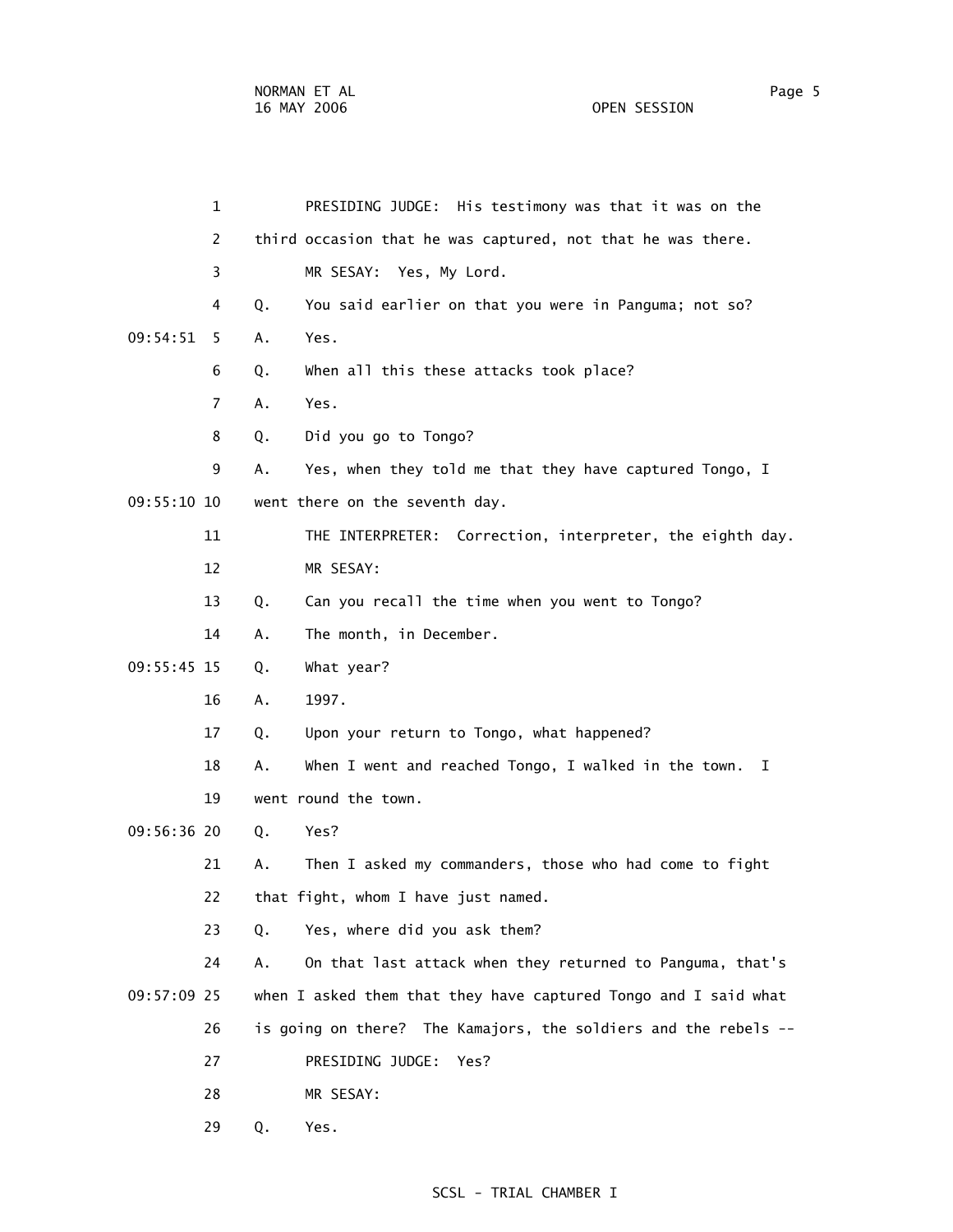PRESIDING JUDGE: His testimony was that it was on the third occasion that he was captured, not that he was there.

MR SESAY: Yes, My Lord.

Q. You said earlier on that you were in Panguma; not so?

A. Yes.

Q. When all this these attacks took place?

A. Yes.

Q. Did you go to Tongo?

A. Yes, when they told me that they have captured Tongo, I went there on the seventh day.

THE INTERPRETER: Correction, interpreter, the eighth day.

MR SESAY:

Q. Can you recall the time when you went to Tongo?

A. The month, in December.

Q. What year?

A. 1997.

Q. Upon your return to Tongo, what happened?

A. When I went and reached Tongo, I walked in the town. I went round the town.

Q. Yes?

A. Then I asked my commanders, those who had come to fight that fight, whom I have just named.

Q. Yes, where did you ask them?

A. On that last attack when they returned to Panguma, that's when I asked them that they have captured Tongo and I said what is going on there? The Kamajors, the soldiers and the rebels --

PRESIDING JUDGE: Yes?

MR SESAY:

Q. Yes.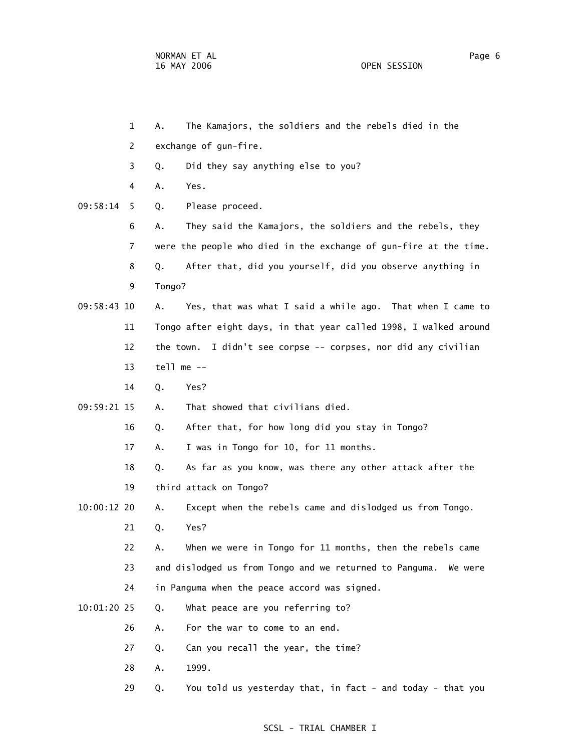1 A. The Kamajors, the soldiers and the rebels died in the
2 exchange of gun-fire.
3 Q. Did they say anything else to you?
4 A. Yes.
09:58:14 5 Q. Please proceed.
6 A. They said the Kamajors, the soldiers and the rebels, they
7 were the people who died in the exchange of gun-fire at the time.
8 Q. After that, did you yourself, did you observe anything in
9 Tongo?
09:58:43 10 A. Yes, that was what I said a while ago. That when I came to
11 Tongo after eight days, in that year called 1998, I walked around
12 the town. I didn't see corpse -- corpses, nor did any civilian
13 tell me --
14 Q. Yes?
09:59:21 15 A. That showed that civilians died.
16 Q. After that, for how long did you stay in Tongo?
17 A. I was in Tongo for 10, for 11 months.
18 Q. As far as you know, was there any other attack after the
19 third attack on Tongo?
10:00:12 20 A. Except when the rebels came and dislodged us from Tongo.
21 Q. Yes?
22 A. When we were in Tongo for 11 months, then the rebels came
23 and dislodged us from Tongo and we returned to Panguma. We were
24 in Panguma when the peace accord was signed.
10:01:20 25 Q. What peace are you referring to?
26 A. For the war to come to an end.
27 Q. Can you recall the year, the time?
28 A. 1999.
29 Q. You told us yesterday that, in fact - and today - that you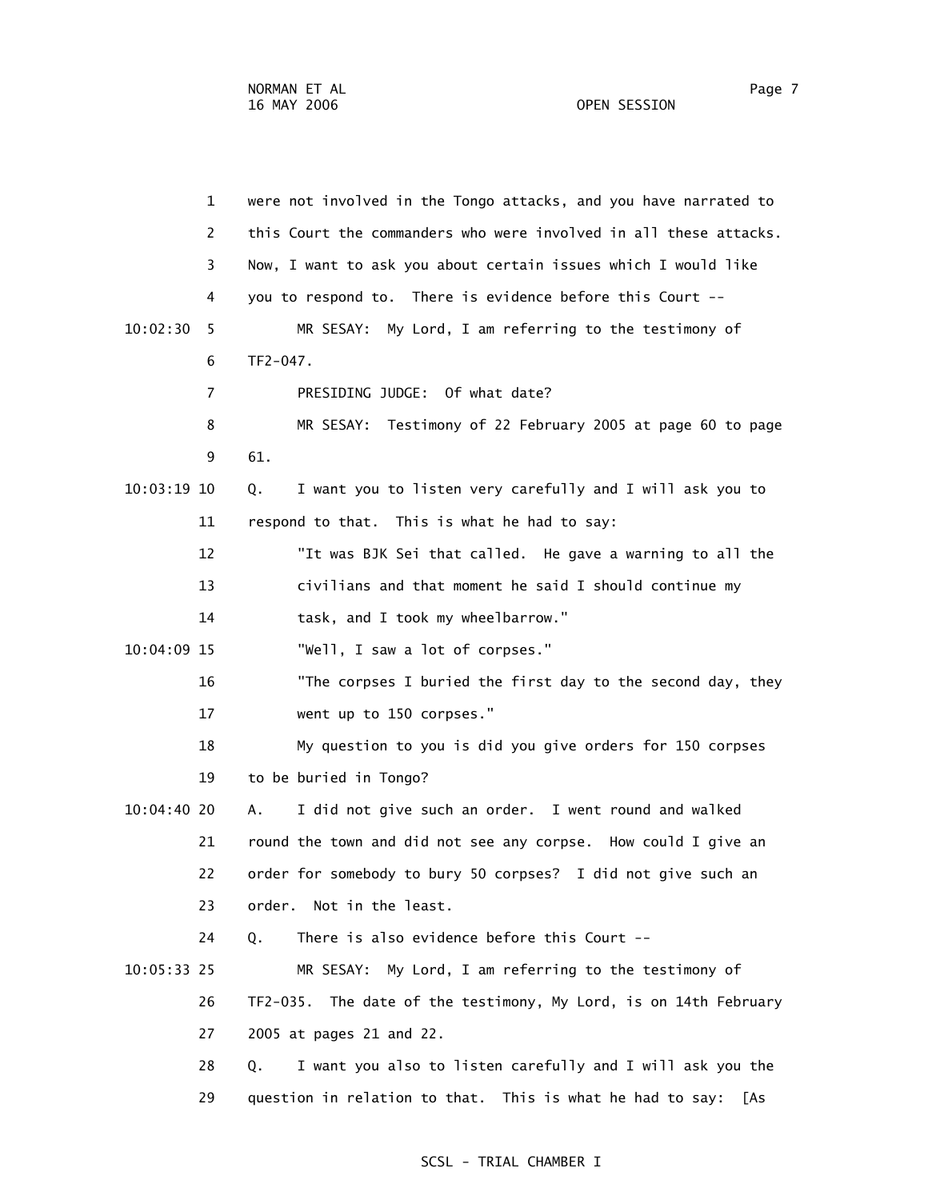were not involved in the Tongo attacks, and you have narrated to this Court the commanders who were involved in all these attacks. Now, I want to ask you about certain issues which I would like you to respond to. There is evidence before this Court --

MR SESAY: My Lord, I am referring to the testimony of TF2-047.

PRESIDING JUDGE: Of what date?

MR SESAY: Testimony of 22 February 2005 at page 60 to page 61.

Q. I want you to listen very carefully and I will ask you to respond to that. This is what he had to say:

"It was BJK Sei that called. He gave a warning to all the civilians and that moment he said I should continue my task, and I took my wheelbarrow."

"Well, I saw a lot of corpses."

"The corpses I buried the first day to the second day, they went up to 150 corpses."

My question to you is did you give orders for 150 corpses to be buried in Tongo?

A. I did not give such an order. I went round and walked round the town and did not see any corpse. How could I give an order for somebody to bury 50 corpses? I did not give such an order. Not in the least.

Q. There is also evidence before this Court --

MR SESAY: My Lord, I am referring to the testimony of TF2-035. The date of the testimony, My Lord, is on 14th February 2005 at pages 21 and 22.

Q. I want you also to listen carefully and I will ask you the question in relation to that. This is what he had to say: [As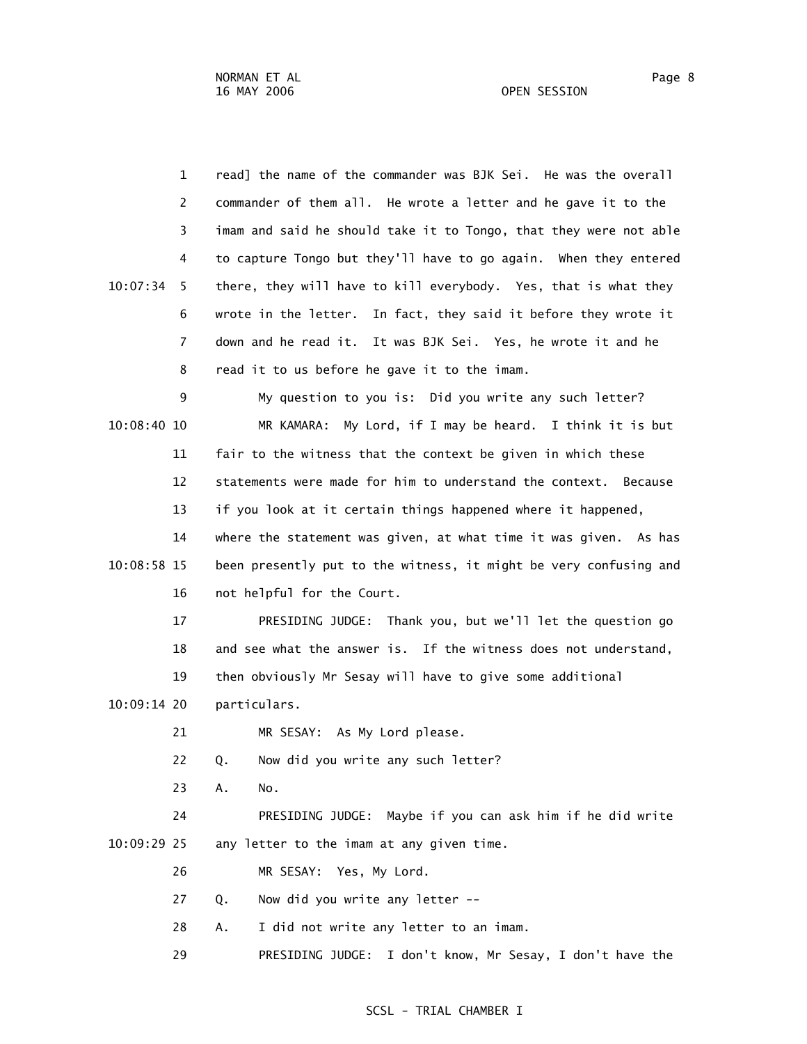read] the name of the commander was BJK Sei. He was the overall commander of them all. He wrote a letter and he gave it to the imam and said he should take it to Tongo, that they were not able to capture Tongo but they'll have to go again. When they entered there, they will have to kill everybody. Yes, that is what they wrote in the letter. In fact, they said it before they wrote it down and he read it. It was BJK Sei. Yes, he wrote it and he read it to us before he gave it to the imam.

My question to you is: Did you write any such letter?

MR KAMARA: My Lord, if I may be heard. I think it is but fair to the witness that the context be given in which these statements were made for him to understand the context. Because if you look at it certain things happened where it happened, where the statement was given, at what time it was given. As has been presently put to the witness, it might be very confusing and not helpful for the Court.

PRESIDING JUDGE: Thank you, but we'll let the question go and see what the answer is. If the witness does not understand, then obviously Mr Sesay will have to give some additional particulars.

MR SESAY: As My Lord please.

Q. Now did you write any such letter?

A. No.

PRESIDING JUDGE: Maybe if you can ask him if he did write any letter to the imam at any given time.

MR SESAY: Yes, My Lord.

Q. Now did you write any letter --

A. I did not write any letter to an imam.

PRESIDING JUDGE: I don't know, Mr Sesay, I don't have the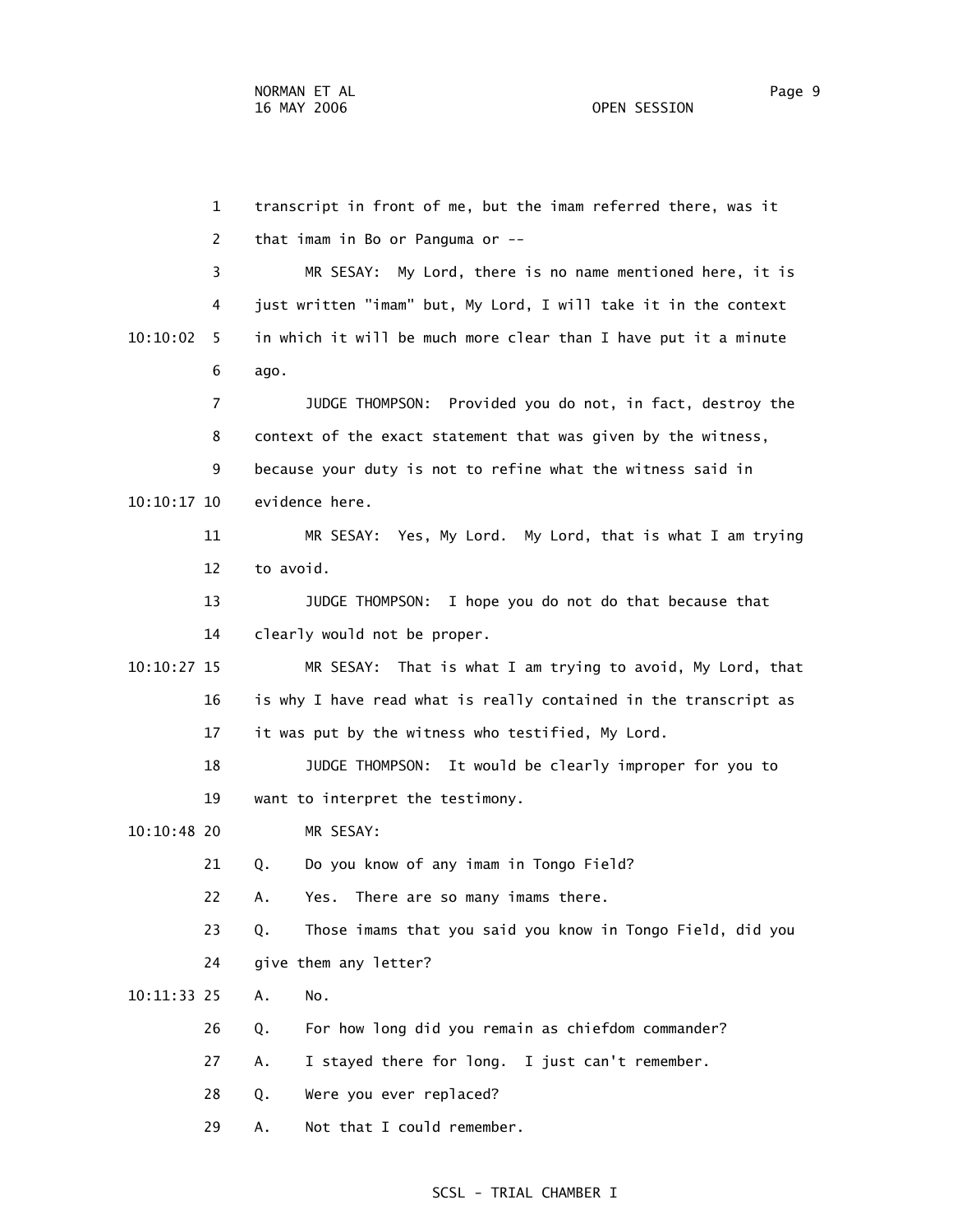transcript in front of me, but the imam referred there, was it that imam in Bo or Panguma or --

MR SESAY: My Lord, there is no name mentioned here, it is just written "imam" but, My Lord, I will take it in the context in which it will be much more clear than I have put it a minute ago.

JUDGE THOMPSON: Provided you do not, in fact, destroy the context of the exact statement that was given by the witness, because your duty is not to refine what the witness said in evidence here.

MR SESAY: Yes, My Lord. My Lord, that is what I am trying to avoid.

JUDGE THOMPSON: I hope you do not do that because that clearly would not be proper.

MR SESAY: That is what I am trying to avoid, My Lord, that is why I have read what is really contained in the transcript as it was put by the witness who testified, My Lord.

JUDGE THOMPSON: It would be clearly improper for you to want to interpret the testimony.

MR SESAY:

Q. Do you know of any imam in Tongo Field?

A. Yes. There are so many imams there.

Q. Those imams that you said you know in Tongo Field, did you give them any letter?

A. No.

Q. For how long did you remain as chiefdom commander?

A. I stayed there for long. I just can't remember.

Q. Were you ever replaced?

A. Not that I could remember.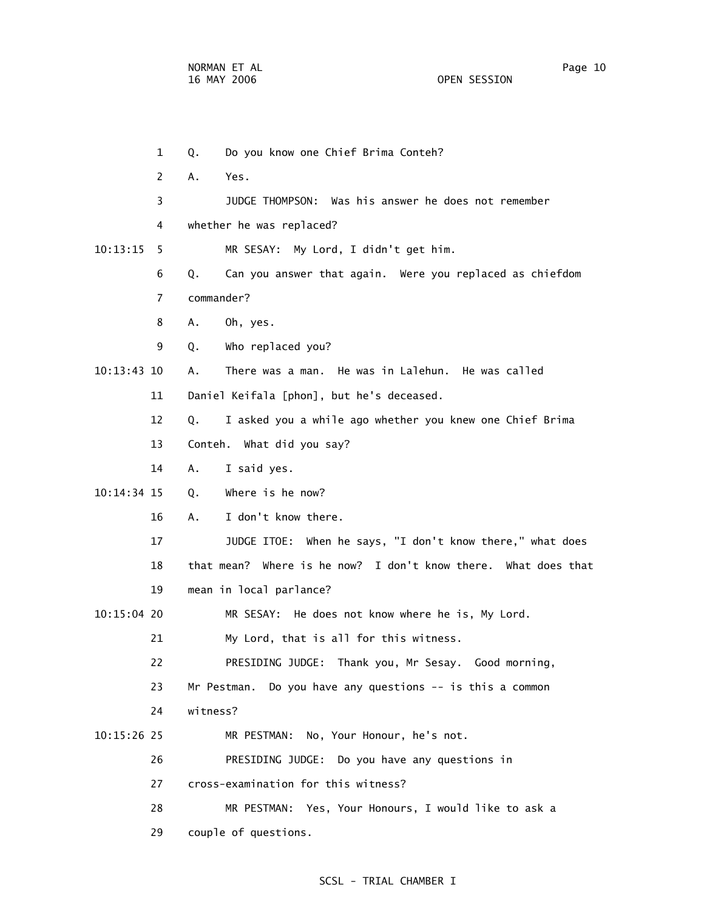1 Q. Do you know one Chief Brima Conteh?

2 A. Yes.

3 JUDGE THOMPSON: Was his answer he does not remember

4 whether he was replaced?

10:13:15 5 MR SESAY: My Lord, I didn't get him.

6 Q. Can you answer that again. Were you replaced as chiefdom

7 commander?

8 A. Oh, yes.

9 Q. Who replaced you?

10:13:43 10 A. There was a man. He was in Lalehun. He was called

11 Daniel Keifala [phon], but he's deceased.

12 Q. I asked you a while ago whether you knew one Chief Brima

13 Conteh. What did you say?

14 A. I said yes.

10:14:34 15 Q. Where is he now?

16 A. I don't know there.

17 JUDGE ITOE: When he says, "I don't know there," what does

18 that mean? Where is he now? I don't know there. What does that

19 mean in local parlance?

10:15:04 20 MR SESAY: He does not know where he is, My Lord.

21 My Lord, that is all for this witness.

22 PRESIDING JUDGE: Thank you, Mr Sesay. Good morning,

23 Mr Pestman. Do you have any questions -- is this a common

24 witness?

10:15:26 25 MR PESTMAN: No, Your Honour, he's not.

26 PRESIDING JUDGE: Do you have any questions in

27 cross-examination for this witness?

28 MR PESTMAN: Yes, Your Honours, I would like to ask a

29 couple of questions.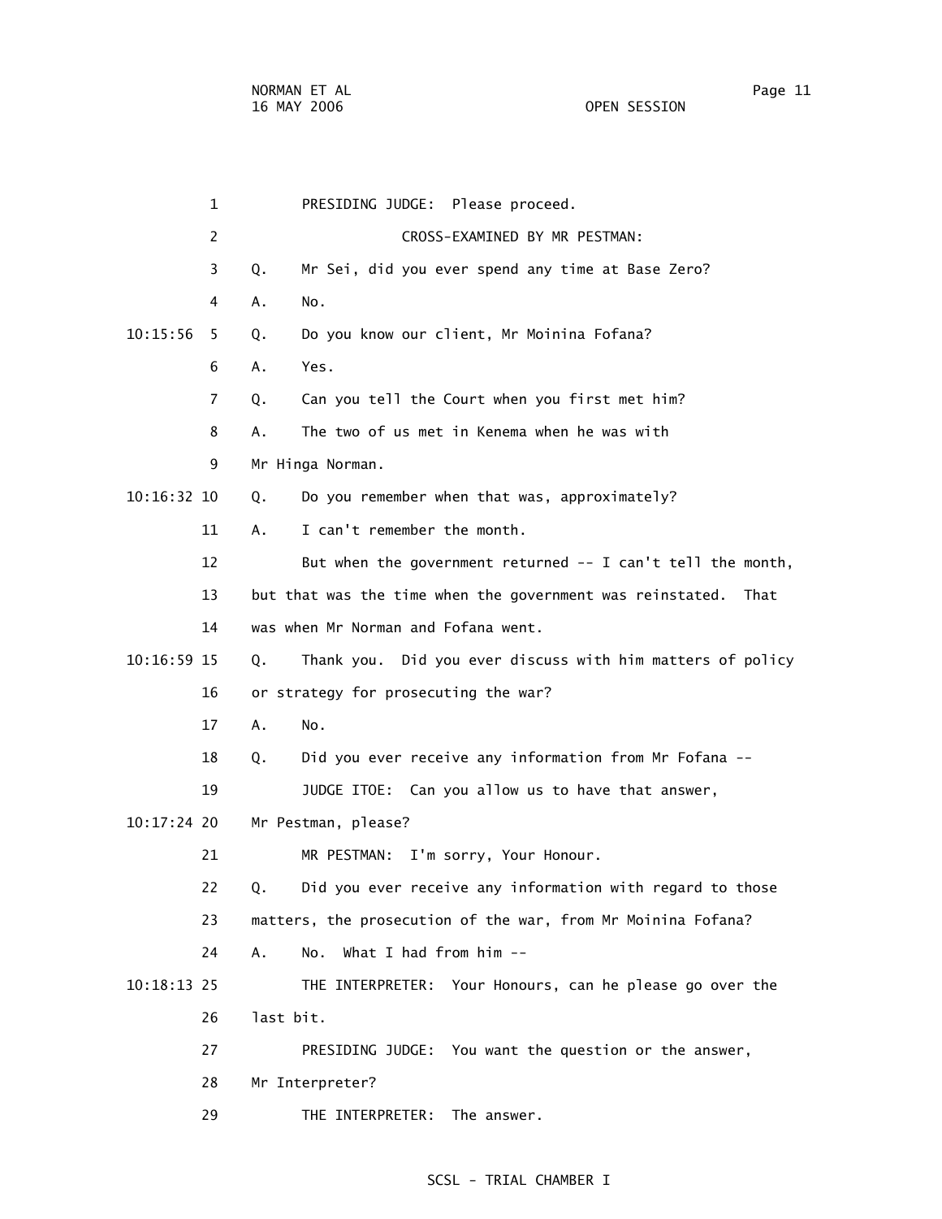PRESIDING JUDGE: Please proceed.

CROSS-EXAMINED BY MR PESTMAN:

Q. Mr Sei, did you ever spend any time at Base Zero?

A. No.

Q. Do you know our client, Mr Moinina Fofana?

A. Yes.

Q. Can you tell the Court when you first met him?

A. The two of us met in Kenema when he was with Mr Hinga Norman.

Q. Do you remember when that was, approximately?

A. I can't remember the month.

But when the government returned -- I can't tell the month, but that was the time when the government was reinstated. That was when Mr Norman and Fofana went.

Q. Thank you. Did you ever discuss with him matters of policy or strategy for prosecuting the war?

A. No.

Q. Did you ever receive any information from Mr Fofana --

JUDGE ITOE: Can you allow us to have that answer, Mr Pestman, please?

MR PESTMAN: I'm sorry, Your Honour.

Q. Did you ever receive any information with regard to those matters, the prosecution of the war, from Mr Moinina Fofana?

A. No. What I had from him --

THE INTERPRETER: Your Honours, can he please go over the last bit.

PRESIDING JUDGE: You want the question or the answer, Mr Interpreter?

THE INTERPRETER: The answer.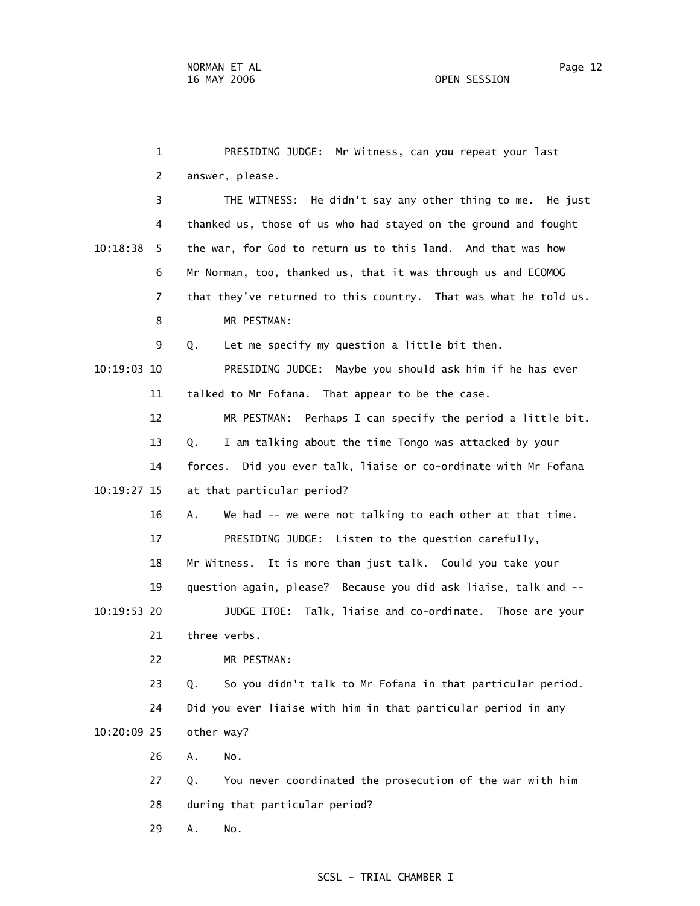PRESIDING JUDGE: Mr Witness, can you repeat your last answer, please.

THE WITNESS: He didn't say any other thing to me. He just thanked us, those of us who had stayed on the ground and fought the war, for God to return us to this land. And that was how Mr Norman, too, thanked us, that it was through us and ECOMOG that they've returned to this country. That was what he told us.

MR PESTMAN:

Q. Let me specify my question a little bit then.

PRESIDING JUDGE: Maybe you should ask him if he has ever talked to Mr Fofana. That appear to be the case.

MR PESTMAN: Perhaps I can specify the period a little bit.

Q. I am talking about the time Tongo was attacked by your forces. Did you ever talk, liaise or co-ordinate with Mr Fofana at that particular period?

A. We had -- we were not talking to each other at that time.

PRESIDING JUDGE: Listen to the question carefully, Mr Witness. It is more than just talk. Could you take your question again, please? Because you did ask liaise, talk and --

JUDGE ITOE: Talk, liaise and co-ordinate. Those are your three verbs.

MR PESTMAN:

Q. So you didn't talk to Mr Fofana in that particular period. Did you ever liaise with him in that particular period in any other way?

A. No.

Q. You never coordinated the prosecution of the war with him during that particular period?

A. No.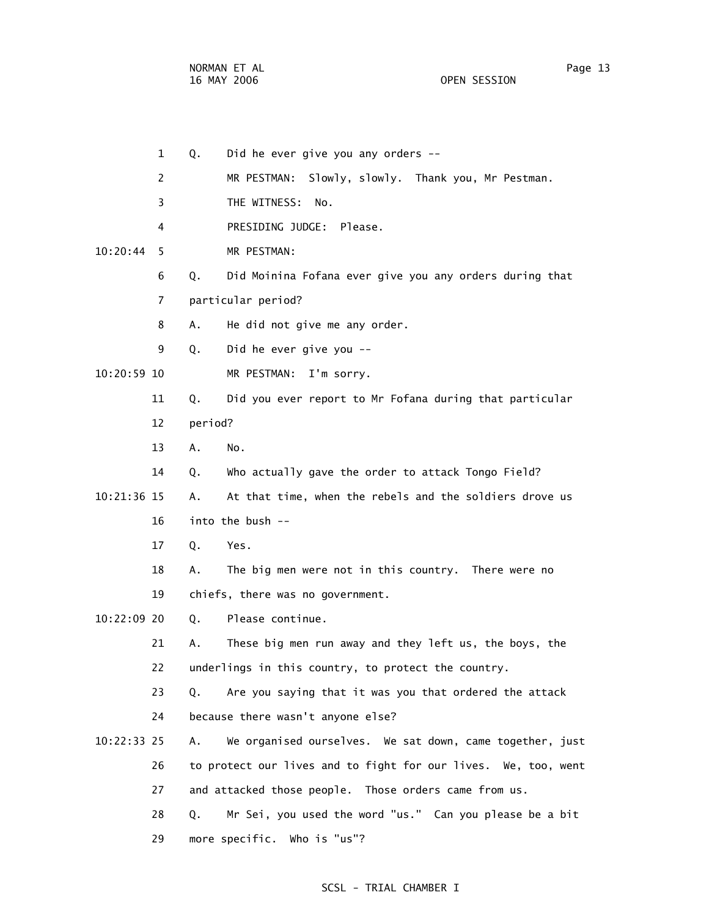1 Q. Did he ever give you any orders --

2 MR PESTMAN: Slowly, slowly. Thank you, Mr Pestman.

3 THE WITNESS: No.

4 PRESIDING JUDGE: Please.

10:20:44 5 MR PESTMAN:

6 Q. Did Moinina Fofana ever give you any orders during that

7 particular period?

8 A. He did not give me any order.

9 Q. Did he ever give you --

10:20:59 10 MR PESTMAN: I'm sorry.

11 Q. Did you ever report to Mr Fofana during that particular

12 period?

13 A. No.

14 Q. Who actually gave the order to attack Tongo Field?

10:21:36 15 A. At that time, when the rebels and the soldiers drove us

16 into the bush --

17 Q. Yes.

18 A. The big men were not in this country. There were no

19 chiefs, there was no government.

10:22:09 20 Q. Please continue.

21 A. These big men run away and they left us, the boys, the

22 underlings in this country, to protect the country.

23 Q. Are you saying that it was you that ordered the attack

24 because there wasn't anyone else?

10:22:33 25 A. We organised ourselves. We sat down, came together, just

26 to protect our lives and to fight for our lives. We, too, went

27 and attacked those people. Those orders came from us.

28 Q. Mr Sei, you used the word "us." Can you please be a bit

29 more specific. Who is "us"?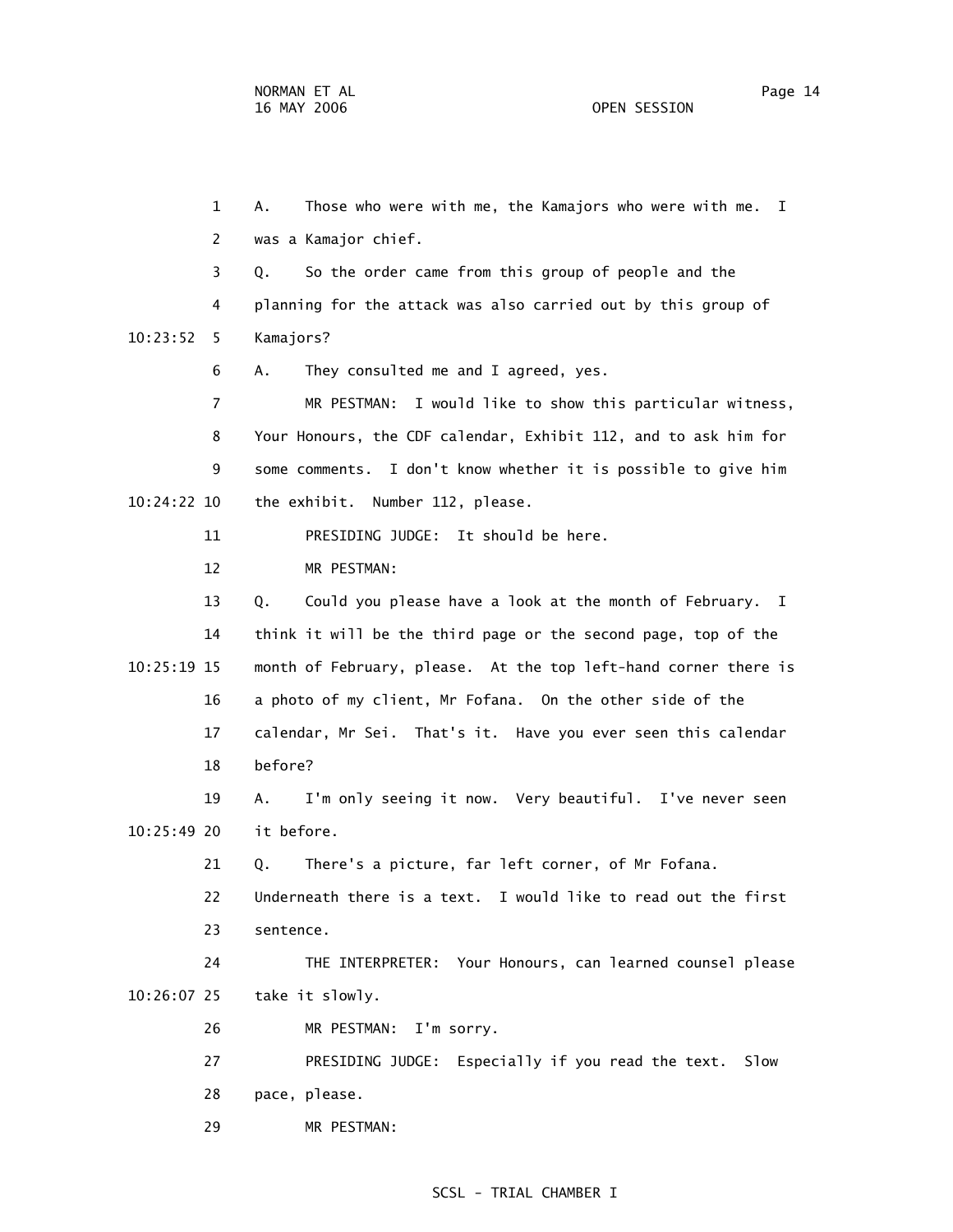A. Those who were with me, the Kamajors who were with me. I was a Kamajor chief.

Q. So the order came from this group of people and the planning for the attack was also carried out by this group of Kamajors?

A. They consulted me and I agreed, yes.

MR PESTMAN: I would like to show this particular witness, Your Honours, the CDF calendar, Exhibit 112, and to ask him for some comments. I don't know whether it is possible to give him the exhibit. Number 112, please.

PRESIDING JUDGE: It should be here.

MR PESTMAN:

Q. Could you please have a look at the month of February. I think it will be the third page or the second page, top of the month of February, please. At the top left-hand corner there is a photo of my client, Mr Fofana. On the other side of the calendar, Mr Sei. That's it. Have you ever seen this calendar before?

A. I'm only seeing it now. Very beautiful. I've never seen it before.

Q. There's a picture, far left corner, of Mr Fofana. Underneath there is a text. I would like to read out the first sentence.

THE INTERPRETER: Your Honours, can learned counsel please take it slowly.

MR PESTMAN: I'm sorry.

PRESIDING JUDGE: Especially if you read the text. Slow pace, please.

MR PESTMAN: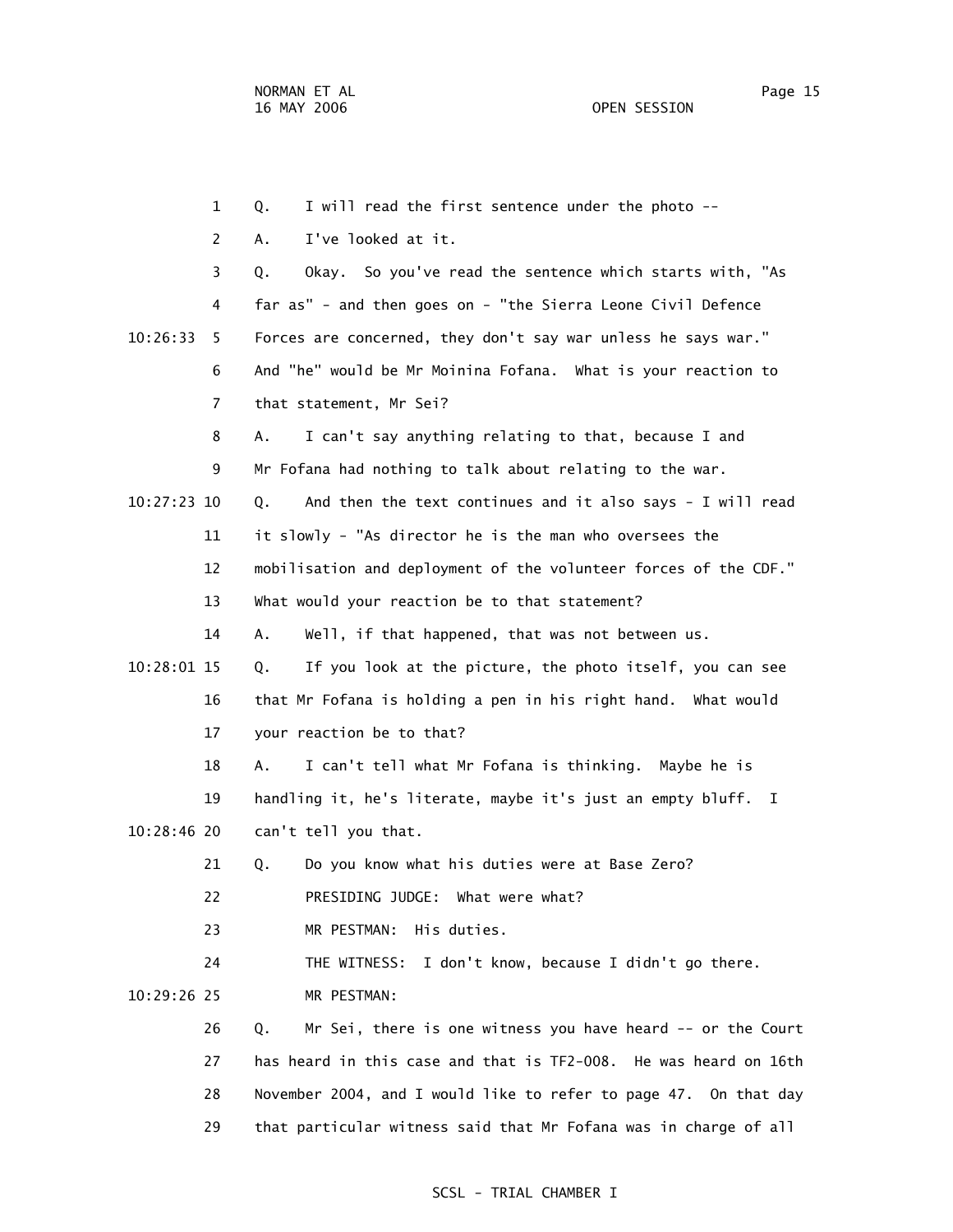1 Q. I will read the first sentence under the photo --

2 A. I've looked at it.

3 Q. Okay. So you've read the sentence which starts with, "As

4 far as" - and then goes on - "the Sierra Leone Civil Defence

10:26:33 5 Forces are concerned, they don't say war unless he says war."

6 And "he" would be Mr Moinina Fofana. What is your reaction to

7 that statement, Mr Sei?

8 A. I can't say anything relating to that, because I and

9 Mr Fofana had nothing to talk about relating to the war.

10:27:23 10 Q. And then the text continues and it also says - I will read

11 it slowly - "As director he is the man who oversees the

12 mobilisation and deployment of the volunteer forces of the CDF."

13 What would your reaction be to that statement?

14 A. Well, if that happened, that was not between us.

10:28:01 15 Q. If you look at the picture, the photo itself, you can see

16 that Mr Fofana is holding a pen in his right hand. What would

17 your reaction be to that?

18 A. I can't tell what Mr Fofana is thinking. Maybe he is

19 handling it, he's literate, maybe it's just an empty bluff. I

10:28:46 20 can't tell you that.

21 Q. Do you know what his duties were at Base Zero?

22 PRESIDING JUDGE: What were what?

23 MR PESTMAN: His duties.

24 THE WITNESS: I don't know, because I didn't go there.

10:29:26 25 MR PESTMAN:

26 Q. Mr Sei, there is one witness you have heard -- or the Court

27 has heard in this case and that is TF2-008. He was heard on 16th

28 November 2004, and I would like to refer to page 47. On that day

29 that particular witness said that Mr Fofana was in charge of all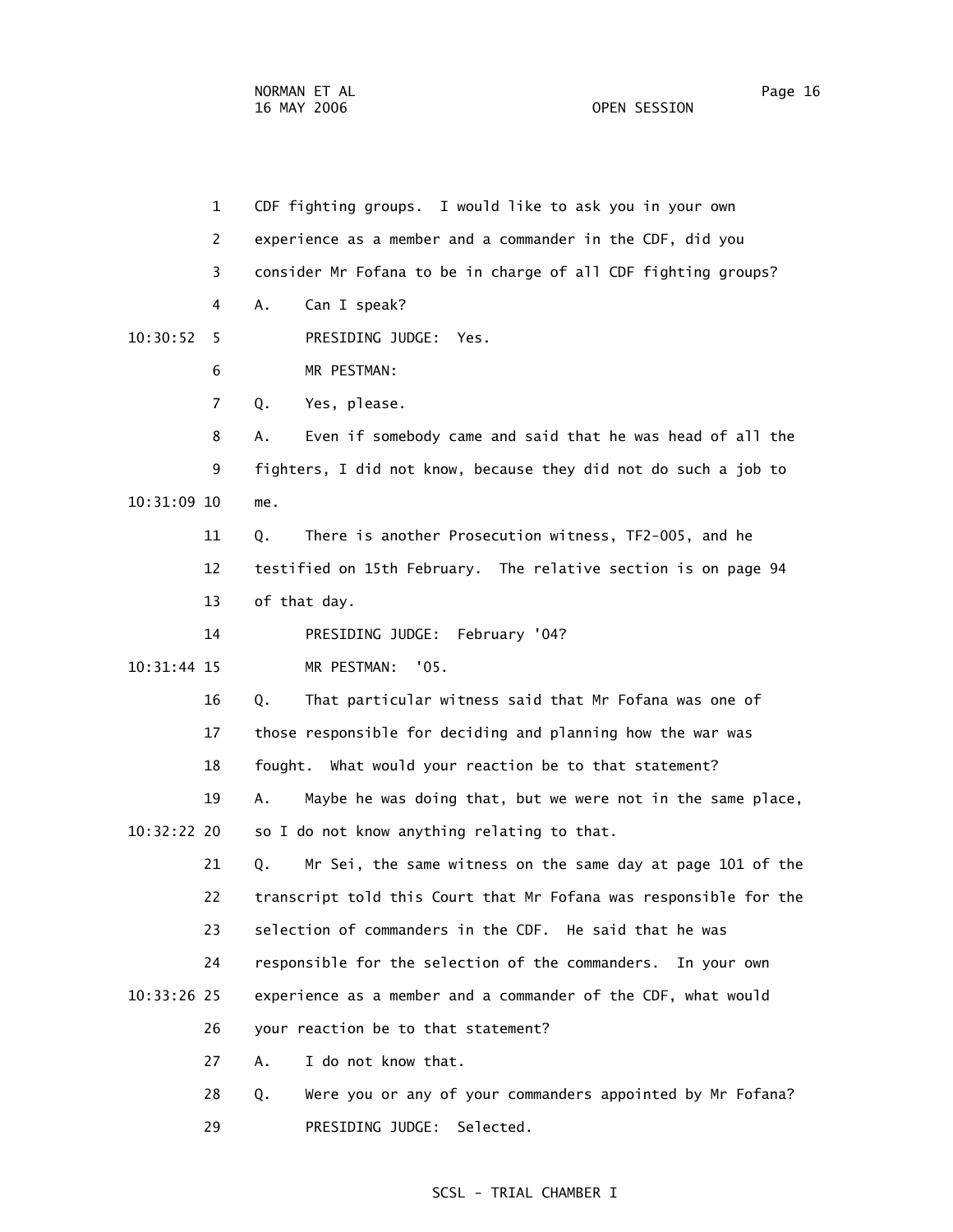CDF fighting groups. I would like to ask you in your own experience as a member and a commander in the CDF, did you consider Mr Fofana to be in charge of all CDF fighting groups?

A. Can I speak?

PRESIDING JUDGE: Yes.

MR PESTMAN:

Q. Yes, please.

A. Even if somebody came and said that he was head of all the fighters, I did not know, because they did not do such a job to me.

Q. There is another Prosecution witness, TF2-005, and he testified on 15th February. The relative section is on page 94 of that day.

PRESIDING JUDGE: February '04?

MR PESTMAN: '05.

Q. That particular witness said that Mr Fofana was one of those responsible for deciding and planning how the war was fought. What would your reaction be to that statement?

A. Maybe he was doing that, but we were not in the same place, so I do not know anything relating to that.

Q. Mr Sei, the same witness on the same day at page 101 of the transcript told this Court that Mr Fofana was responsible for the selection of commanders in the CDF. He said that he was responsible for the selection of the commanders. In your own experience as a member and a commander of the CDF, what would your reaction be to that statement?

A. I do not know that.

Q. Were you or any of your commanders appointed by Mr Fofana?

PRESIDING JUDGE: Selected.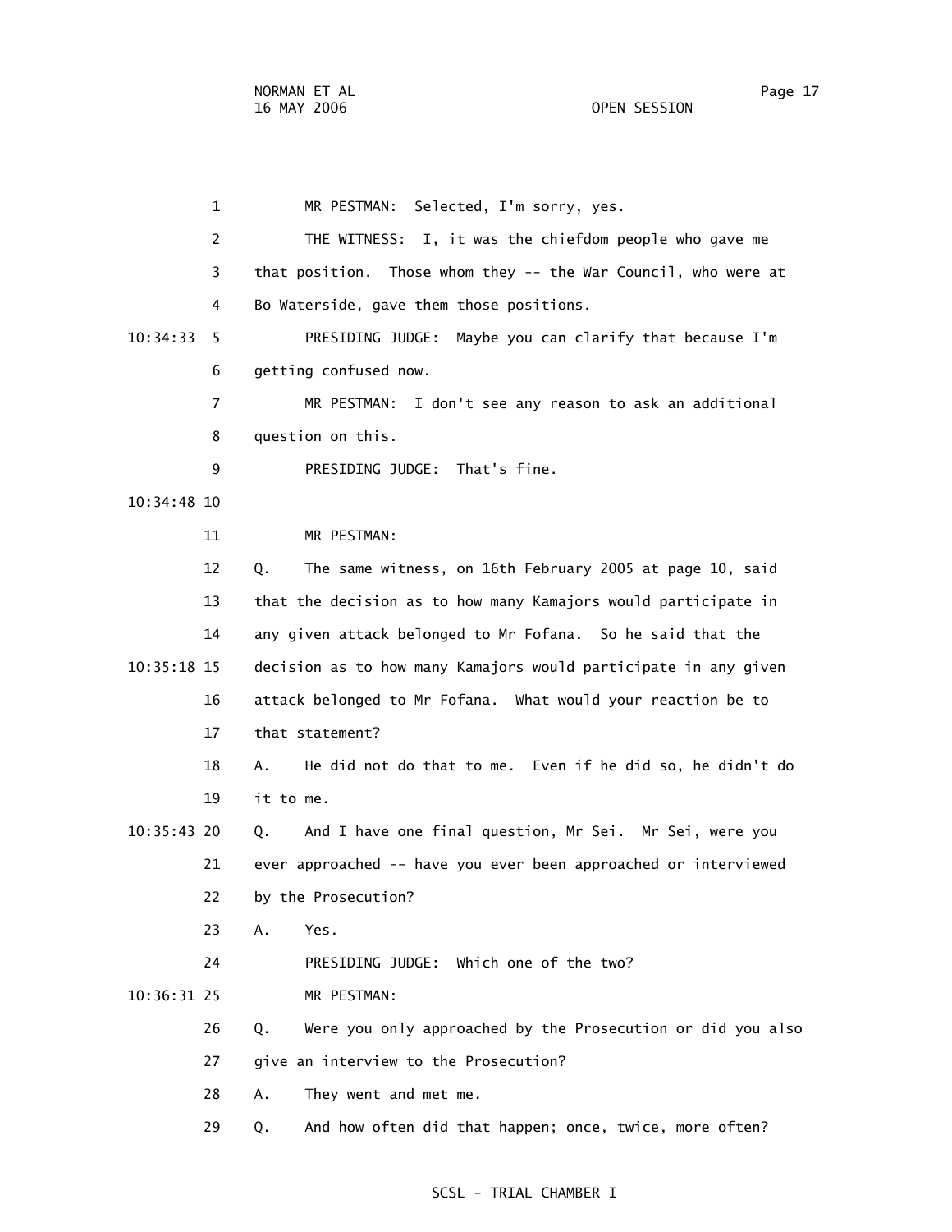MR PESTMAN: Selected, I'm sorry, yes.

THE WITNESS: I, it was the chiefdom people who gave me that position. Those whom they -- the War Council, who were at Bo Waterside, gave them those positions.

PRESIDING JUDGE: Maybe you can clarify that because I'm getting confused now.

MR PESTMAN: I don't see any reason to ask an additional question on this.

PRESIDING JUDGE: That's fine.

MR PESTMAN:

Q. The same witness, on 16th February 2005 at page 10, said that the decision as to how many Kamajors would participate in any given attack belonged to Mr Fofana. So he said that the decision as to how many Kamajors would participate in any given attack belonged to Mr Fofana. What would your reaction be to that statement?

A. He did not do that to me. Even if he did so, he didn't do it to me.

Q. And I have one final question, Mr Sei. Mr Sei, were you ever approached -- have you ever been approached or interviewed by the Prosecution?

A. Yes.

PRESIDING JUDGE: Which one of the two?

MR PESTMAN:

Q. Were you only approached by the Prosecution or did you also give an interview to the Prosecution?

A. They went and met me.

Q. And how often did that happen; once, twice, more often?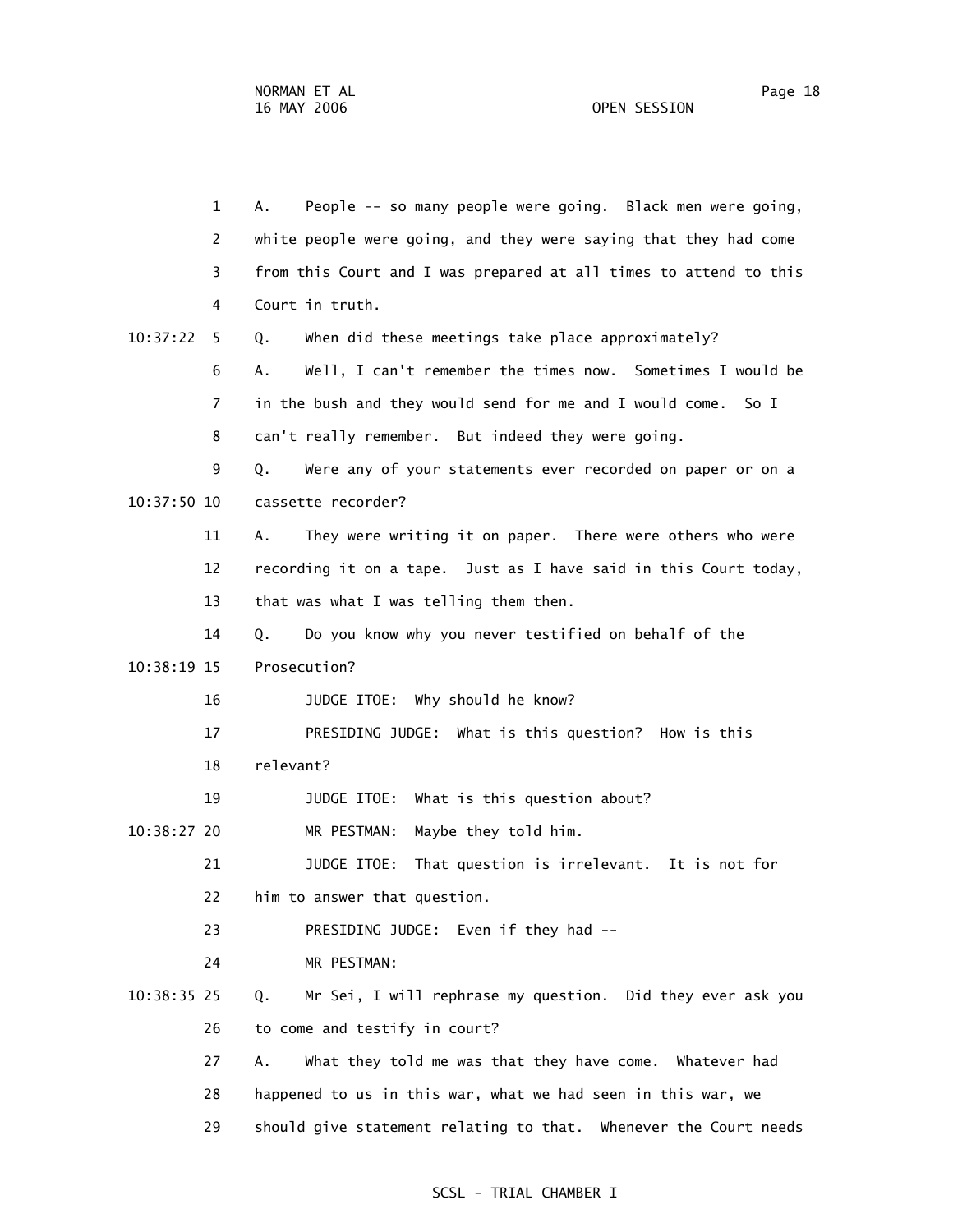A. People -- so many people were going. Black men were going, white people were going, and they were saying that they had come from this Court and I was prepared at all times to attend to this Court in truth.

Q. When did these meetings take place approximately?

A. Well, I can't remember the times now. Sometimes I would be in the bush and they would send for me and I would come. So I can't really remember. But indeed they were going.

Q. Were any of your statements ever recorded on paper or on a cassette recorder?

A. They were writing it on paper. There were others who were recording it on a tape. Just as I have said in this Court today, that was what I was telling them then.

Q. Do you know why you never testified on behalf of the Prosecution?

JUDGE ITOE: Why should he know?

PRESIDING JUDGE: What is this question? How is this relevant?

JUDGE ITOE: What is this question about?

MR PESTMAN: Maybe they told him.

JUDGE ITOE: That question is irrelevant. It is not for him to answer that question.

PRESIDING JUDGE: Even if they had --

MR PESTMAN:

Q. Mr Sei, I will rephrase my question. Did they ever ask you to come and testify in court?

A. What they told me was that they have come. Whatever had happened to us in this war, what we had seen in this war, we should give statement relating to that. Whenever the Court needs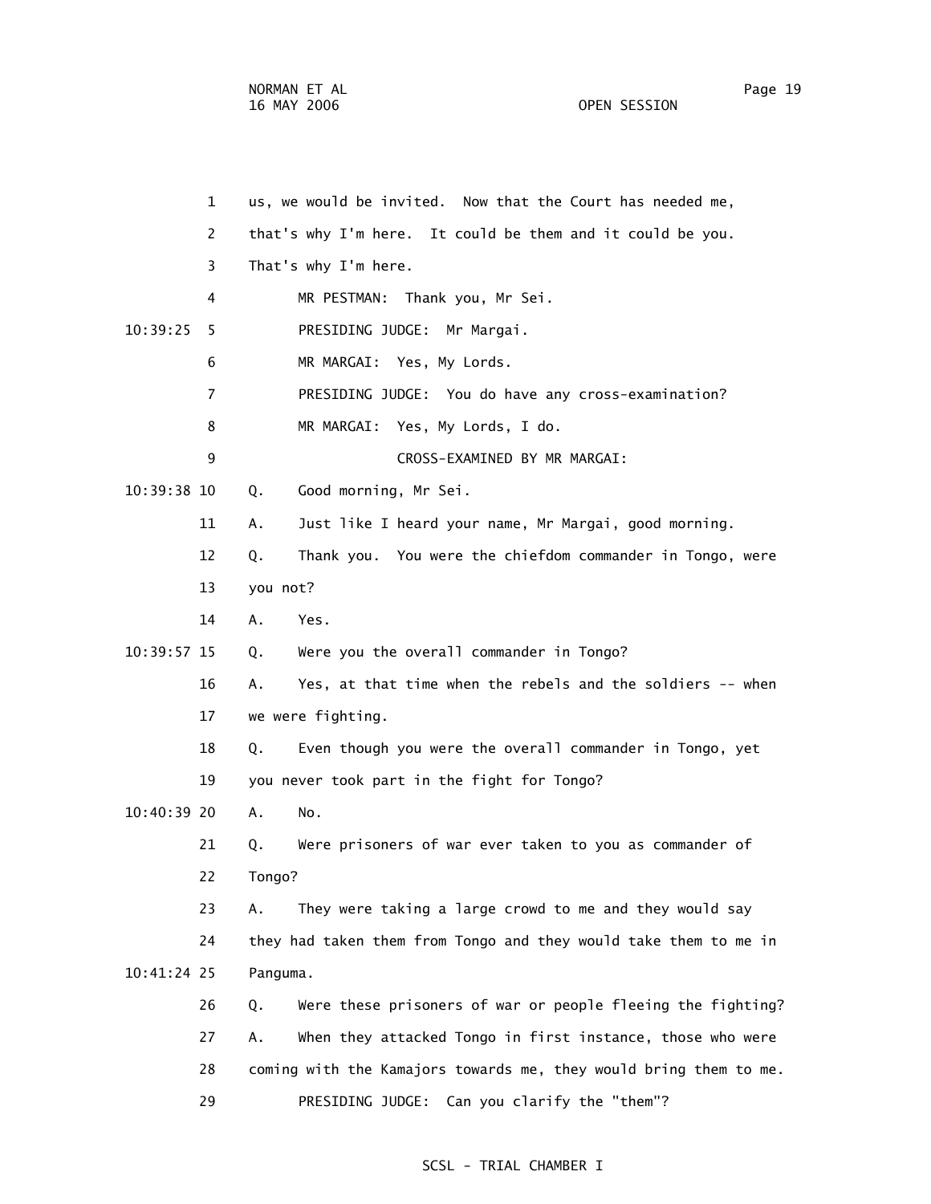1 us, we would be invited. Now that the Court has needed me,

2 that's why I'm here. It could be them and it could be you.

3 That's why I'm here.

4 MR PESTMAN: Thank you, Mr Sei.

10:39:25 5 PRESIDING JUDGE: Mr Margai.

6 MR MARGAI: Yes, My Lords.

7 PRESIDING JUDGE: You do have any cross-examination?

8 MR MARGAI: Yes, My Lords, I do.

9 CROSS-EXAMINED BY MR MARGAI:

10:39:38 10 Q. Good morning, Mr Sei.

11 A. Just like I heard your name, Mr Margai, good morning.

12 Q. Thank you. You were the chiefdom commander in Tongo, were

13 you not?

14 A. Yes.

10:39:57 15 Q. Were you the overall commander in Tongo?

16 A. Yes, at that time when the rebels and the soldiers -- when

17 we were fighting.

18 Q. Even though you were the overall commander in Tongo, yet

19 you never took part in the fight for Tongo?

10:40:39 20 A. No.

21 Q. Were prisoners of war ever taken to you as commander of

22 Tongo?

23 A. They were taking a large crowd to me and they would say

24 they had taken them from Tongo and they would take them to me in

10:41:24 25 Panguma.

26 Q. Were these prisoners of war or people fleeing the fighting?

27 A. When they attacked Tongo in first instance, those who were

28 coming with the Kamajors towards me, they would bring them to me.

29 PRESIDING JUDGE: Can you clarify the "them"?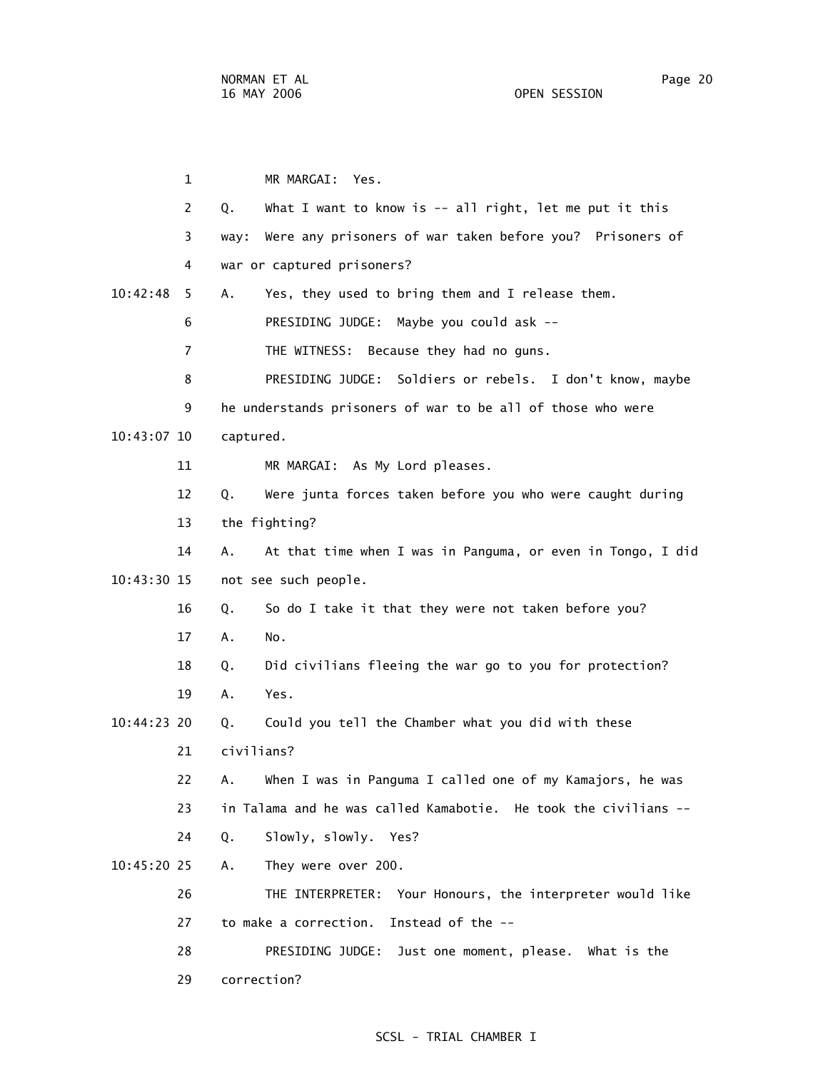MR MARGAI: Yes.

Q. What I want to know is -- all right, let me put it this way: Were any prisoners of war taken before you? Prisoners of war or captured prisoners?

10:42:48 A. Yes, they used to bring them and I release them.

PRESIDING JUDGE: Maybe you could ask --

THE WITNESS: Because they had no guns.

PRESIDING JUDGE: Soldiers or rebels. I don't know, maybe he understands prisoners of war to be all of those who were

10:43:07 captured.

MR MARGAI: As My Lord pleases.

Q. Were junta forces taken before you who were caught during the fighting?

A. At that time when I was in Panguma, or even in Tongo, I did

10:43:30 not see such people.

Q. So do I take it that they were not taken before you?

A. No.

Q. Did civilians fleeing the war go to you for protection?

A. Yes.

10:44:23 Q. Could you tell the Chamber what you did with these civilians?

A. When I was in Panguma I called one of my Kamajors, he was in Talama and he was called Kamabotie. He took the civilians --

Q. Slowly, slowly. Yes?

10:45:20 A. They were over 200.

THE INTERPRETER: Your Honours, the interpreter would like to make a correction. Instead of the --

PRESIDING JUDGE: Just one moment, please. What is the correction?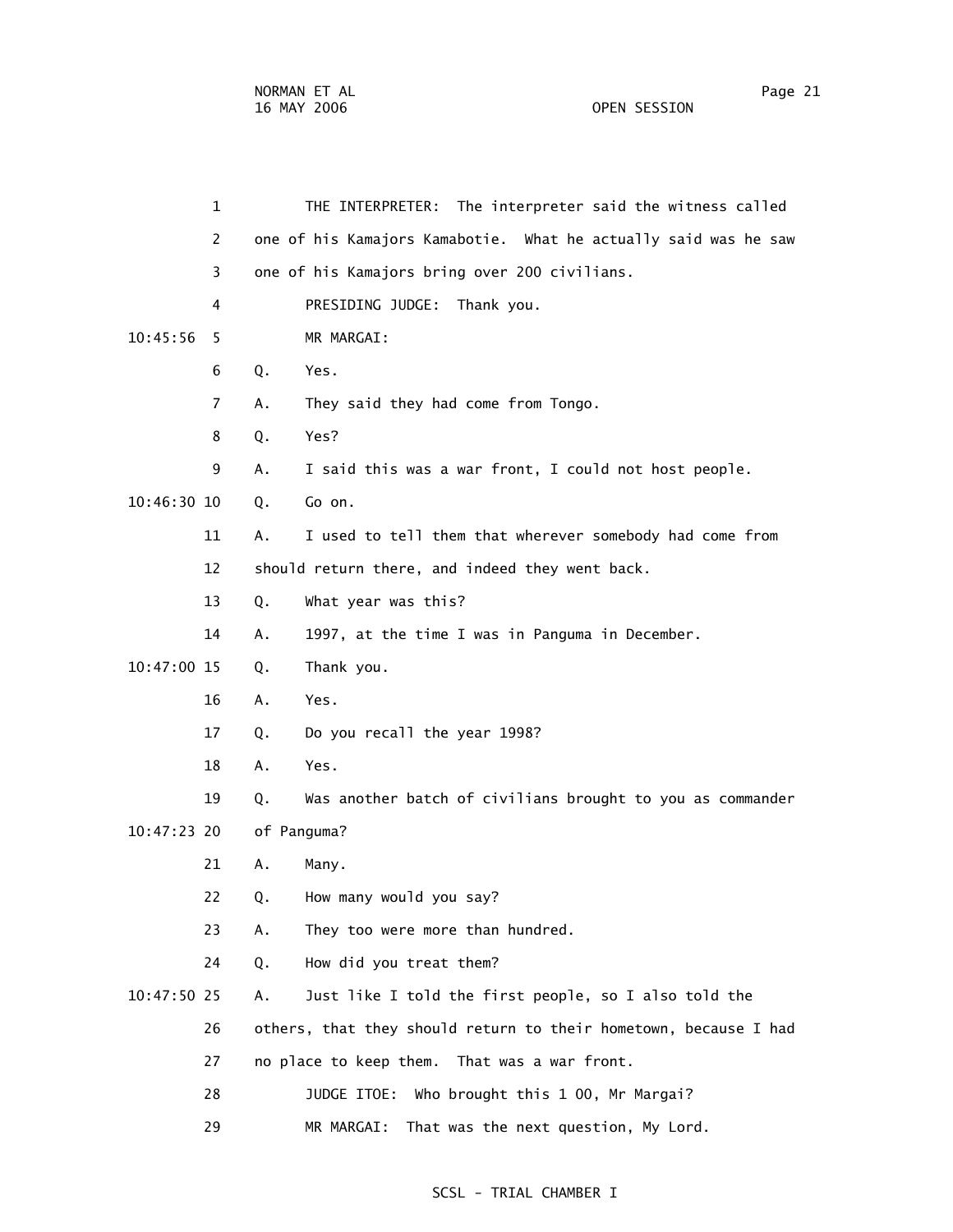THE INTERPRETER: The interpreter said the witness called one of his Kamajors Kamabotie. What he actually said was he saw one of his Kamajors bring over 200 civilians.

PRESIDING JUDGE: Thank you.

MR MARGAI:

Q. Yes.

A. They said they had come from Tongo.

Q. Yes?

A. I said this was a war front, I could not host people.

Q. Go on.

A. I used to tell them that wherever somebody had come from should return there, and indeed they went back.

Q. What year was this?

A. 1997, at the time I was in Panguma in December.

Q. Thank you.

A. Yes.

Q. Do you recall the year 1998?

A. Yes.

Q. Was another batch of civilians brought to you as commander of Panguma?

A. Many.

Q. How many would you say?

A. They too were more than hundred.

Q. How did you treat them?

A. Just like I told the first people, so I also told the others, that they should return to their hometown, because I had no place to keep them. That was a war front.

JUDGE ITOE: Who brought this 1 00, Mr Margai?

MR MARGAI: That was the next question, My Lord.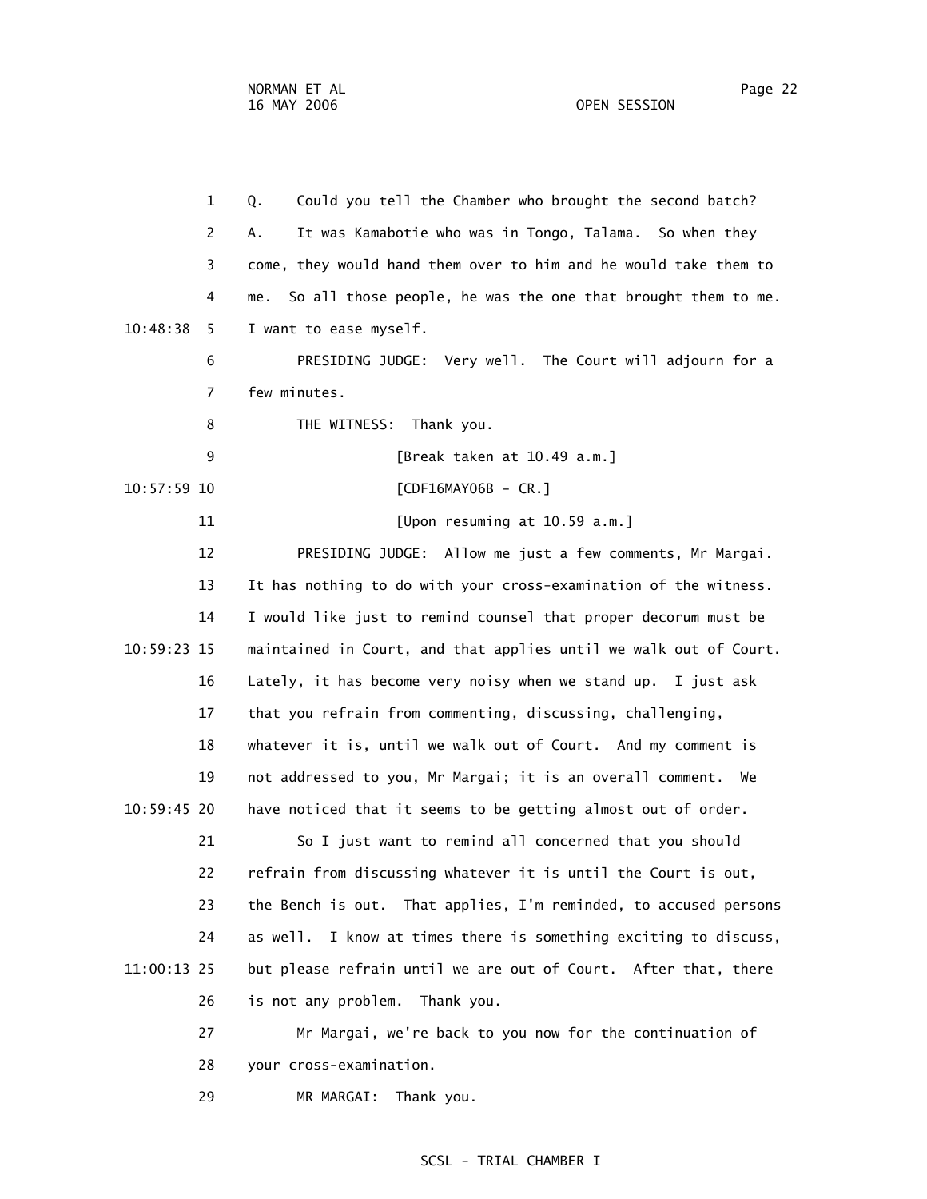1 Q. Could you tell the Chamber who brought the second batch?

2 A. It was Kamabotie who was in Tongo, Talama. So when they

3 come, they would hand them over to him and he would take them to

4 me. So all those people, he was the one that brought them to me.

10:48:38 5 I want to ease myself.

6 PRESIDING JUDGE: Very well. The Court will adjourn for a

7 few minutes.

8 THE WITNESS: Thank you.

9 [Break taken at 10.49 a.m.]

10:57:59 10 [CDF16MAY06B - CR.]

11 [Upon resuming at 10.59 a.m.]

12 PRESIDING JUDGE: Allow me just a few comments, Mr Margai.

13 It has nothing to do with your cross-examination of the witness.

14 I would like just to remind counsel that proper decorum must be

10:59:23 15 maintained in Court, and that applies until we walk out of Court.

16 Lately, it has become very noisy when we stand up. I just ask

17 that you refrain from commenting, discussing, challenging,

18 whatever it is, until we walk out of Court. And my comment is

19 not addressed to you, Mr Margai; it is an overall comment. We

10:59:45 20 have noticed that it seems to be getting almost out of order.

21 So I just want to remind all concerned that you should

22 refrain from discussing whatever it is until the Court is out,

23 the Bench is out. That applies, I'm reminded, to accused persons

24 as well. I know at times there is something exciting to discuss,

11:00:13 25 but please refrain until we are out of Court. After that, there

26 is not any problem. Thank you.

27 Mr Margai, we're back to you now for the continuation of

28 your cross-examination.

29 MR MARGAI: Thank you.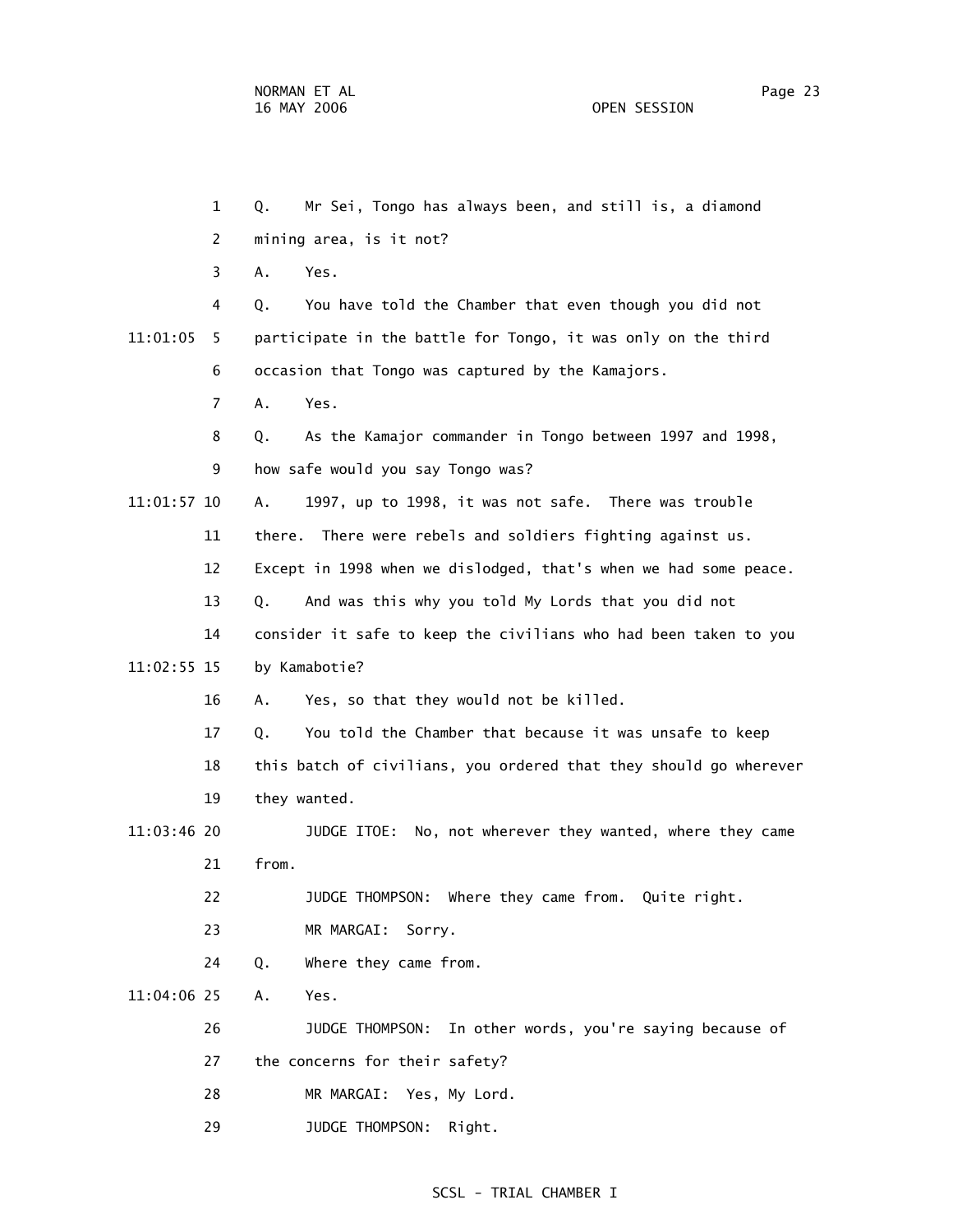1 Q. Mr Sei, Tongo has always been, and still is, a diamond

2 mining area, is it not?

3 A. Yes.

4 Q. You have told the Chamber that even though you did not

11:01:05 5 participate in the battle for Tongo, it was only on the third

6 occasion that Tongo was captured by the Kamajors.

7 A. Yes.

8 Q. As the Kamajor commander in Tongo between 1997 and 1998,

9 how safe would you say Tongo was?

11:01:57 10 A. 1997, up to 1998, it was not safe. There was trouble

11 there. There were rebels and soldiers fighting against us.

12 Except in 1998 when we dislodged, that's when we had some peace.

13 Q. And was this why you told My Lords that you did not

14 consider it safe to keep the civilians who had been taken to you

11:02:55 15 by Kamabotie?

16 A. Yes, so that they would not be killed.

17 Q. You told the Chamber that because it was unsafe to keep

18 this batch of civilians, you ordered that they should go wherever

19 they wanted.

11:03:46 20 JUDGE ITOE: No, not wherever they wanted, where they came

21 from.

22 JUDGE THOMPSON: Where they came from. Quite right.

23 MR MARGAI: Sorry.

24 Q. Where they came from.

11:04:06 25 A. Yes.

26 JUDGE THOMPSON: In other words, you're saying because of

27 the concerns for their safety?

28 MR MARGAI: Yes, My Lord.

29 JUDGE THOMPSON: Right.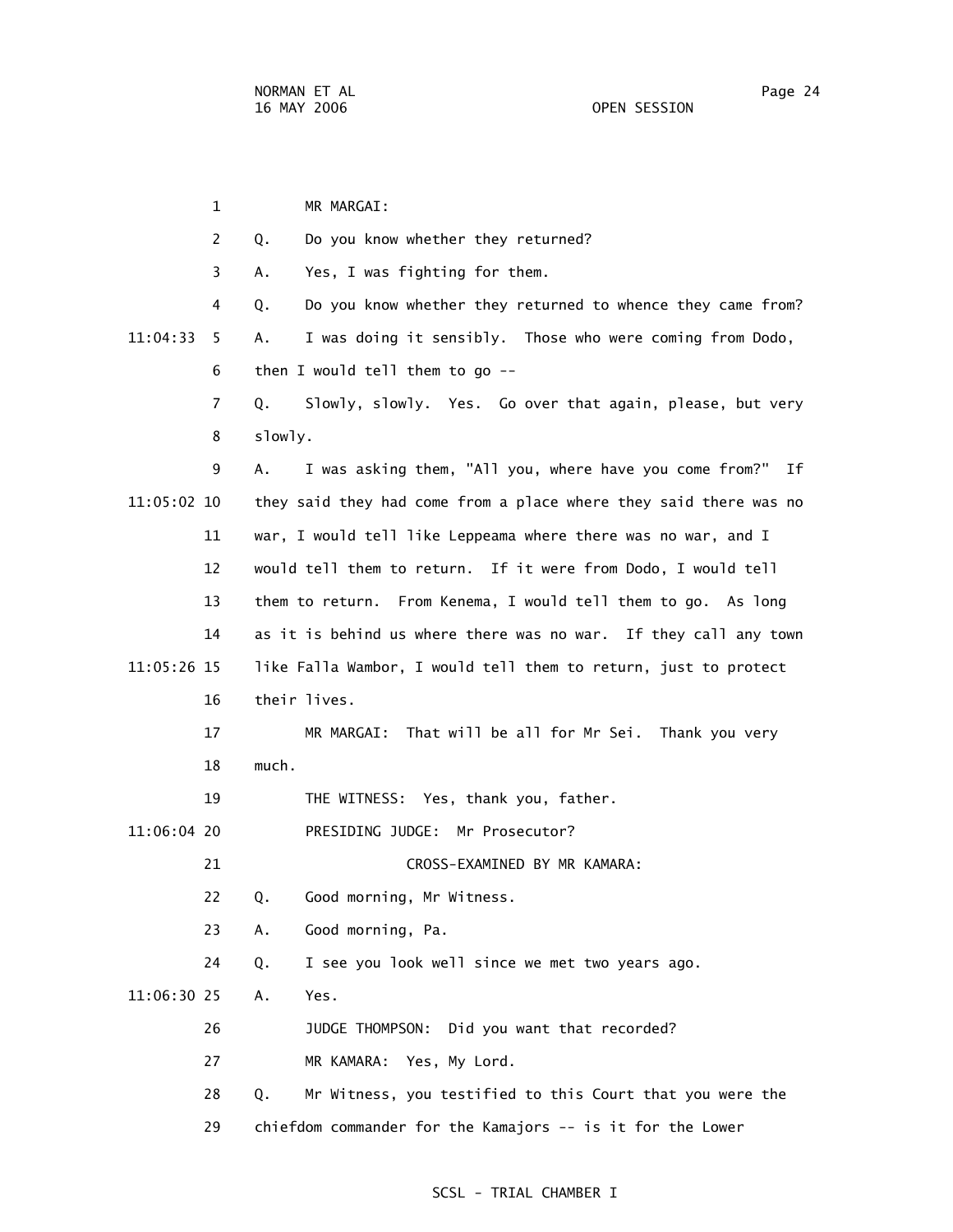MR MARGAI:

Q. Do you know whether they returned?

A. Yes, I was fighting for them.

Q. Do you know whether they returned to whence they came from?

A. I was doing it sensibly. Those who were coming from Dodo, then I would tell them to go --

Q. Slowly, slowly. Yes. Go over that again, please, but very slowly.

A. I was asking them, "All you, where have you come from?" If they said they had come from a place where they said there was no war, I would tell like Leppeama where there was no war, and I would tell them to return. If it were from Dodo, I would tell them to return. From Kenema, I would tell them to go. As long as it is behind us where there was no war. If they call any town like Falla Wambor, I would tell them to return, just to protect their lives.

MR MARGAI: That will be all for Mr Sei. Thank you very much.

THE WITNESS: Yes, thank you, father.

PRESIDING JUDGE: Mr Prosecutor?

CROSS-EXAMINED BY MR KAMARA:

Q. Good morning, Mr Witness.

A. Good morning, Pa.

Q. I see you look well since we met two years ago.

A. Yes.

JUDGE THOMPSON: Did you want that recorded?

MR KAMARA: Yes, My Lord.

Q. Mr Witness, you testified to this Court that you were the chiefdom commander for the Kamajors -- is it for the Lower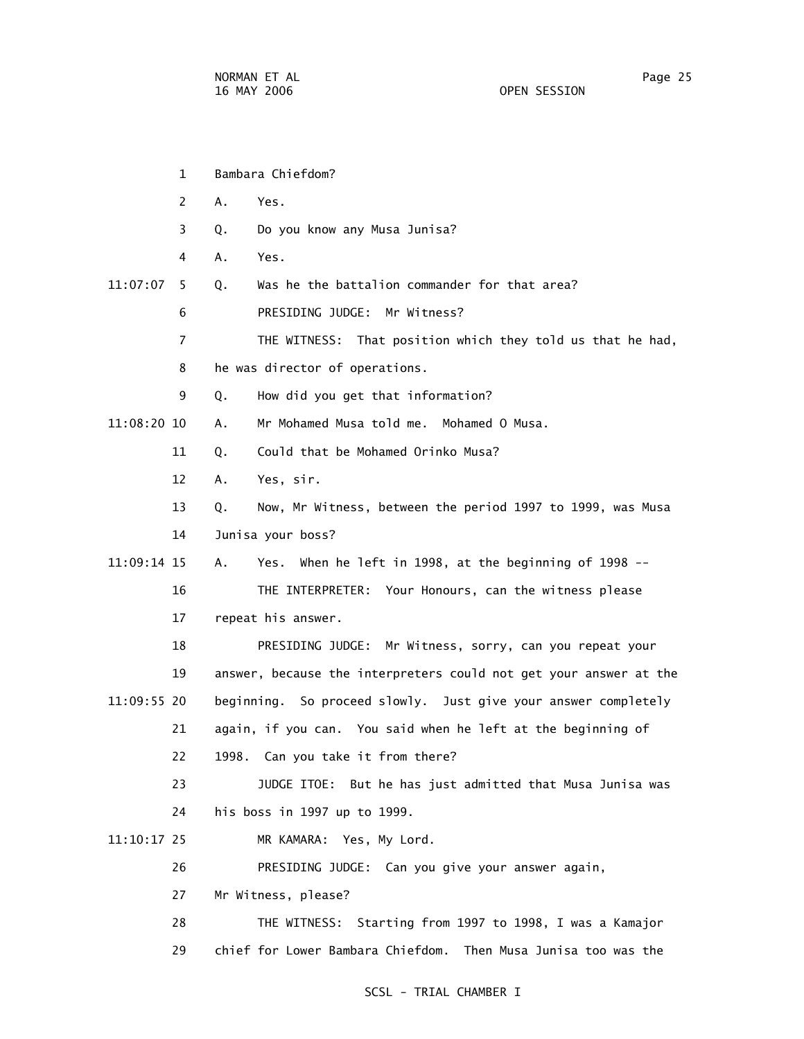1 Bambara Chiefdom?

2 A. Yes.

3 Q. Do you know any Musa Junisa?

4 A. Yes.

11:07:07 5 Q. Was he the battalion commander for that area?

6 PRESIDING JUDGE: Mr Witness?

7 THE WITNESS: That position which they told us that he had,

8 he was director of operations.

9 Q. How did you get that information?

11:08:20 10 A. Mr Mohamed Musa told me. Mohamed O Musa.

11 Q. Could that be Mohamed Orinko Musa?

12 A. Yes, sir.

13 Q. Now, Mr Witness, between the period 1997 to 1999, was Musa

14 Junisa your boss?

11:09:14 15 A. Yes. When he left in 1998, at the beginning of 1998 --

16 THE INTERPRETER: Your Honours, can the witness please

17 repeat his answer.

18 PRESIDING JUDGE: Mr Witness, sorry, can you repeat your

19 answer, because the interpreters could not get your answer at the

11:09:55 20 beginning. So proceed slowly. Just give your answer completely

21 again, if you can. You said when he left at the beginning of

22 1998. Can you take it from there?

23 JUDGE ITOE: But he has just admitted that Musa Junisa was

24 his boss in 1997 up to 1999.

11:10:17 25 MR KAMARA: Yes, My Lord.

26 PRESIDING JUDGE: Can you give your answer again,

27 Mr Witness, please?

28 THE WITNESS: Starting from 1997 to 1998, I was a Kamajor

29 chief for Lower Bambara Chiefdom. Then Musa Junisa too was the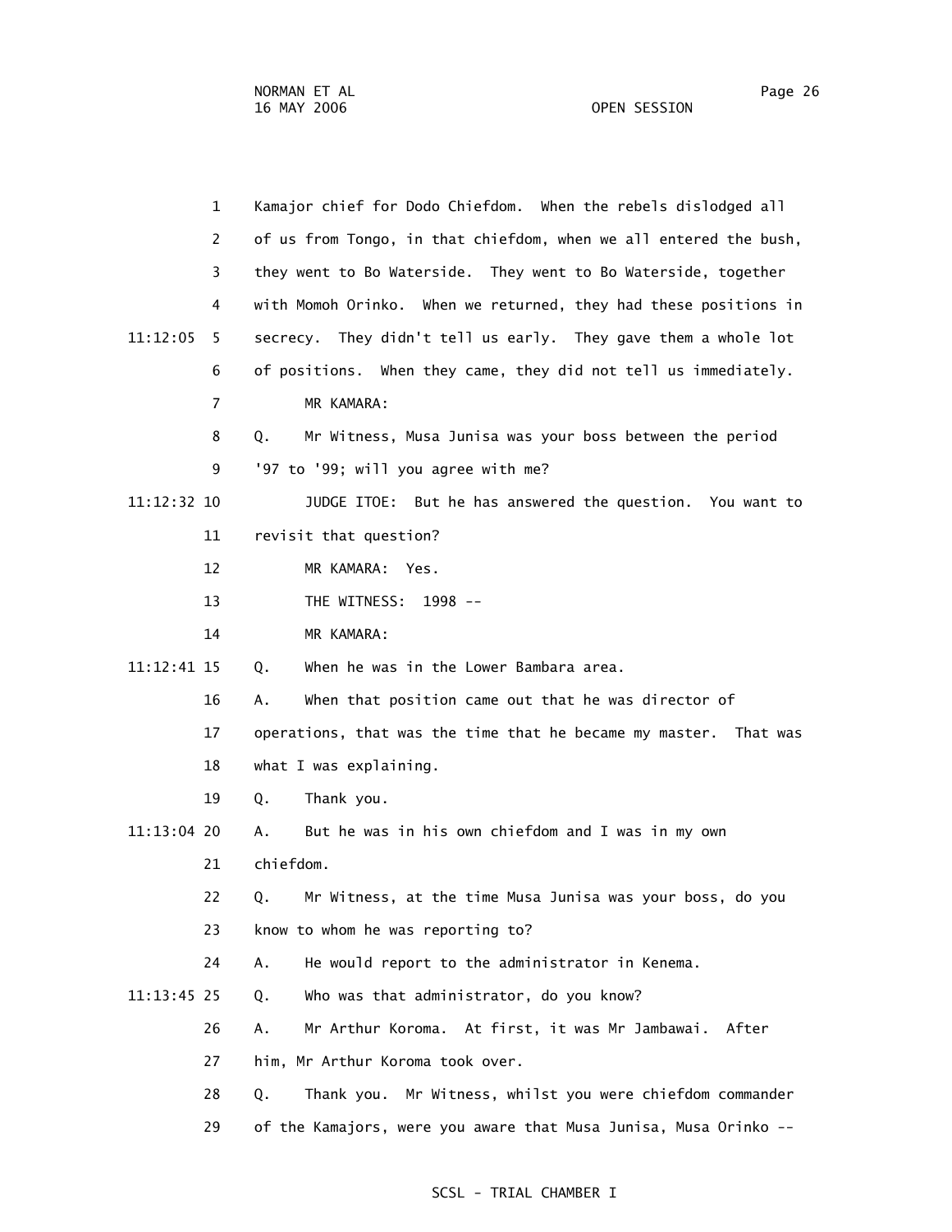Kamajor chief for Dodo Chiefdom. When the rebels dislodged all of us from Tongo, in that chiefdom, when we all entered the bush, they went to Bo Waterside. They went to Bo Waterside, together with Momoh Orinko. When we returned, they had these positions in secrecy. They didn't tell us early. They gave them a whole lot of positions. When they came, they did not tell us immediately.

MR KAMARA:

Q. Mr Witness, Musa Junisa was your boss between the period '97 to '99; will you agree with me?

JUDGE ITOE: But he has answered the question. You want to revisit that question?

MR KAMARA: Yes.

THE WITNESS: 1998 --

MR KAMARA:

Q. When he was in the Lower Bambara area.

A. When that position came out that he was director of operations, that was the time that he became my master. That was what I was explaining.

Q. Thank you.

A. But he was in his own chiefdom and I was in my own chiefdom.

Q. Mr Witness, at the time Musa Junisa was your boss, do you know to whom he was reporting to?

A. He would report to the administrator in Kenema.

Q. Who was that administrator, do you know?

A. Mr Arthur Koroma. At first, it was Mr Jambawai. After him, Mr Arthur Koroma took over.

Q. Thank you. Mr Witness, whilst you were chiefdom commander of the Kamajors, were you aware that Musa Junisa, Musa Orinko --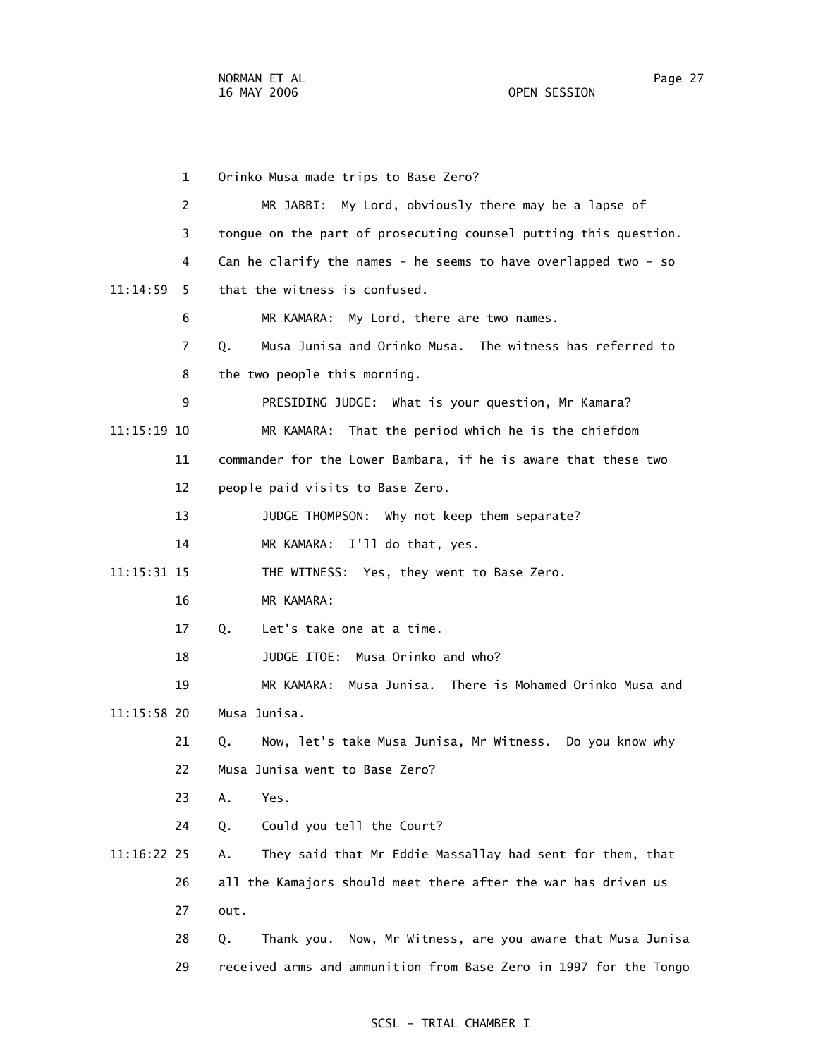1 Orinko Musa made trips to Base Zero?

2 MR JABBI: My Lord, obviously there may be a lapse of

3 tongue on the part of prosecuting counsel putting this question.

4 Can he clarify the names - he seems to have overlapped two - so

11:14:59 5 that the witness is confused.

6 MR KAMARA: My Lord, there are two names.

7 Q. Musa Junisa and Orinko Musa. The witness has referred to

8 the two people this morning.

9 PRESIDING JUDGE: What is your question, Mr Kamara?

11:15:19 10 MR KAMARA: That the period which he is the chiefdom

11 commander for the Lower Bambara, if he is aware that these two

12 people paid visits to Base Zero.

13 JUDGE THOMPSON: Why not keep them separate?

14 MR KAMARA: I'll do that, yes.

11:15:31 15 THE WITNESS: Yes, they went to Base Zero.

16 MR KAMARA:

17 Q. Let's take one at a time.

18 JUDGE ITOE: Musa Orinko and who?

19 MR KAMARA: Musa Junisa. There is Mohamed Orinko Musa and

11:15:58 20 Musa Junisa.

21 Q. Now, let's take Musa Junisa, Mr Witness. Do you know why

22 Musa Junisa went to Base Zero?

23 A. Yes.

24 Q. Could you tell the Court?

11:16:22 25 A. They said that Mr Eddie Massallay had sent for them, that

26 all the Kamajors should meet there after the war has driven us

27 out.

28 Q. Thank you. Now, Mr Witness, are you aware that Musa Junisa

29 received arms and ammunition from Base Zero in 1997 for the Tongo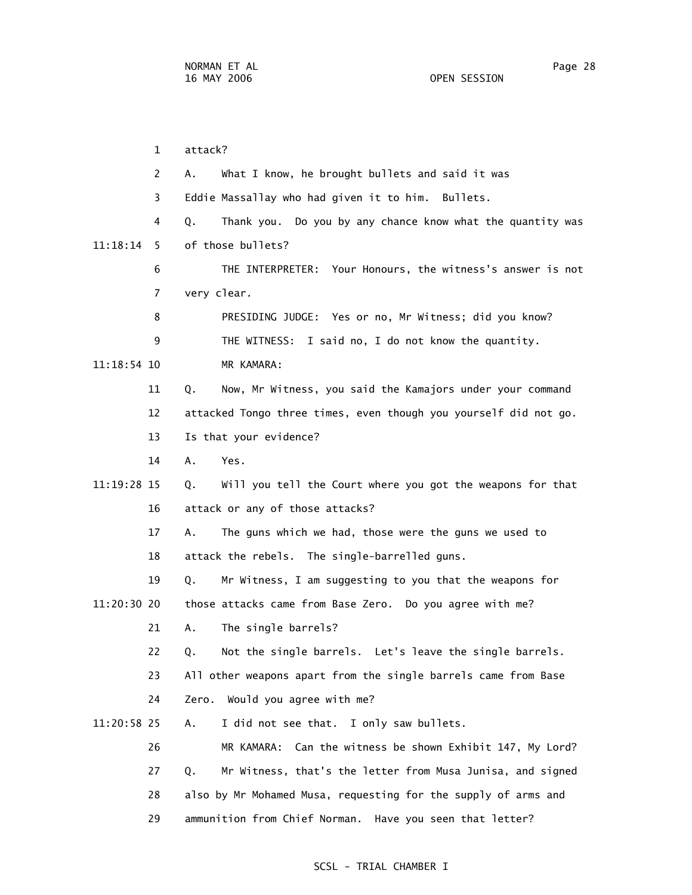attack?

A. What I know, he brought bullets and said it was Eddie Massallay who had given it to him. Bullets.

Q. Thank you. Do you by any chance know what the quantity was of those bullets?

THE INTERPRETER: Your Honours, the witness's answer is not very clear.

PRESIDING JUDGE: Yes or no, Mr Witness; did you know?

THE WITNESS: I said no, I do not know the quantity.

MR KAMARA:

Q. Now, Mr Witness, you said the Kamajors under your command attacked Tongo three times, even though you yourself did not go. Is that your evidence?

A. Yes.

Q. Will you tell the Court where you got the weapons for that attack or any of those attacks?

A. The guns which we had, those were the guns we used to attack the rebels. The single-barrelled guns.

Q. Mr Witness, I am suggesting to you that the weapons for those attacks came from Base Zero. Do you agree with me?

A. The single barrels?

Q. Not the single barrels. Let's leave the single barrels. All other weapons apart from the single barrels came from Base Zero. Would you agree with me?

A. I did not see that. I only saw bullets.

MR KAMARA: Can the witness be shown Exhibit 147, My Lord?

Q. Mr Witness, that's the letter from Musa Junisa, and signed also by Mr Mohamed Musa, requesting for the supply of arms and ammunition from Chief Norman. Have you seen that letter?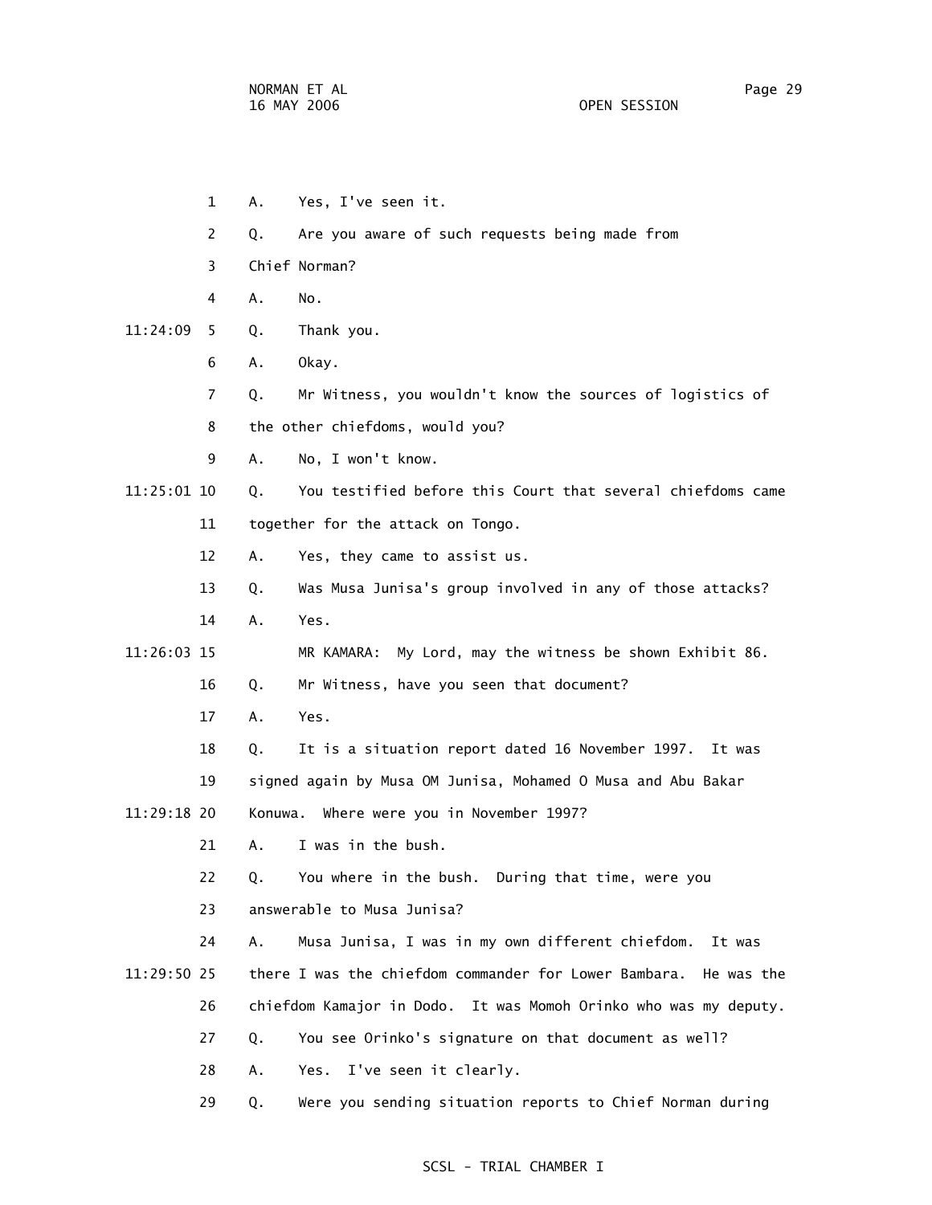1 A. Yes, I've seen it.

2 Q. Are you aware of such requests being made from

3 Chief Norman?

4 A. No.

11:24:09 5 Q. Thank you.

6 A. Okay.

7 Q. Mr Witness, you wouldn't know the sources of logistics of

8 the other chiefdoms, would you?

9 A. No, I won't know.

11:25:01 10 Q. You testified before this Court that several chiefdoms came

11 together for the attack on Tongo.

12 A. Yes, they came to assist us.

13 Q. Was Musa Junisa's group involved in any of those attacks?

14 A. Yes.

11:26:03 15 MR KAMARA: My Lord, may the witness be shown Exhibit 86.

16 Q. Mr Witness, have you seen that document?

17 A. Yes.

18 Q. It is a situation report dated 16 November 1997. It was

19 signed again by Musa OM Junisa, Mohamed O Musa and Abu Bakar

11:29:18 20 Konuwa. Where were you in November 1997?

21 A. I was in the bush.

22 Q. You where in the bush. During that time, were you

23 answerable to Musa Junisa?

24 A. Musa Junisa, I was in my own different chiefdom. It was

11:29:50 25 there I was the chiefdom commander for Lower Bambara. He was the

26 chiefdom Kamajor in Dodo. It was Momoh Orinko who was my deputy.

27 Q. You see Orinko's signature on that document as well?

28 A. Yes. I've seen it clearly.

29 Q. Were you sending situation reports to Chief Norman during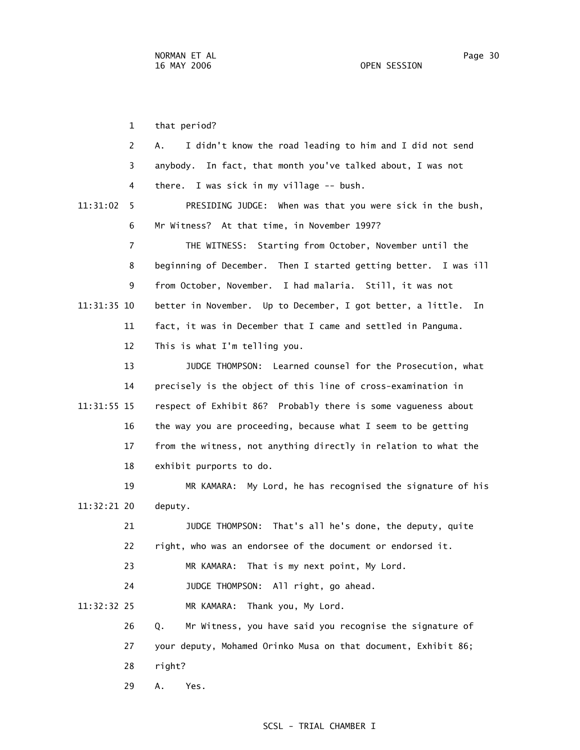1 that period?

2 A. I didn't know the road leading to him and I did not send

3 anybody. In fact, that month you've talked about, I was not

4 there. I was sick in my village -- bush.

11:31:02 5 PRESIDING JUDGE: When was that you were sick in the bush,

6 Mr Witness? At that time, in November 1997?

7 THE WITNESS: Starting from October, November until the

8 beginning of December. Then I started getting better. I was ill

9 from October, November. I had malaria. Still, it was not

11:31:35 10 better in November. Up to December, I got better, a little. In

11 fact, it was in December that I came and settled in Panguma.

12 This is what I'm telling you.

13 JUDGE THOMPSON: Learned counsel for the Prosecution, what

14 precisely is the object of this line of cross-examination in

11:31:55 15 respect of Exhibit 86? Probably there is some vagueness about

16 the way you are proceeding, because what I seem to be getting

17 from the witness, not anything directly in relation to what the

18 exhibit purports to do.

19 MR KAMARA: My Lord, he has recognised the signature of his

11:32:21 20 deputy.

21 JUDGE THOMPSON: That's all he's done, the deputy, quite

22 right, who was an endorsee of the document or endorsed it.

23 MR KAMARA: That is my next point, My Lord.

24 JUDGE THOMPSON: All right, go ahead.

11:32:32 25 MR KAMARA: Thank you, My Lord.

26 Q. Mr Witness, you have said you recognise the signature of

27 your deputy, Mohamed Orinko Musa on that document, Exhibit 86;

28 right?

29 A. Yes.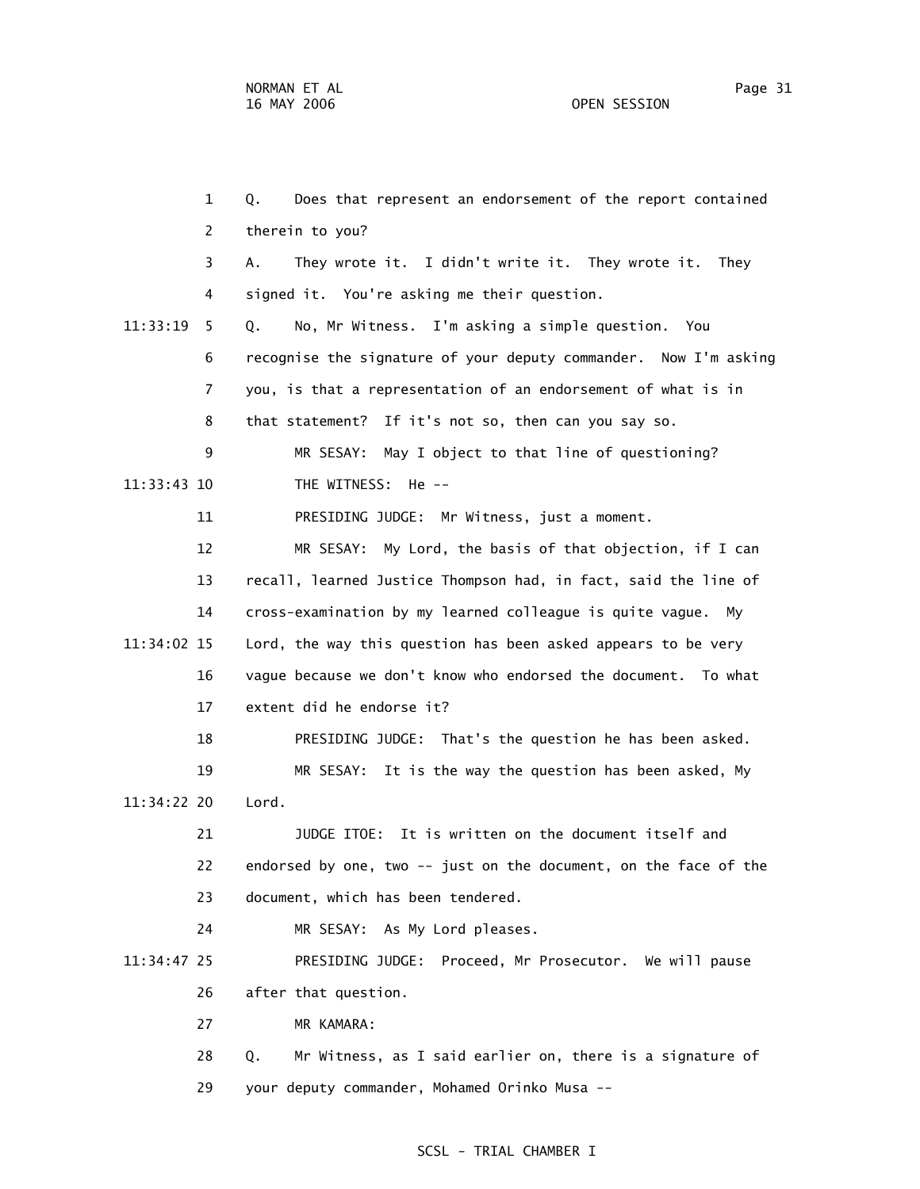1 Q. Does that represent an endorsement of the report contained

2 therein to you?

3 A. They wrote it. I didn't write it. They wrote it. They

4 signed it. You're asking me their question.

11:33:19 5 Q. No, Mr Witness. I'm asking a simple question. You

6 recognise the signature of your deputy commander. Now I'm asking

7 you, is that a representation of an endorsement of what is in

8 that statement? If it's not so, then can you say so.

9 MR SESAY: May I object to that line of questioning?

11:33:43 10 THE WITNESS: He --

11 PRESIDING JUDGE: Mr Witness, just a moment.

12 MR SESAY: My Lord, the basis of that objection, if I can

13 recall, learned Justice Thompson had, in fact, said the line of

14 cross-examination by my learned colleague is quite vague. My

11:34:02 15 Lord, the way this question has been asked appears to be very

16 vague because we don't know who endorsed the document. To what

17 extent did he endorse it?

18 PRESIDING JUDGE: That's the question he has been asked.

19 MR SESAY: It is the way the question has been asked, My

11:34:22 20 Lord.

21 JUDGE ITOE: It is written on the document itself and

22 endorsed by one, two -- just on the document, on the face of the

23 document, which has been tendered.

24 MR SESAY: As My Lord pleases.

11:34:47 25 PRESIDING JUDGE: Proceed, Mr Prosecutor. We will pause

26 after that question.

27 MR KAMARA:

28 Q. Mr Witness, as I said earlier on, there is a signature of

29 your deputy commander, Mohamed Orinko Musa --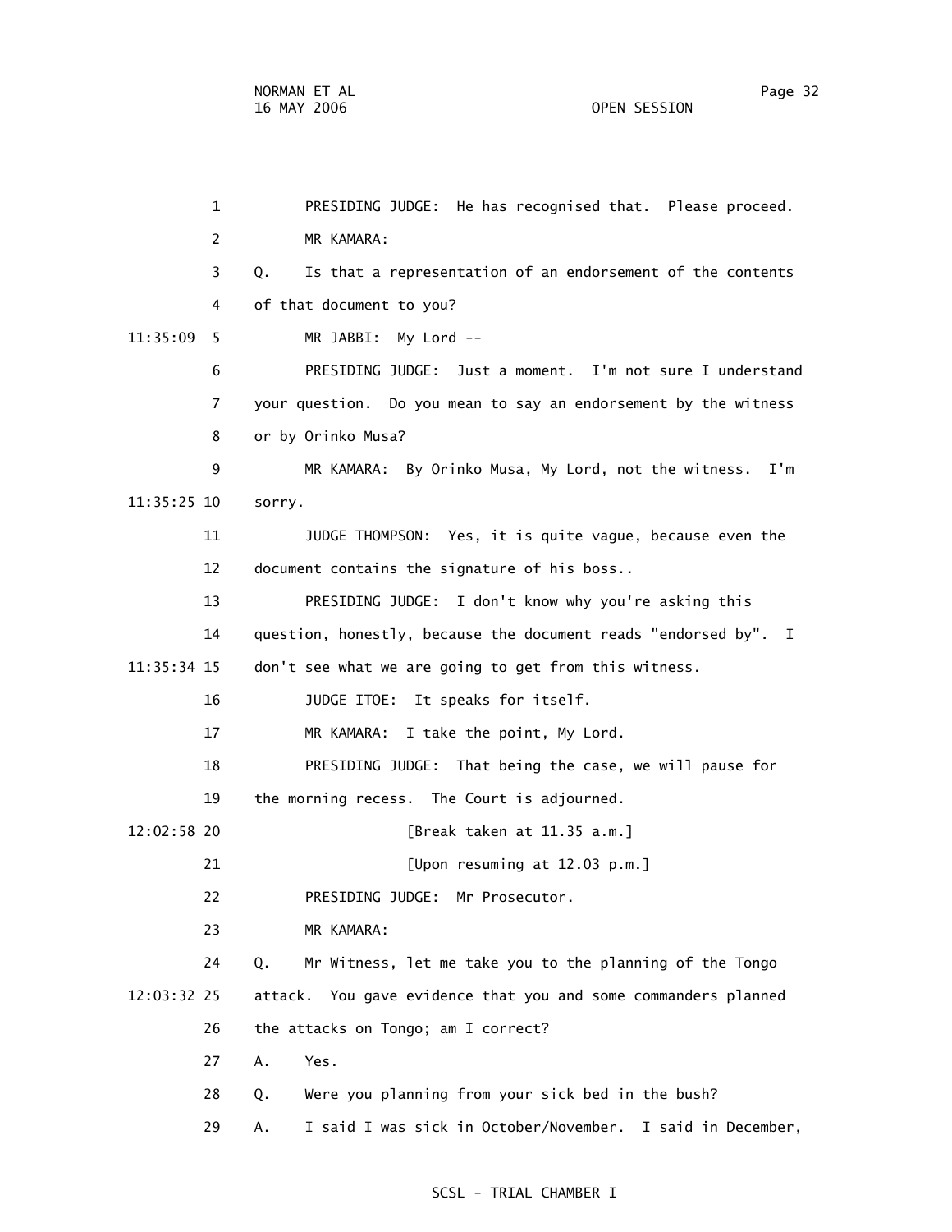1 PRESIDING JUDGE: He has recognised that. Please proceed.

2 MR KAMARA:

3 Q. Is that a representation of an endorsement of the contents

4 of that document to you?

11:35:09 5 MR JABBI: My Lord --

6 PRESIDING JUDGE: Just a moment. I'm not sure I understand

7 your question. Do you mean to say an endorsement by the witness

8 or by Orinko Musa?

9 MR KAMARA: By Orinko Musa, My Lord, not the witness. I'm

11:35:25 10 sorry.

11 JUDGE THOMPSON: Yes, it is quite vague, because even the

12 document contains the signature of his boss..

13 PRESIDING JUDGE: I don't know why you're asking this

14 question, honestly, because the document reads "endorsed by". I

11:35:34 15 don't see what we are going to get from this witness.

16 JUDGE ITOE: It speaks for itself.

17 MR KAMARA: I take the point, My Lord.

18 PRESIDING JUDGE: That being the case, we will pause for

19 the morning recess. The Court is adjourned.

12:02:58 20 [Break taken at 11.35 a.m.]

21 [Upon resuming at 12.03 p.m.]

22 PRESIDING JUDGE: Mr Prosecutor.

23 MR KAMARA:

24 Q. Mr Witness, let me take you to the planning of the Tongo

12:03:32 25 attack. You gave evidence that you and some commanders planned

26 the attacks on Tongo; am I correct?

27 A. Yes.

28 Q. Were you planning from your sick bed in the bush?

29 A. I said I was sick in October/November. I said in December,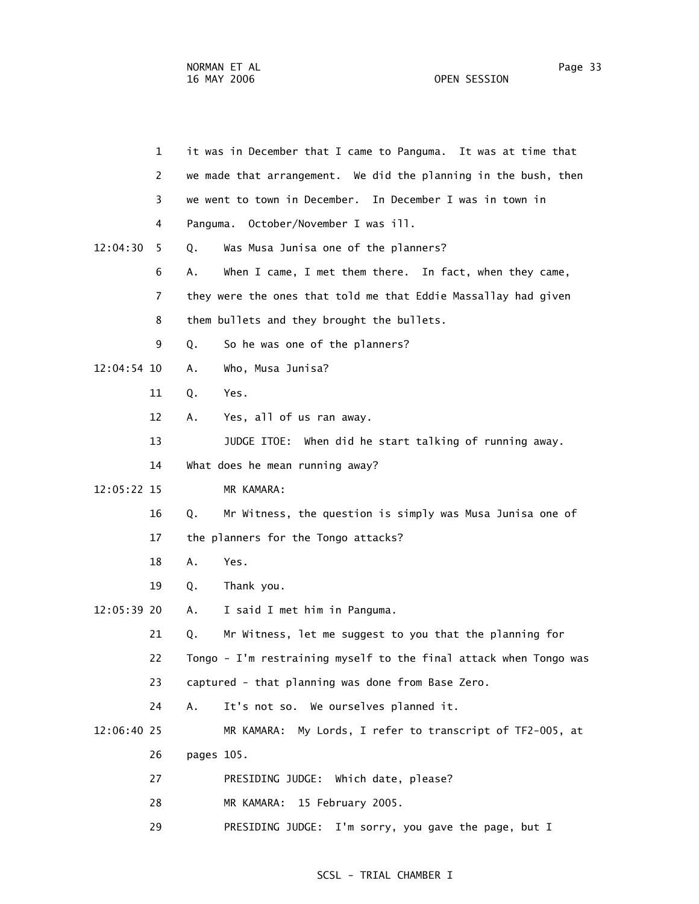1 it was in December that I came to Panguma. It was at time that
2 we made that arrangement. We did the planning in the bush, then
3 we went to town in December. In December I was in town in
4 Panguma. October/November I was ill.

12:04:30 5 Q. Was Musa Junisa one of the planners?
6 A. When I came, I met them there. In fact, when they came,
7 they were the ones that told me that Eddie Massallay had given
8 them bullets and they brought the bullets.
9 Q. So he was one of the planners?

12:04:54 10 A. Who, Musa Junisa?
11 Q. Yes.
12 A. Yes, all of us ran away.
13 JUDGE ITOE: When did he start talking of running away.
14 What does he mean running away?

12:05:22 15 MR KAMARA:
16 Q. Mr Witness, the question is simply was Musa Junisa one of
17 the planners for the Tongo attacks?
18 A. Yes.
19 Q. Thank you.

12:05:39 20 A. I said I met him in Panguma.
21 Q. Mr Witness, let me suggest to you that the planning for
22 Tongo - I'm restraining myself to the final attack when Tongo was
23 captured - that planning was done from Base Zero.
24 A. It's not so. We ourselves planned it.

12:06:40 25 MR KAMARA: My Lords, I refer to transcript of TF2-005, at
26 pages 105.
27 PRESIDING JUDGE: Which date, please?
28 MR KAMARA: 15 February 2005.
29 PRESIDING JUDGE: I'm sorry, you gave the page, but I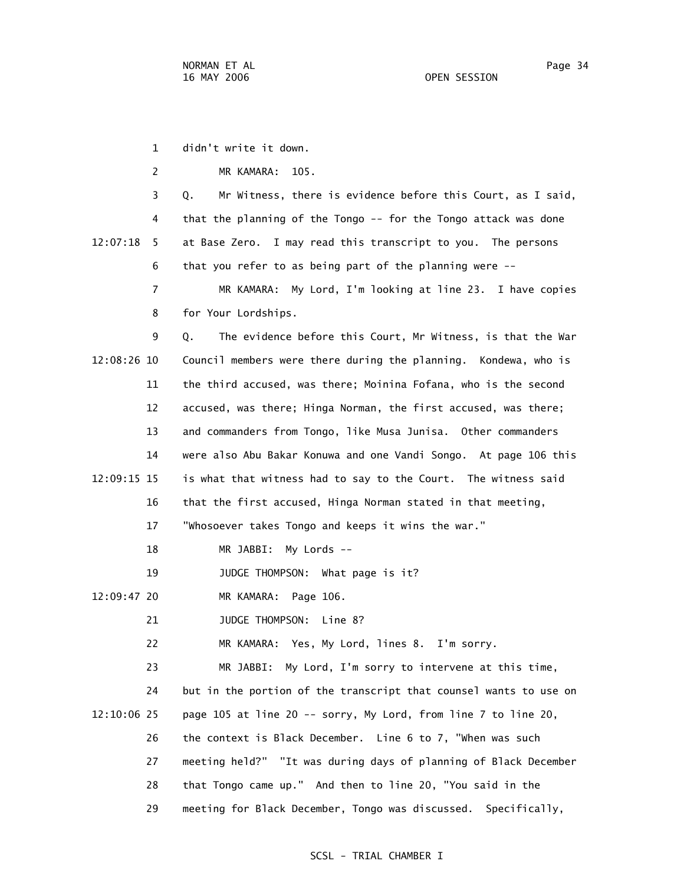1 didn't write it down.

2 MR KAMARA: 105.

3 Q. Mr Witness, there is evidence before this Court, as I said,

4 that the planning of the Tongo -- for the Tongo attack was done

12:07:18 5 at Base Zero. I may read this transcript to you. The persons

6 that you refer to as being part of the planning were --

7 MR KAMARA: My Lord, I'm looking at line 23. I have copies

8 for Your Lordships.

9 Q. The evidence before this Court, Mr Witness, is that the War

12:08:26 10 Council members were there during the planning. Kondewa, who is

11 the third accused, was there; Moinina Fofana, who is the second

12 accused, was there; Hinga Norman, the first accused, was there;

13 and commanders from Tongo, like Musa Junisa. Other commanders

14 were also Abu Bakar Konuwa and one Vandi Songo. At page 106 this

12:09:15 15 is what that witness had to say to the Court. The witness said

16 that the first accused, Hinga Norman stated in that meeting,

17 "Whosoever takes Tongo and keeps it wins the war."

18 MR JABBI: My Lords --

19 JUDGE THOMPSON: What page is it?

12:09:47 20 MR KAMARA: Page 106.

21 JUDGE THOMPSON: Line 8?

22 MR KAMARA: Yes, My Lord, lines 8. I'm sorry.

23 MR JABBI: My Lord, I'm sorry to intervene at this time,

24 but in the portion of the transcript that counsel wants to use on

12:10:06 25 page 105 at line 20 -- sorry, My Lord, from line 7 to line 20,

26 the context is Black December. Line 6 to 7, "When was such

27 meeting held?" "It was during days of planning of Black December

28 that Tongo came up." And then to line 20, "You said in the

29 meeting for Black December, Tongo was discussed. Specifically,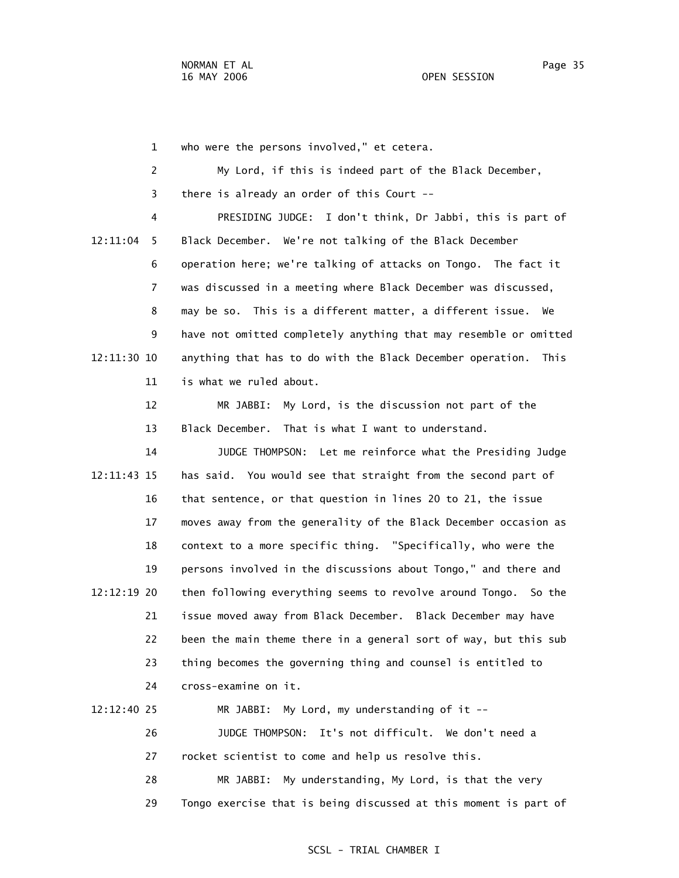1 who were the persons involved," et cetera.

2 My Lord, if this is indeed part of the Black December,

3 there is already an order of this Court --

4 PRESIDING JUDGE: I don't think, Dr Jabbi, this is part of

12:11:04 5 Black December. We're not talking of the Black December

6 operation here; we're talking of attacks on Tongo. The fact it

7 was discussed in a meeting where Black December was discussed,

8 may be so. This is a different matter, a different issue. We

9 have not omitted completely anything that may resemble or omitted

12:11:30 10 anything that has to do with the Black December operation. This

11 is what we ruled about.

12 MR JABBI: My Lord, is the discussion not part of the

13 Black December. That is what I want to understand.

14 JUDGE THOMPSON: Let me reinforce what the Presiding Judge

12:11:43 15 has said. You would see that straight from the second part of

16 that sentence, or that question in lines 20 to 21, the issue

17 moves away from the generality of the Black December occasion as

18 context to a more specific thing. "Specifically, who were the

19 persons involved in the discussions about Tongo," and there and

12:12:19 20 then following everything seems to revolve around Tongo. So the

21 issue moved away from Black December. Black December may have

22 been the main theme there in a general sort of way, but this sub

23 thing becomes the governing thing and counsel is entitled to

24 cross-examine on it.

12:12:40 25 MR JABBI: My Lord, my understanding of it --

26 JUDGE THOMPSON: It's not difficult. We don't need a

27 rocket scientist to come and help us resolve this.

28 MR JABBI: My understanding, My Lord, is that the very

29 Tongo exercise that is being discussed at this moment is part of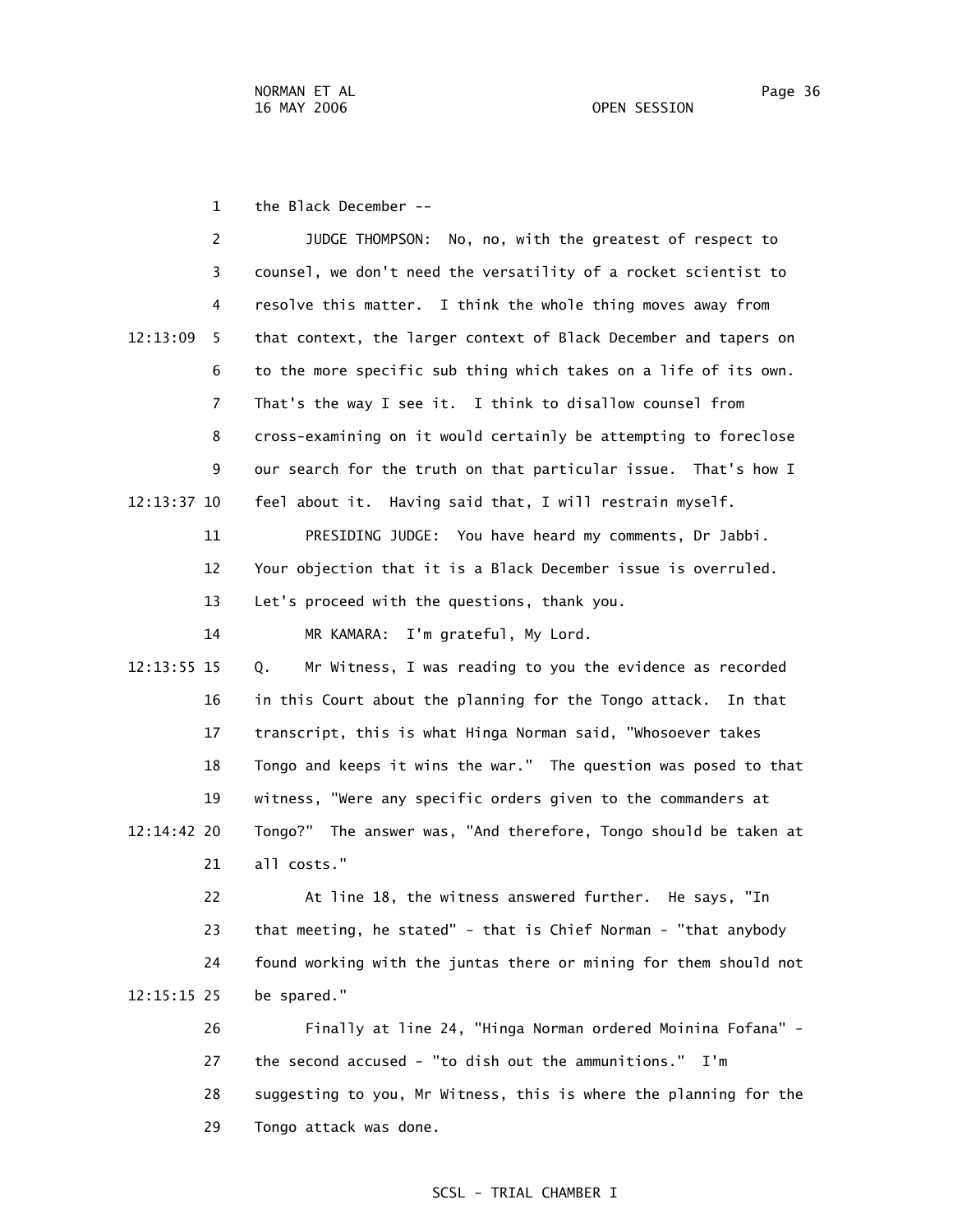the Black December --

JUDGE THOMPSON: No, no, with the greatest of respect to counsel, we don't need the versatility of a rocket scientist to resolve this matter. I think the whole thing moves away from that context, the larger context of Black December and tapers on to the more specific sub thing which takes on a life of its own. That's the way I see it. I think to disallow counsel from cross-examining on it would certainly be attempting to foreclose our search for the truth on that particular issue. That's how I feel about it. Having said that, I will restrain myself.

PRESIDING JUDGE: You have heard my comments, Dr Jabbi. Your objection that it is a Black December issue is overruled. Let's proceed with the questions, thank you.

MR KAMARA: I'm grateful, My Lord.

Q. Mr Witness, I was reading to you the evidence as recorded in this Court about the planning for the Tongo attack. In that transcript, this is what Hinga Norman said, "Whosoever takes Tongo and keeps it wins the war." The question was posed to that witness, "Were any specific orders given to the commanders at Tongo?" The answer was, "And therefore, Tongo should be taken at all costs."

At line 18, the witness answered further. He says, "In that meeting, he stated" - that is Chief Norman - "that anybody found working with the juntas there or mining for them should not be spared."

Finally at line 24, "Hinga Norman ordered Moinina Fofana" - the second accused - "to dish out the ammunitions." I'm suggesting to you, Mr Witness, this is where the planning for the Tongo attack was done.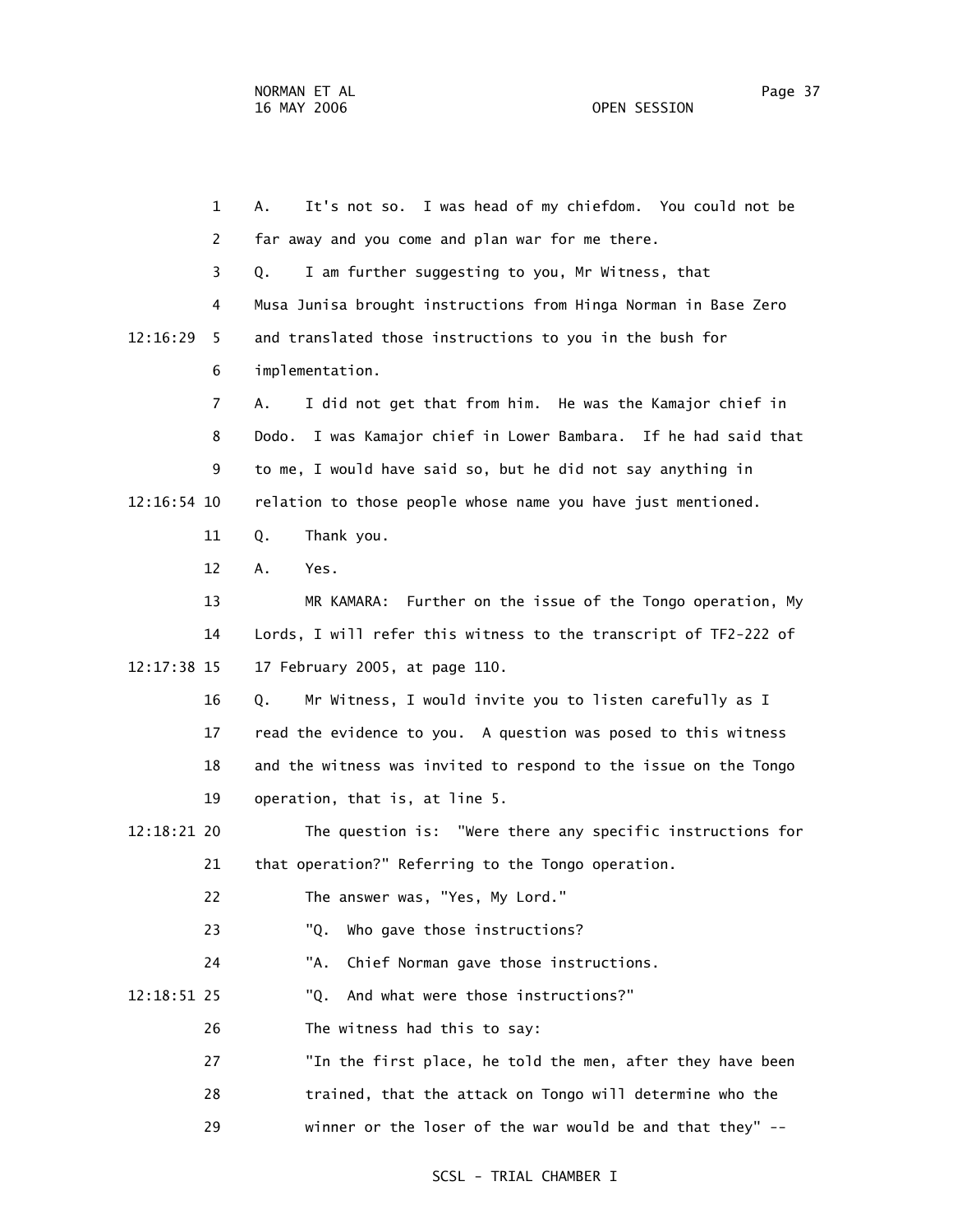A. It's not so. I was head of my chiefdom. You could not be far away and you come and plan war for me there.

Q. I am further suggesting to you, Mr Witness, that Musa Junisa brought instructions from Hinga Norman in Base Zero and translated those instructions to you in the bush for implementation.

A. I did not get that from him. He was the Kamajor chief in Dodo. I was Kamajor chief in Lower Bambara. If he had said that to me, I would have said so, but he did not say anything in relation to those people whose name you have just mentioned.

Q. Thank you.

A. Yes.

MR KAMARA: Further on the issue of the Tongo operation, My Lords, I will refer this witness to the transcript of TF2-222 of 17 February 2005, at page 110.

Q. Mr Witness, I would invite you to listen carefully as I read the evidence to you. A question was posed to this witness and the witness was invited to respond to the issue on the Tongo operation, that is, at line 5.

The question is: "Were there any specific instructions for that operation?" Referring to the Tongo operation.

The answer was, "Yes, My Lord."

"Q. Who gave those instructions?

"A. Chief Norman gave those instructions.

"Q. And what were those instructions?"

The witness had this to say:

"In the first place, he told the men, after they have been trained, that the attack on Tongo will determine who the winner or the loser of the war would be and that they" --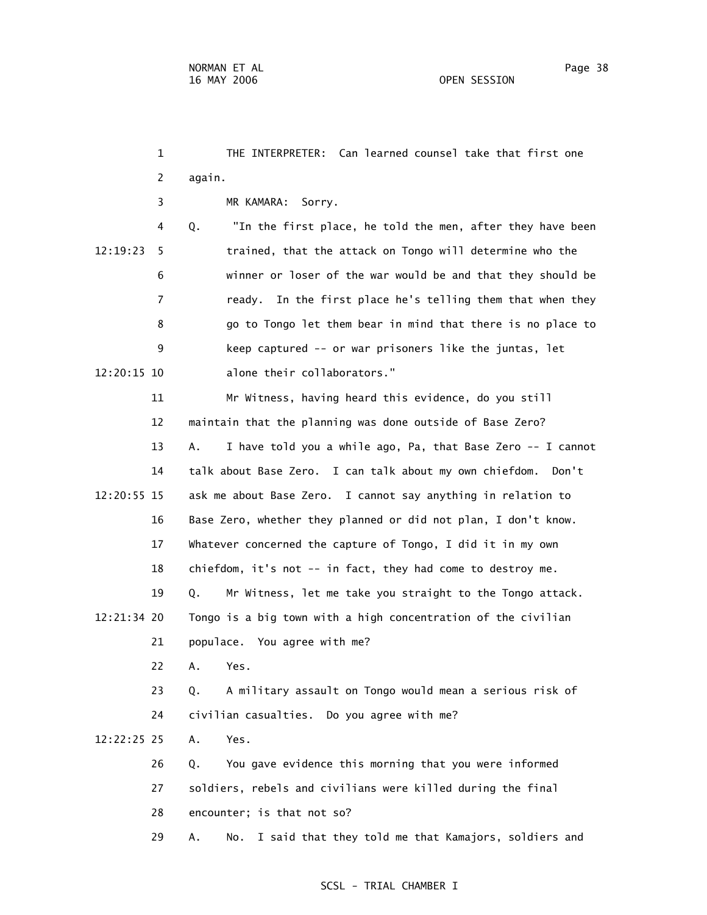THE INTERPRETER: Can learned counsel take that first one again.

MR KAMARA: Sorry.

Q. "In the first place, he told the men, after they have been trained, that the attack on Tongo will determine who the winner or loser of the war would be and that they should be ready. In the first place he's telling them that when they go to Tongo let them bear in mind that there is no place to keep captured -- or war prisoners like the juntas, let alone their collaborators."

Mr Witness, having heard this evidence, do you still maintain that the planning was done outside of Base Zero?

A. I have told you a while ago, Pa, that Base Zero -- I cannot talk about Base Zero. I can talk about my own chiefdom. Don't ask me about Base Zero. I cannot say anything in relation to Base Zero, whether they planned or did not plan, I don't know. Whatever concerned the capture of Tongo, I did it in my own chiefdom, it's not -- in fact, they had come to destroy me.

Q. Mr Witness, let me take you straight to the Tongo attack. Tongo is a big town with a high concentration of the civilian populace. You agree with me?

A. Yes.

Q. A military assault on Tongo would mean a serious risk of civilian casualties. Do you agree with me?

A. Yes.

Q. You gave evidence this morning that you were informed soldiers, rebels and civilians were killed during the final encounter; is that not so?

A. No. I said that they told me that Kamajors, soldiers and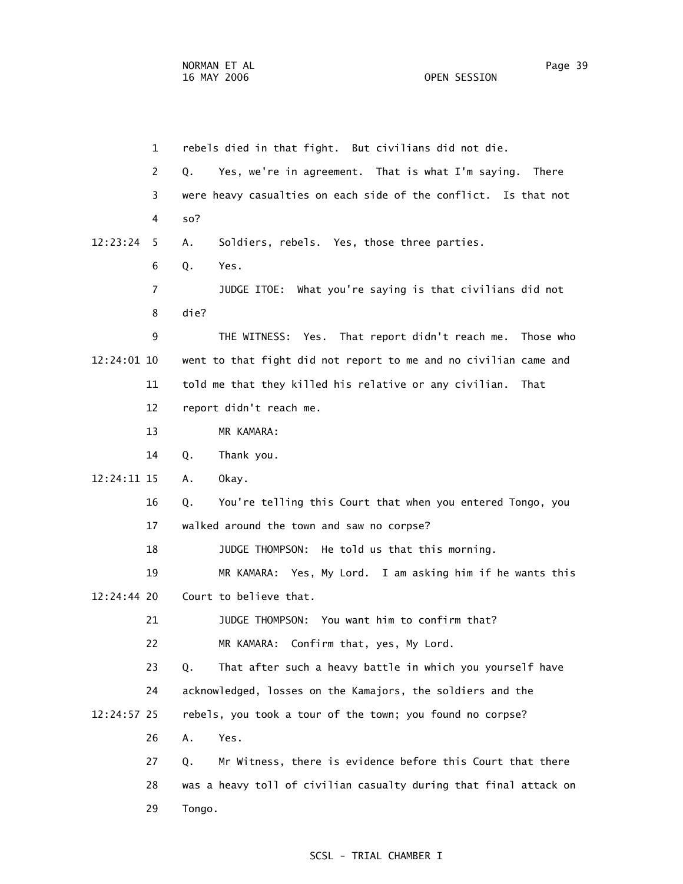1 rebels died in that fight. But civilians did not die.

2 Q. Yes, we're in agreement. That is what I'm saying. There

3 were heavy casualties on each side of the conflict. Is that not

4 so?

12:23:24 5 A. Soldiers, rebels. Yes, those three parties.

6 Q. Yes.

7 JUDGE ITOE: What you're saying is that civilians did not

8 die?

9 THE WITNESS: Yes. That report didn't reach me. Those who

12:24:01 10 went to that fight did not report to me and no civilian came and

11 told me that they killed his relative or any civilian. That

12 report didn't reach me.

13 MR KAMARA:

14 Q. Thank you.

12:24:11 15 A. Okay.

16 Q. You're telling this Court that when you entered Tongo, you

17 walked around the town and saw no corpse?

18 JUDGE THOMPSON: He told us that this morning.

19 MR KAMARA: Yes, My Lord. I am asking him if he wants this

12:24:44 20 Court to believe that.

21 JUDGE THOMPSON: You want him to confirm that?

22 MR KAMARA: Confirm that, yes, My Lord.

23 Q. That after such a heavy battle in which you yourself have

24 acknowledged, losses on the Kamajors, the soldiers and the

12:24:57 25 rebels, you took a tour of the town; you found no corpse?

26 A. Yes.

27 Q. Mr Witness, there is evidence before this Court that there

28 was a heavy toll of civilian casualty during that final attack on

29 Tongo.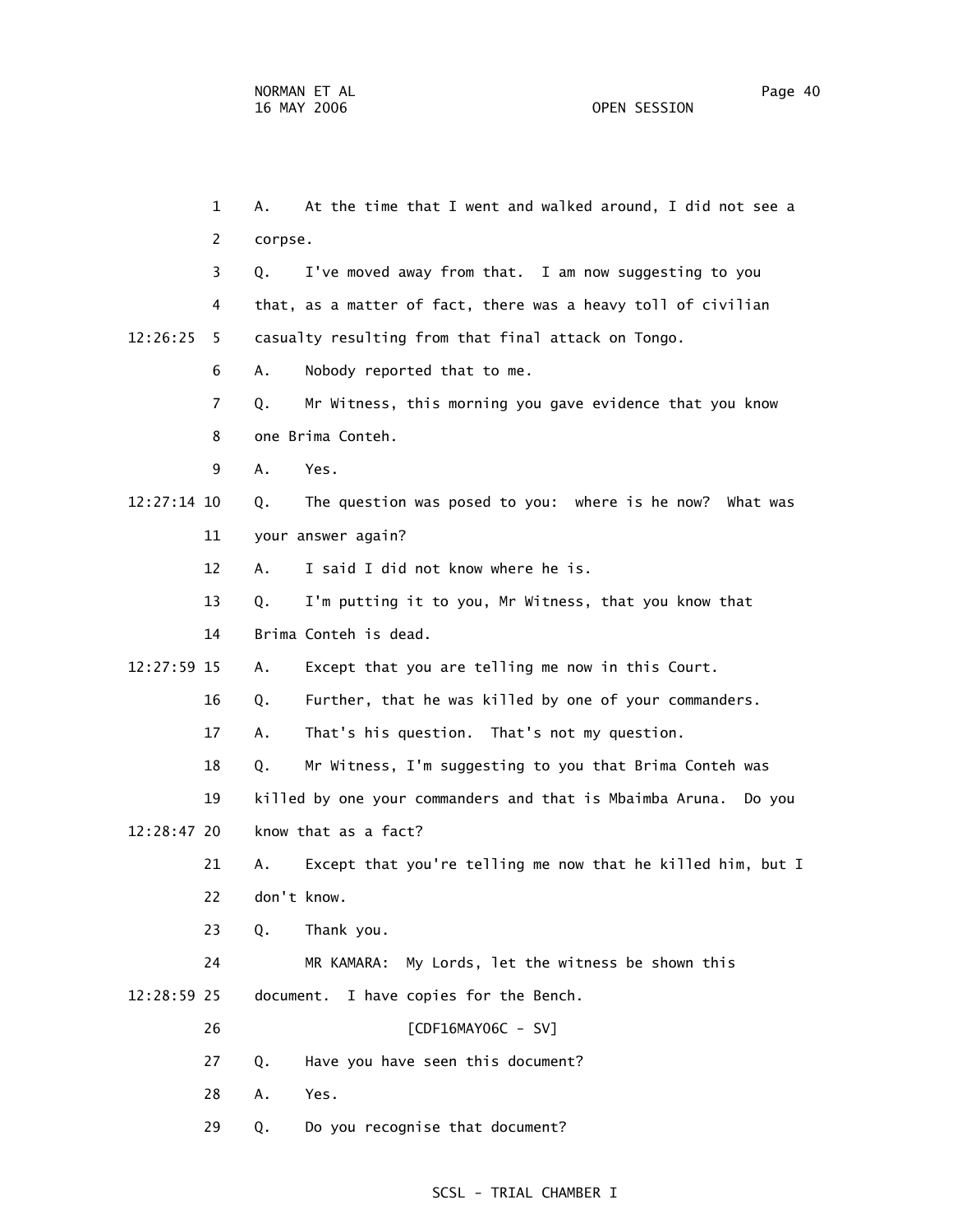1 A. At the time that I went and walked around, I did not see a

2 corpse.

3 Q. I've moved away from that. I am now suggesting to you

4 that, as a matter of fact, there was a heavy toll of civilian

12:26:25 5 casualty resulting from that final attack on Tongo.

6 A. Nobody reported that to me.

7 Q. Mr Witness, this morning you gave evidence that you know

8 one Brima Conteh.

9 A. Yes.

12:27:14 10 Q. The question was posed to you: where is he now? What was

11 your answer again?

12 A. I said I did not know where he is.

13 Q. I'm putting it to you, Mr Witness, that you know that

14 Brima Conteh is dead.

12:27:59 15 A. Except that you are telling me now in this Court.

16 Q. Further, that he was killed by one of your commanders.

17 A. That's his question. That's not my question.

18 Q. Mr Witness, I'm suggesting to you that Brima Conteh was

19 killed by one your commanders and that is Mbaimba Aruna. Do you

12:28:47 20 know that as a fact?

21 A. Except that you're telling me now that he killed him, but I

22 don't know.

23 Q. Thank you.

24 MR KAMARA: My Lords, let the witness be shown this

12:28:59 25 document. I have copies for the Bench.

26 [CDF16MAY06C - SV]

27 Q. Have you have seen this document?

28 A. Yes.

29 Q. Do you recognise that document?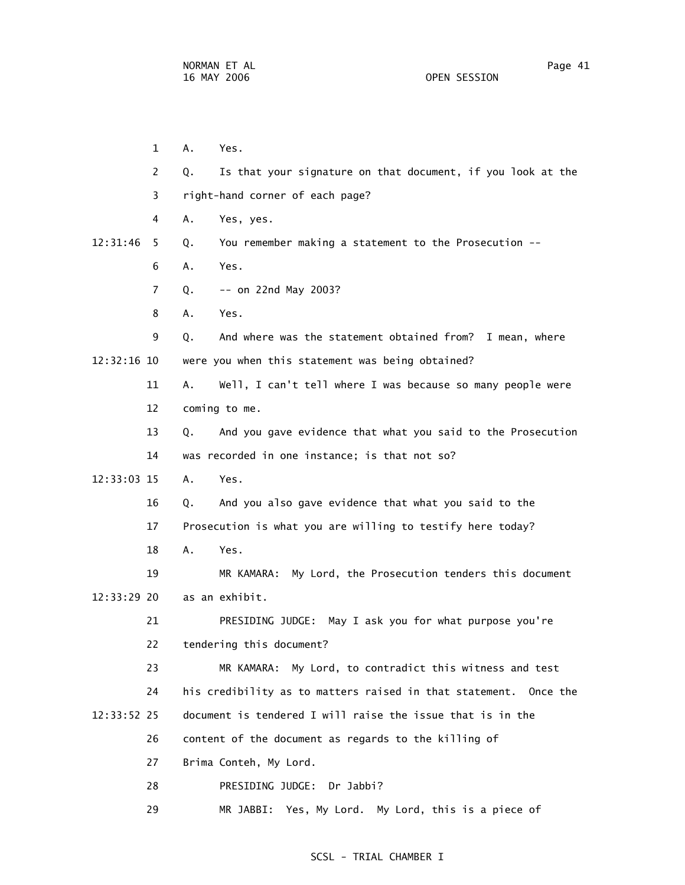A. Yes.

Q. Is that your signature on that document, if you look at the right-hand corner of each page?

A. Yes, yes.

Q. You remember making a statement to the Prosecution --

A. Yes.

Q. -- on 22nd May 2003?

A. Yes.

Q. And where was the statement obtained from? I mean, where were you when this statement was being obtained?

A. Well, I can't tell where I was because so many people were coming to me.

Q. And you gave evidence that what you said to the Prosecution was recorded in one instance; is that not so?

A. Yes.

Q. And you also gave evidence that what you said to the Prosecution is what you are willing to testify here today?

A. Yes.

MR KAMARA: My Lord, the Prosecution tenders this document as an exhibit.

PRESIDING JUDGE: May I ask you for what purpose you're tendering this document?

MR KAMARA: My Lord, to contradict this witness and test his credibility as to matters raised in that statement. Once the document is tendered I will raise the issue that is in the content of the document as regards to the killing of Brima Conteh, My Lord.

PRESIDING JUDGE: Dr Jabbi?

MR JABBI: Yes, My Lord. My Lord, this is a piece of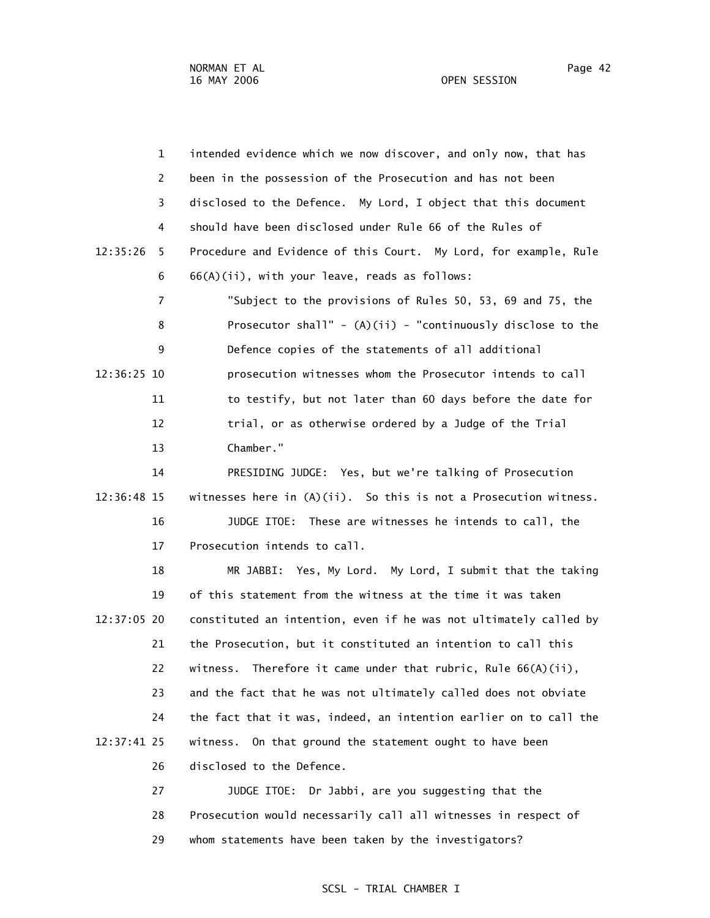intended evidence which we now discover, and only now, that has been in the possession of the Prosecution and has not been disclosed to the Defence. My Lord, I object that this document should have been disclosed under Rule 66 of the Rules of Procedure and Evidence of this Court. My Lord, for example, Rule 66(A)(ii), with your leave, reads as follows:

"Subject to the provisions of Rules 50, 53, 69 and 75, the Prosecutor shall" - (A)(ii) - "continuously disclose to the Defence copies of the statements of all additional prosecution witnesses whom the Prosecutor intends to call to testify, but not later than 60 days before the date for trial, or as otherwise ordered by a Judge of the Trial Chamber."

PRESIDING JUDGE: Yes, but we're talking of Prosecution witnesses here in (A)(ii). So this is not a Prosecution witness.

JUDGE ITOE: These are witnesses he intends to call, the Prosecution intends to call.

MR JABBI: Yes, My Lord. My Lord, I submit that the taking of this statement from the witness at the time it was taken constituted an intention, even if he was not ultimately called by the Prosecution, but it constituted an intention to call this witness. Therefore it came under that rubric, Rule 66(A)(ii), and the fact that he was not ultimately called does not obviate the fact that it was, indeed, an intention earlier on to call the witness. On that ground the statement ought to have been disclosed to the Defence.

JUDGE ITOE: Dr Jabbi, are you suggesting that the Prosecution would necessarily call all witnesses in respect of whom statements have been taken by the investigators?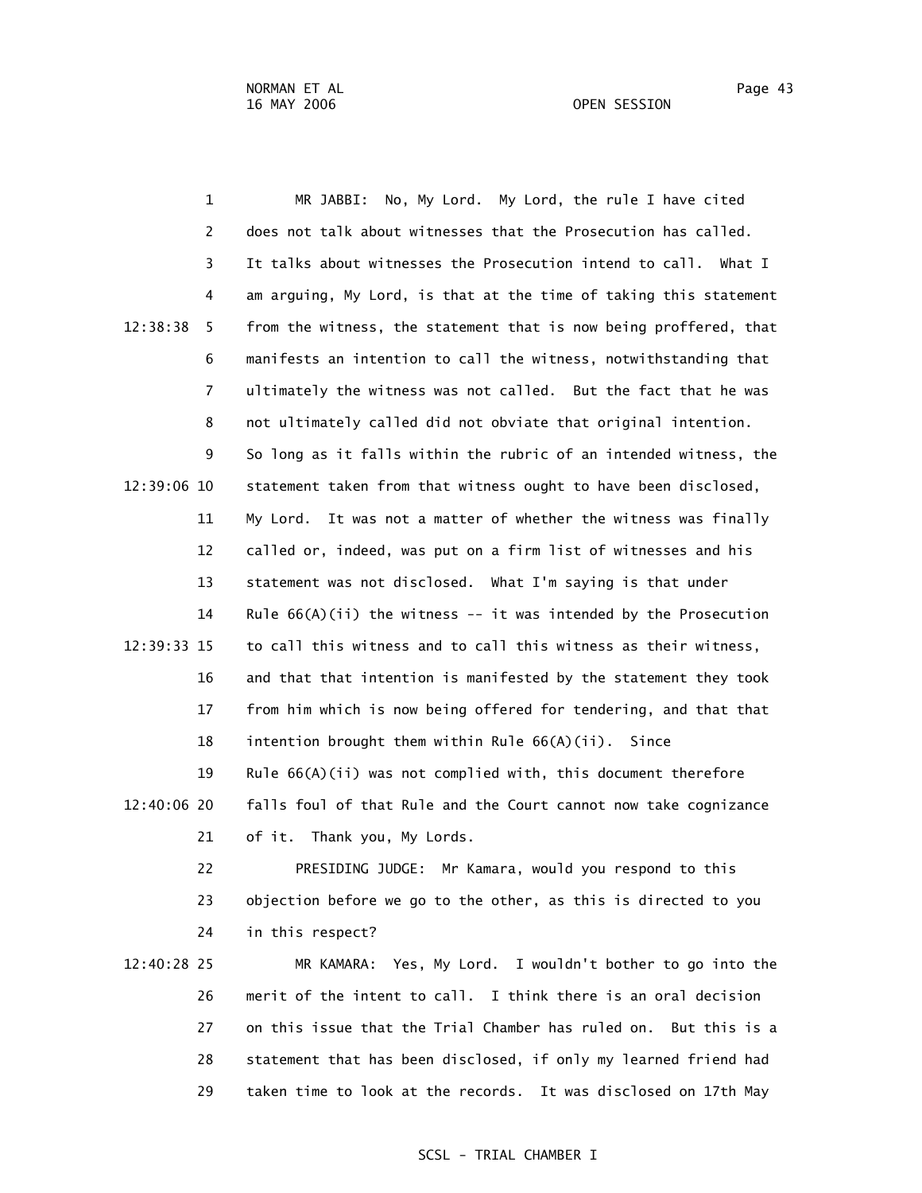MR JABBI: No, My Lord. My Lord, the rule I have cited does not talk about witnesses that the Prosecution has called. It talks about witnesses the Prosecution intend to call. What I am arguing, My Lord, is that at the time of taking this statement from the witness, the statement that is now being proffered, that manifests an intention to call the witness, notwithstanding that ultimately the witness was not called. But the fact that he was not ultimately called did not obviate that original intention. So long as it falls within the rubric of an intended witness, the statement taken from that witness ought to have been disclosed, My Lord. It was not a matter of whether the witness was finally called or, indeed, was put on a firm list of witnesses and his statement was not disclosed. What I'm saying is that under Rule 66(A)(ii) the witness -- it was intended by the Prosecution to call this witness and to call this witness as their witness, and that that intention is manifested by the statement they took from him which is now being offered for tendering, and that that intention brought them within Rule 66(A)(ii). Since Rule 66(A)(ii) was not complied with, this document therefore falls foul of that Rule and the Court cannot now take cognizance of it. Thank you, My Lords.

PRESIDING JUDGE: Mr Kamara, would you respond to this objection before we go to the other, as this is directed to you in this respect?

MR KAMARA: Yes, My Lord. I wouldn't bother to go into the merit of the intent to call. I think there is an oral decision on this issue that the Trial Chamber has ruled on. But this is a statement that has been disclosed, if only my learned friend had taken time to look at the records. It was disclosed on 17th May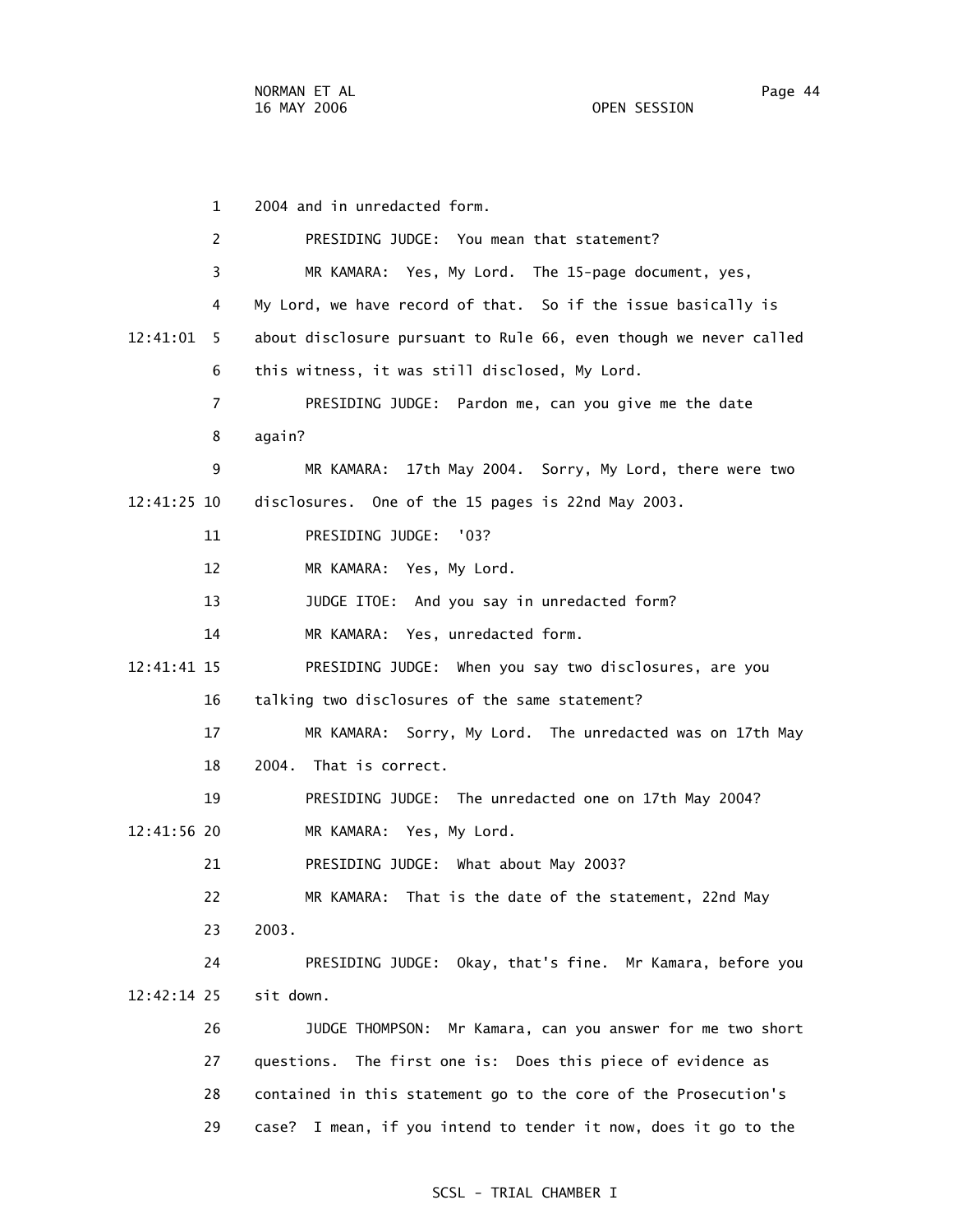2004 and in unredacted form.

PRESIDING JUDGE: You mean that statement?

MR KAMARA: Yes, My Lord. The 15-page document, yes, My Lord, we have record of that. So if the issue basically is about disclosure pursuant to Rule 66, even though we never called this witness, it was still disclosed, My Lord.

PRESIDING JUDGE: Pardon me, can you give me the date again?

MR KAMARA: 17th May 2004. Sorry, My Lord, there were two disclosures. One of the 15 pages is 22nd May 2003.

PRESIDING JUDGE: '03?

MR KAMARA: Yes, My Lord.

JUDGE ITOE: And you say in unredacted form?

MR KAMARA: Yes, unredacted form.

PRESIDING JUDGE: When you say two disclosures, are you talking two disclosures of the same statement?

MR KAMARA: Sorry, My Lord. The unredacted was on 17th May 2004. That is correct.

PRESIDING JUDGE: The unredacted one on 17th May 2004?

MR KAMARA: Yes, My Lord.

PRESIDING JUDGE: What about May 2003?

MR KAMARA: That is the date of the statement, 22nd May 2003.

PRESIDING JUDGE: Okay, that's fine. Mr Kamara, before you sit down.

JUDGE THOMPSON: Mr Kamara, can you answer for me two short questions. The first one is: Does this piece of evidence as contained in this statement go to the core of the Prosecution's case? I mean, if you intend to tender it now, does it go to the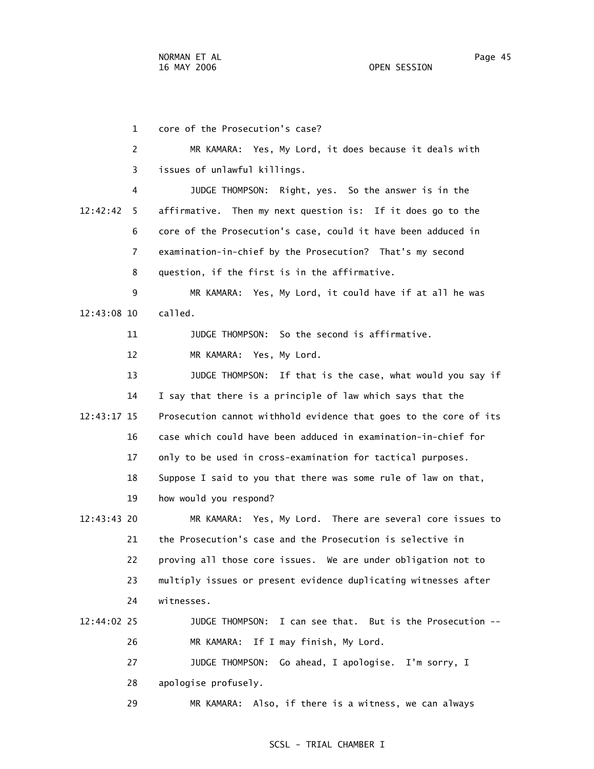core of the Prosecution's case?

MR KAMARA: Yes, My Lord, it does because it deals with issues of unlawful killings.

JUDGE THOMPSON: Right, yes. So the answer is in the affirmative. Then my next question is: If it does go to the core of the Prosecution's case, could it have been adduced in examination-in-chief by the Prosecution? That's my second question, if the first is in the affirmative.

MR KAMARA: Yes, My Lord, it could have if at all he was called.

JUDGE THOMPSON: So the second is affirmative.

MR KAMARA: Yes, My Lord.

JUDGE THOMPSON: If that is the case, what would you say if I say that there is a principle of law which says that the Prosecution cannot withhold evidence that goes to the core of its case which could have been adduced in examination-in-chief for only to be used in cross-examination for tactical purposes. Suppose I said to you that there was some rule of law on that, how would you respond?

MR KAMARA: Yes, My Lord. There are several core issues to the Prosecution's case and the Prosecution is selective in proving all those core issues. We are under obligation not to multiply issues or present evidence duplicating witnesses after witnesses.

JUDGE THOMPSON: I can see that. But is the Prosecution --

MR KAMARA: If I may finish, My Lord.

JUDGE THOMPSON: Go ahead, I apologise. I'm sorry, I apologise profusely.

MR KAMARA: Also, if there is a witness, we can always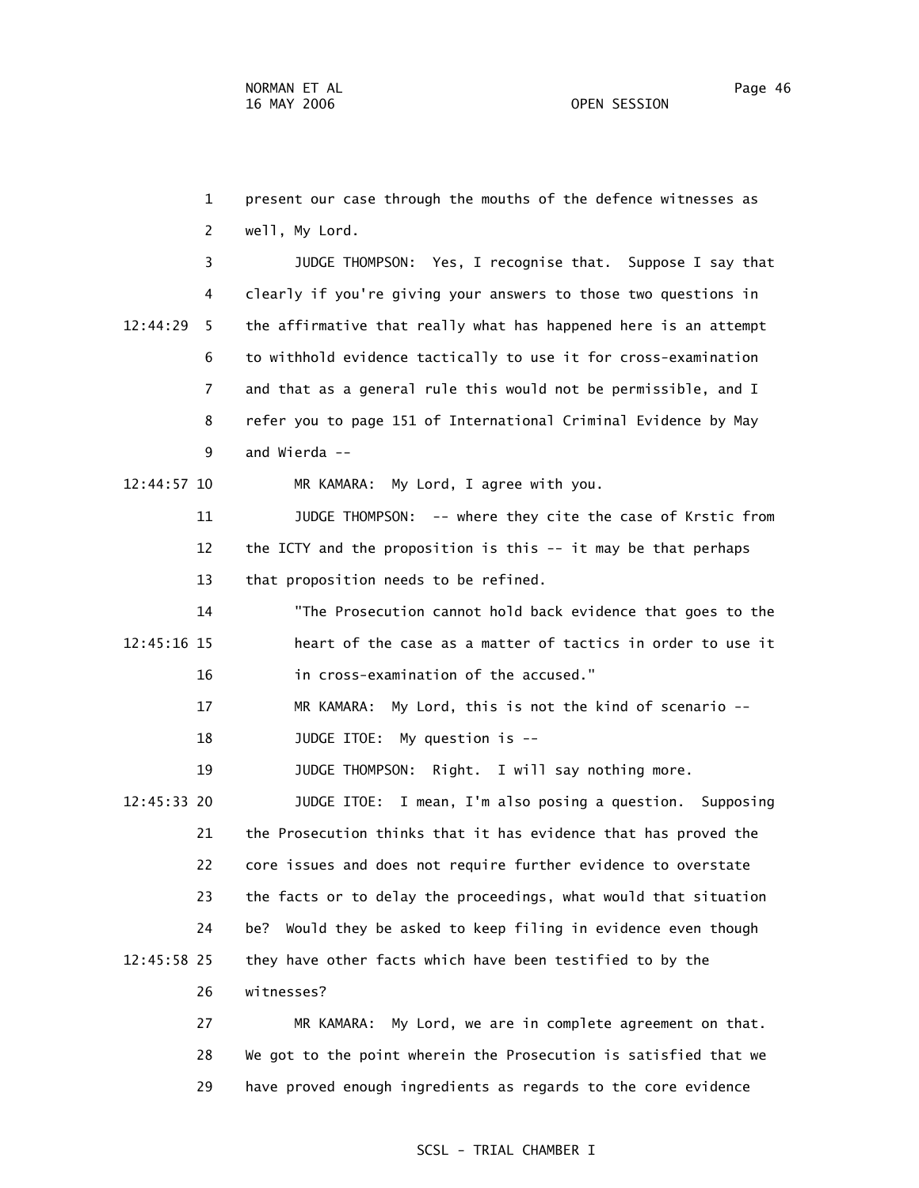present our case through the mouths of the defence witnesses as well, My Lord.

JUDGE THOMPSON: Yes, I recognise that. Suppose I say that clearly if you're giving your answers to those two questions in the affirmative that really what has happened here is an attempt to withhold evidence tactically to use it for cross-examination and that as a general rule this would not be permissible, and I refer you to page 151 of International Criminal Evidence by May and Wierda --

MR KAMARA: My Lord, I agree with you.

JUDGE THOMPSON: -- where they cite the case of Krstic from the ICTY and the proposition is this -- it may be that perhaps that proposition needs to be refined.

> "The Prosecution cannot hold back evidence that goes to the heart of the case as a matter of tactics in order to use it in cross-examination of the accused."

MR KAMARA: My Lord, this is not the kind of scenario --

JUDGE ITOE: My question is --

JUDGE THOMPSON: Right. I will say nothing more.

JUDGE ITOE: I mean, I'm also posing a question. Supposing the Prosecution thinks that it has evidence that has proved the core issues and does not require further evidence to overstate the facts or to delay the proceedings, what would that situation be? Would they be asked to keep filing in evidence even though they have other facts which have been testified to by the witnesses?

MR KAMARA: My Lord, we are in complete agreement on that. We got to the point wherein the Prosecution is satisfied that we have proved enough ingredients as regards to the core evidence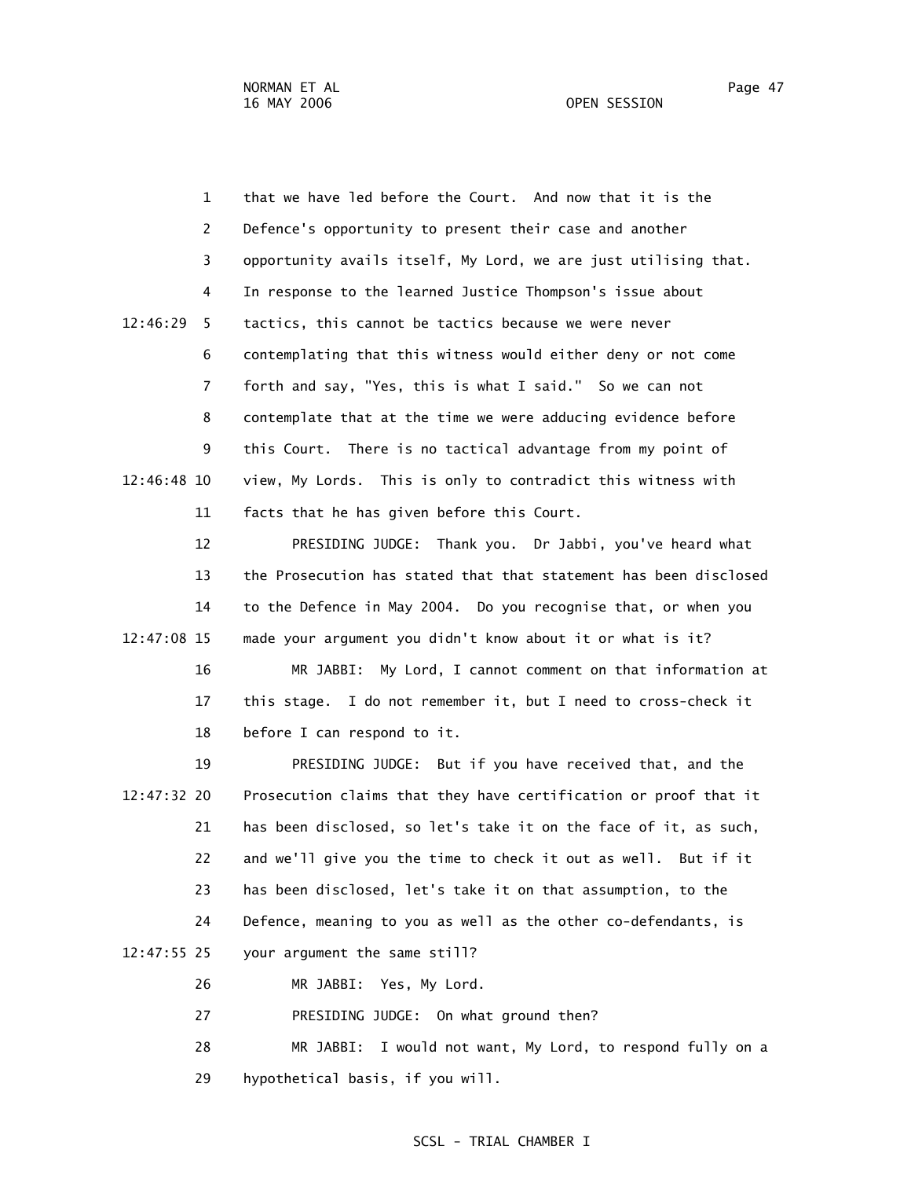that we have led before the Court. And now that it is the Defence's opportunity to present their case and another opportunity avails itself, My Lord, we are just utilising that. In response to the learned Justice Thompson's issue about tactics, this cannot be tactics because we were never contemplating that this witness would either deny or not come forth and say, "Yes, this is what I said." So we can not contemplate that at the time we were adducing evidence before this Court. There is no tactical advantage from my point of view, My Lords. This is only to contradict this witness with facts that he has given before this Court.

PRESIDING JUDGE: Thank you. Dr Jabbi, you've heard what the Prosecution has stated that that statement has been disclosed to the Defence in May 2004. Do you recognise that, or when you made your argument you didn't know about it or what is it?

MR JABBI: My Lord, I cannot comment on that information at this stage. I do not remember it, but I need to cross-check it before I can respond to it.

PRESIDING JUDGE: But if you have received that, and the Prosecution claims that they have certification or proof that it has been disclosed, so let's take it on the face of it, as such, and we'll give you the time to check it out as well. But if it has been disclosed, let's take it on that assumption, to the Defence, meaning to you as well as the other co-defendants, is your argument the same still?

MR JABBI: Yes, My Lord.

PRESIDING JUDGE: On what ground then?

MR JABBI: I would not want, My Lord, to respond fully on a hypothetical basis, if you will.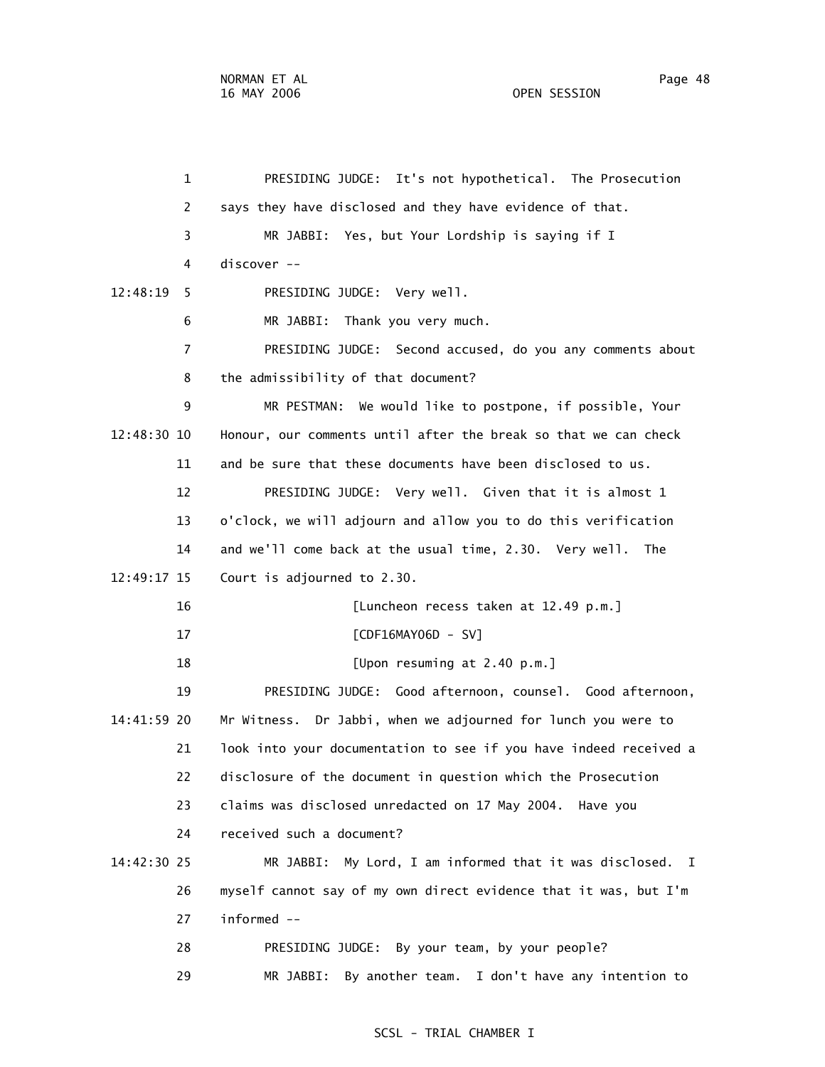PRESIDING JUDGE: It's not hypothetical. The Prosecution says they have disclosed and they have evidence of that.

MR JABBI: Yes, but Your Lordship is saying if I discover --

PRESIDING JUDGE: Very well.

MR JABBI: Thank you very much.

PRESIDING JUDGE: Second accused, do you any comments about the admissibility of that document?

MR PESTMAN: We would like to postpone, if possible, Your Honour, our comments until after the break so that we can check and be sure that these documents have been disclosed to us.

PRESIDING JUDGE: Very well. Given that it is almost 1 o'clock, we will adjourn and allow you to do this verification and we'll come back at the usual time, 2.30. Very well. The Court is adjourned to 2.30.

[Luncheon recess taken at 12.49 p.m.]

[CDF16MAY06D - SV]

[Upon resuming at 2.40 p.m.]

PRESIDING JUDGE: Good afternoon, counsel. Good afternoon, Mr Witness. Dr Jabbi, when we adjourned for lunch you were to look into your documentation to see if you have indeed received a disclosure of the document in question which the Prosecution claims was disclosed unredacted on 17 May 2004. Have you received such a document?

MR JABBI: My Lord, I am informed that it was disclosed. I myself cannot say of my own direct evidence that it was, but I'm informed --

PRESIDING JUDGE: By your team, by your people?

MR JABBI: By another team. I don't have any intention to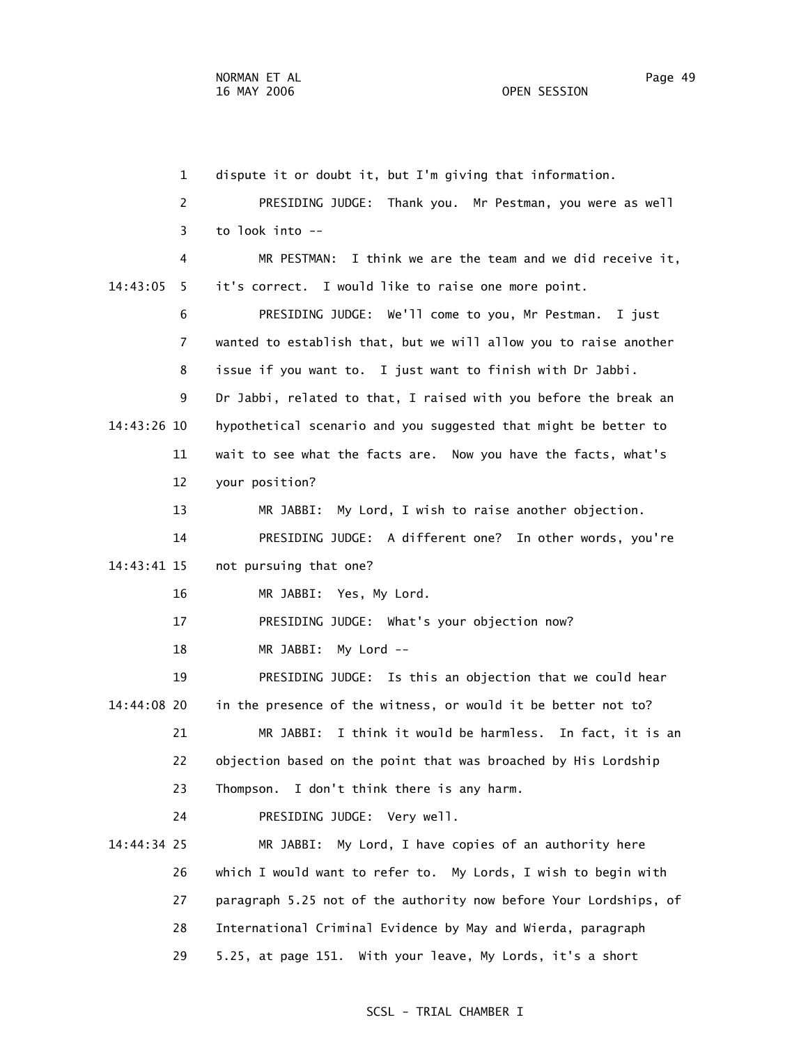1 dispute it or doubt it, but I'm giving that information.

2 PRESIDING JUDGE: Thank you. Mr Pestman, you were as well

3 to look into --

4 MR PESTMAN: I think we are the team and we did receive it,

14:43:05 5 it's correct. I would like to raise one more point.

6 PRESIDING JUDGE: We'll come to you, Mr Pestman. I just

7 wanted to establish that, but we will allow you to raise another

8 issue if you want to. I just want to finish with Dr Jabbi.

9 Dr Jabbi, related to that, I raised with you before the break an

14:43:26 10 hypothetical scenario and you suggested that might be better to

11 wait to see what the facts are. Now you have the facts, what's

12 your position?

13 MR JABBI: My Lord, I wish to raise another objection.

14 PRESIDING JUDGE: A different one? In other words, you're

14:43:41 15 not pursuing that one?

16 MR JABBI: Yes, My Lord.

17 PRESIDING JUDGE: What's your objection now?

18 MR JABBI: My Lord --

19 PRESIDING JUDGE: Is this an objection that we could hear

14:44:08 20 in the presence of the witness, or would it be better not to?

21 MR JABBI: I think it would be harmless. In fact, it is an

22 objection based on the point that was broached by His Lordship

23 Thompson. I don't think there is any harm.

24 PRESIDING JUDGE: Very well.

14:44:34 25 MR JABBI: My Lord, I have copies of an authority here

26 which I would want to refer to. My Lords, I wish to begin with

27 paragraph 5.25 not of the authority now before Your Lordships, of

28 International Criminal Evidence by May and Wierda, paragraph

29 5.25, at page 151. With your leave, My Lords, it's a short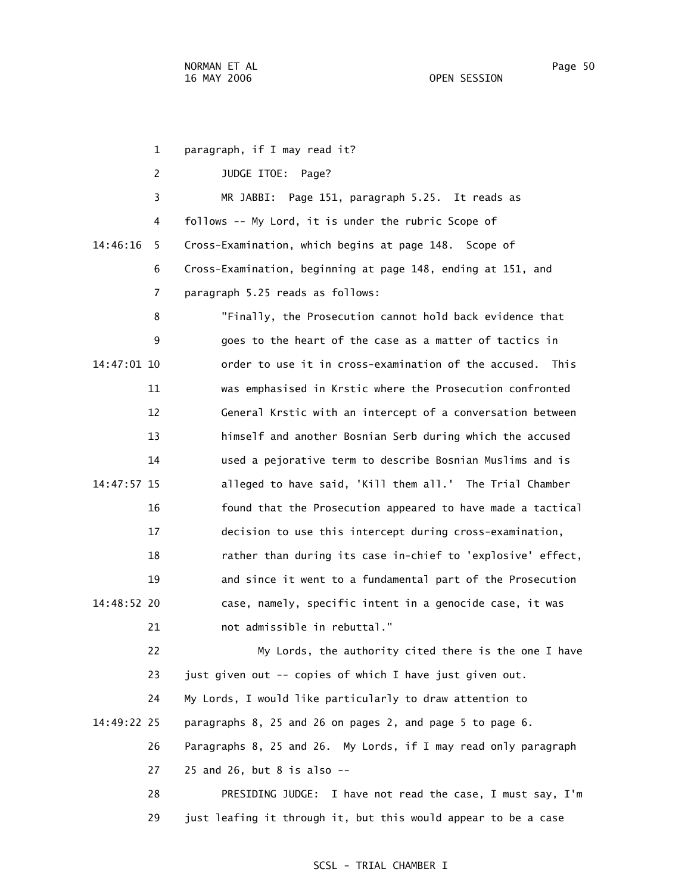paragraph, if I may read it?

JUDGE ITOE: Page?

MR JABBI: Page 151, paragraph 5.25. It reads as follows -- My Lord, it is under the rubric Scope of Cross-Examination, which begins at page 148. Scope of Cross-Examination, beginning at page 148, ending at 151, and paragraph 5.25 reads as follows:

> "Finally, the Prosecution cannot hold back evidence that goes to the heart of the case as a matter of tactics in order to use it in cross-examination of the accused. This was emphasised in Krstic where the Prosecution confronted General Krstic with an intercept of a conversation between himself and another Bosnian Serb during which the accused used a pejorative term to describe Bosnian Muslims and is alleged to have said, 'Kill them all.' The Trial Chamber found that the Prosecution appeared to have made a tactical decision to use this intercept during cross-examination, rather than during its case in-chief to 'explosive' effect, and since it went to a fundamental part of the Prosecution case, namely, specific intent in a genocide case, it was not admissible in rebuttal."

My Lords, the authority cited there is the one I have just given out -- copies of which I have just given out. My Lords, I would like particularly to draw attention to paragraphs 8, 25 and 26 on pages 2, and page 5 to page 6. Paragraphs 8, 25 and 26. My Lords, if I may read only paragraph 25 and 26, but 8 is also --

PRESIDING JUDGE: I have not read the case, I must say, I'm just leafing it through it, but this would appear to be a case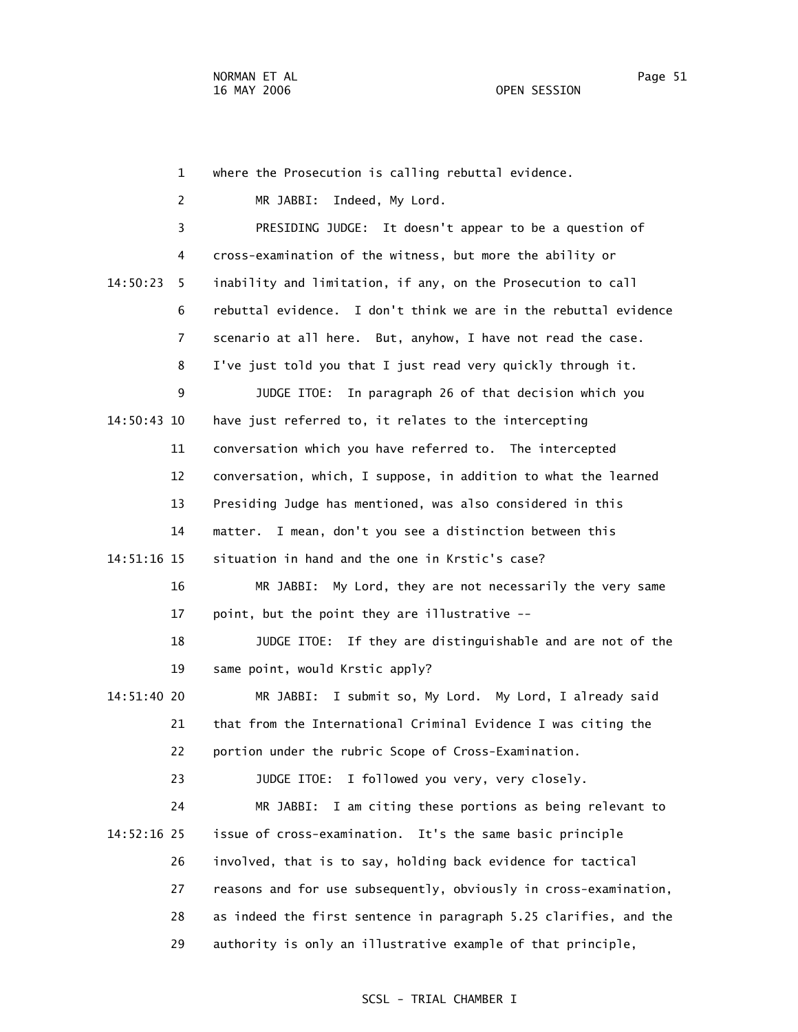1 where the Prosecution is calling rebuttal evidence.

2 MR JABBI: Indeed, My Lord.

3 PRESIDING JUDGE: It doesn't appear to be a question of

4 cross-examination of the witness, but more the ability or

14:50:23 5 inability and limitation, if any, on the Prosecution to call

6 rebuttal evidence. I don't think we are in the rebuttal evidence

7 scenario at all here. But, anyhow, I have not read the case.

8 I've just told you that I just read very quickly through it.

9 JUDGE ITOE: In paragraph 26 of that decision which you

14:50:43 10 have just referred to, it relates to the intercepting

11 conversation which you have referred to. The intercepted

12 conversation, which, I suppose, in addition to what the learned

13 Presiding Judge has mentioned, was also considered in this

14 matter. I mean, don't you see a distinction between this

14:51:16 15 situation in hand and the one in Krstic's case?

16 MR JABBI: My Lord, they are not necessarily the very same

17 point, but the point they are illustrative --

18 JUDGE ITOE: If they are distinguishable and are not of the

19 same point, would Krstic apply?

14:51:40 20 MR JABBI: I submit so, My Lord. My Lord, I already said

21 that from the International Criminal Evidence I was citing the

22 portion under the rubric Scope of Cross-Examination.

23 JUDGE ITOE: I followed you very, very closely.

24 MR JABBI: I am citing these portions as being relevant to

14:52:16 25 issue of cross-examination. It's the same basic principle

26 involved, that is to say, holding back evidence for tactical

27 reasons and for use subsequently, obviously in cross-examination,

28 as indeed the first sentence in paragraph 5.25 clarifies, and the

29 authority is only an illustrative example of that principle,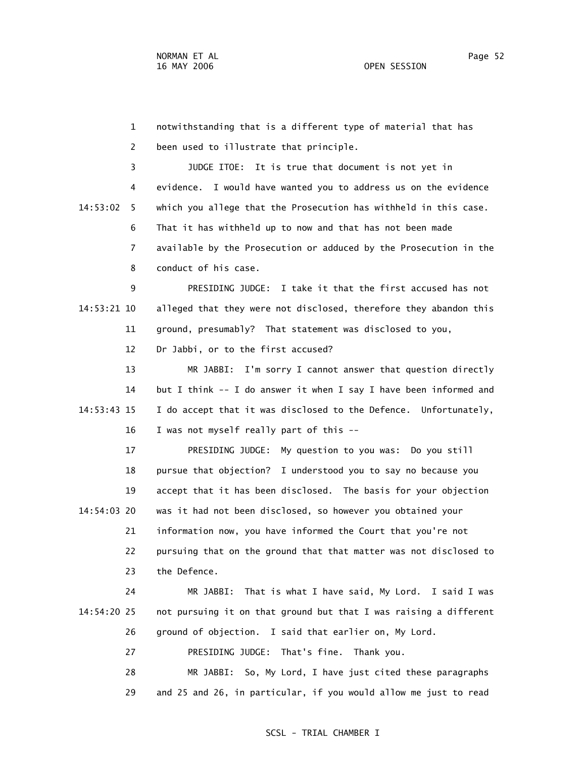1 notwithstanding that is a different type of material that has

2 been used to illustrate that principle.

3 JUDGE ITOE: It is true that document is not yet in

4 evidence. I would have wanted you to address us on the evidence

14:53:02 5 which you allege that the Prosecution has withheld in this case.

6 That it has withheld up to now and that has not been made

7 available by the Prosecution or adduced by the Prosecution in the

8 conduct of his case.

9 PRESIDING JUDGE: I take it that the first accused has not

14:53:21 10 alleged that they were not disclosed, therefore they abandon this

11 ground, presumably? That statement was disclosed to you,

12 Dr Jabbi, or to the first accused?

13 MR JABBI: I'm sorry I cannot answer that question directly

14 but I think -- I do answer it when I say I have been informed and

14:53:43 15 I do accept that it was disclosed to the Defence. Unfortunately,

16 I was not myself really part of this --

17 PRESIDING JUDGE: My question to you was: Do you still

18 pursue that objection? I understood you to say no because you

19 accept that it has been disclosed. The basis for your objection

14:54:03 20 was it had not been disclosed, so however you obtained your

21 information now, you have informed the Court that you're not

22 pursuing that on the ground that that matter was not disclosed to

23 the Defence.

24 MR JABBI: That is what I have said, My Lord. I said I was

14:54:20 25 not pursuing it on that ground but that I was raising a different

26 ground of objection. I said that earlier on, My Lord.

27 PRESIDING JUDGE: That's fine. Thank you.

28 MR JABBI: So, My Lord, I have just cited these paragraphs

29 and 25 and 26, in particular, if you would allow me just to read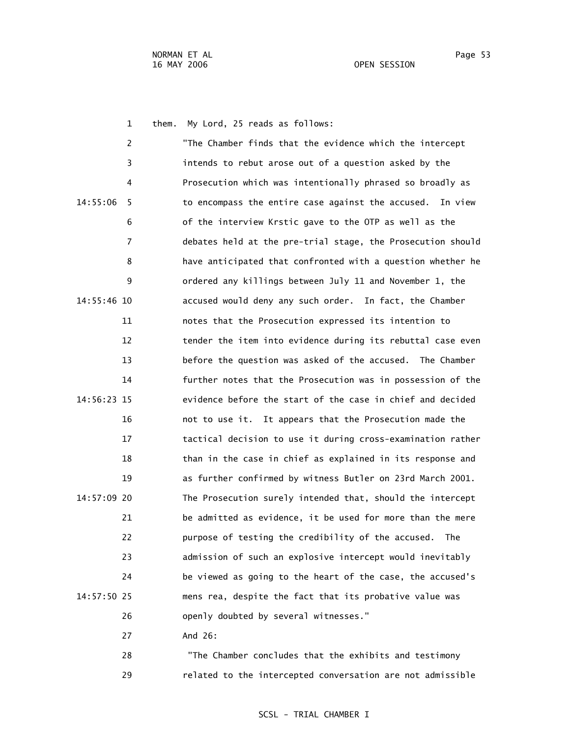them. My Lord, 25 reads as follows:

"The Chamber finds that the evidence which the intercept intends to rebut arose out of a question asked by the Prosecution which was intentionally phrased so broadly as to encompass the entire case against the accused. In view of the interview Krstic gave to the OTP as well as the debates held at the pre-trial stage, the Prosecution should have anticipated that confronted with a question whether he ordered any killings between July 11 and November 1, the accused would deny any such order. In fact, the Chamber notes that the Prosecution expressed its intention to tender the item into evidence during its rebuttal case even before the question was asked of the accused. The Chamber further notes that the Prosecution was in possession of the evidence before the start of the case in chief and decided not to use it. It appears that the Prosecution made the tactical decision to use it during cross-examination rather than in the case in chief as explained in its response and as further confirmed by witness Butler on 23rd March 2001. The Prosecution surely intended that, should the intercept be admitted as evidence, it be used for more than the mere purpose of testing the credibility of the accused. The admission of such an explosive intercept would inevitably be viewed as going to the heart of the case, the accused's mens rea, despite the fact that its probative value was openly doubted by several witnesses."

And 26:

"The Chamber concludes that the exhibits and testimony related to the intercepted conversation are not admissible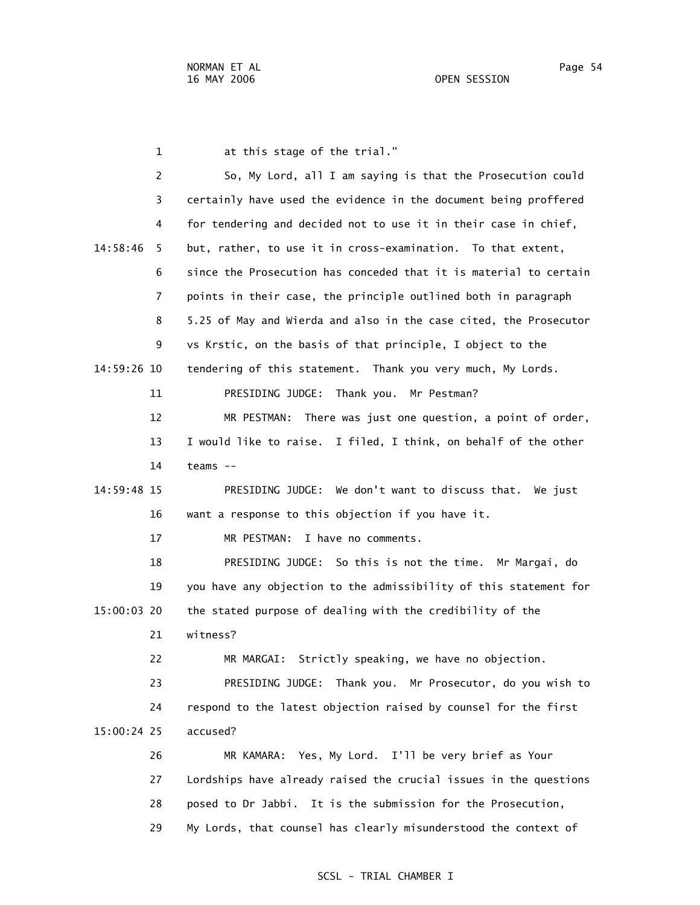at this stage of the trial."

So, My Lord, all I am saying is that the Prosecution could certainly have used the evidence in the document being proffered for tendering and decided not to use it in their case in chief, but, rather, to use it in cross-examination. To that extent, since the Prosecution has conceded that it is material to certain points in their case, the principle outlined both in paragraph 5.25 of May and Wierda and also in the case cited, the Prosecutor vs Krstic, on the basis of that principle, I object to the tendering of this statement. Thank you very much, My Lords.

PRESIDING JUDGE: Thank you. Mr Pestman?

MR PESTMAN: There was just one question, a point of order, I would like to raise. I filed, I think, on behalf of the other teams --

PRESIDING JUDGE: We don't want to discuss that. We just want a response to this objection if you have it.

MR PESTMAN: I have no comments.

PRESIDING JUDGE: So this is not the time. Mr Margai, do you have any objection to the admissibility of this statement for the stated purpose of dealing with the credibility of the witness?

MR MARGAI: Strictly speaking, we have no objection.

PRESIDING JUDGE: Thank you. Mr Prosecutor, do you wish to respond to the latest objection raised by counsel for the first accused?

MR KAMARA: Yes, My Lord. I'll be very brief as Your Lordships have already raised the crucial issues in the questions posed to Dr Jabbi. It is the submission for the Prosecution, My Lords, that counsel has clearly misunderstood the context of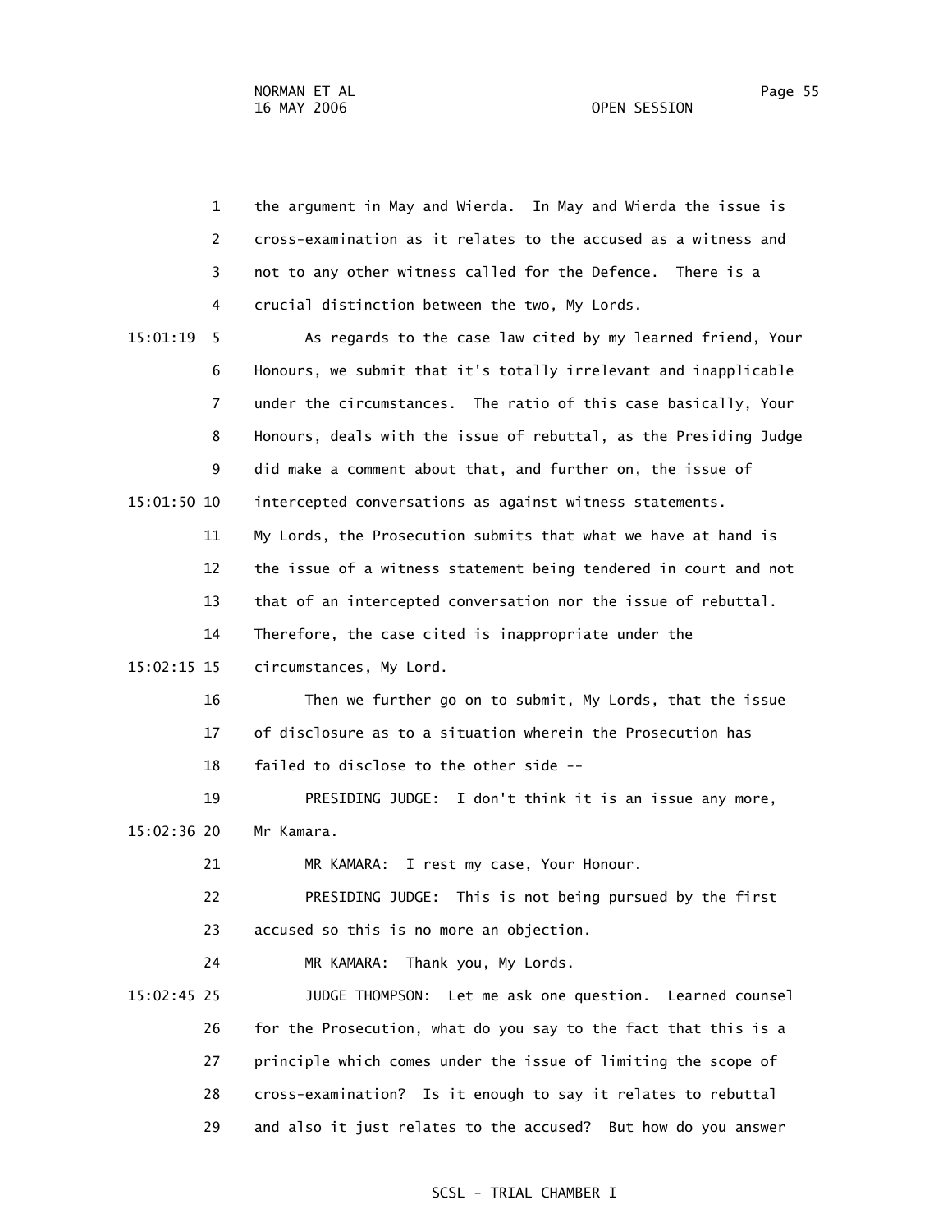the argument in May and Wierda. In May and Wierda the issue is cross-examination as it relates to the accused as a witness and not to any other witness called for the Defence. There is a crucial distinction between the two, My Lords.

As regards to the case law cited by my learned friend, Your Honours, we submit that it's totally irrelevant and inapplicable under the circumstances. The ratio of this case basically, Your Honours, deals with the issue of rebuttal, as the Presiding Judge did make a comment about that, and further on, the issue of intercepted conversations as against witness statements. My Lords, the Prosecution submits that what we have at hand is the issue of a witness statement being tendered in court and not that of an intercepted conversation nor the issue of rebuttal. Therefore, the case cited is inappropriate under the circumstances, My Lord.

Then we further go on to submit, My Lords, that the issue of disclosure as to a situation wherein the Prosecution has failed to disclose to the other side --

PRESIDING JUDGE: I don't think it is an issue any more, Mr Kamara.

MR KAMARA: I rest my case, Your Honour.

PRESIDING JUDGE: This is not being pursued by the first accused so this is no more an objection.

MR KAMARA: Thank you, My Lords.

JUDGE THOMPSON: Let me ask one question. Learned counsel for the Prosecution, what do you say to the fact that this is a principle which comes under the issue of limiting the scope of cross-examination? Is it enough to say it relates to rebuttal and also it just relates to the accused? But how do you answer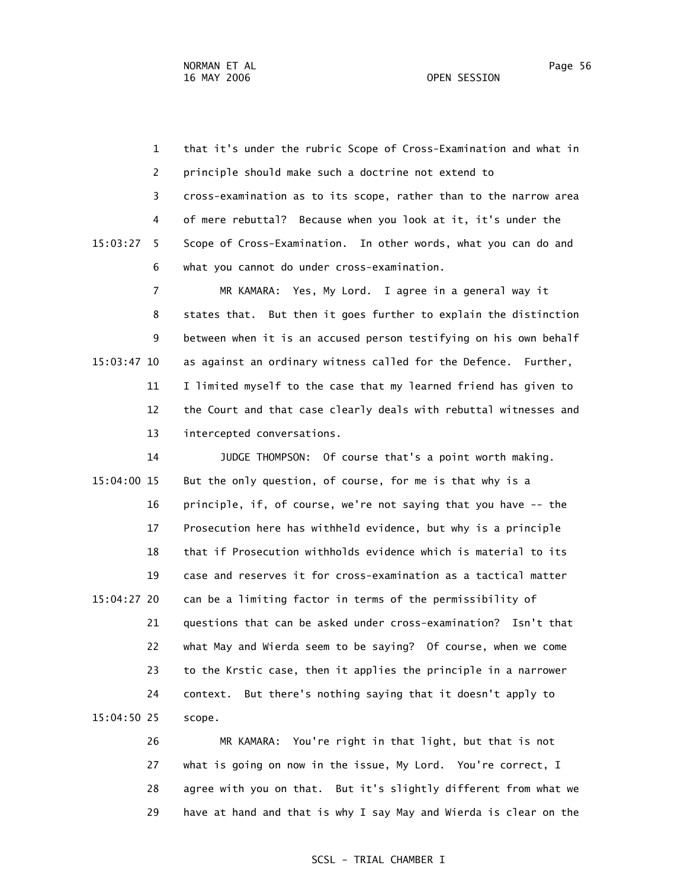that it's under the rubric Scope of Cross-Examination and what in principle should make such a doctrine not extend to cross-examination as to its scope, rather than to the narrow area of mere rebuttal? Because when you look at it, it's under the Scope of Cross-Examination. In other words, what you can do and what you cannot do under cross-examination.

MR KAMARA: Yes, My Lord. I agree in a general way it states that. But then it goes further to explain the distinction between when it is an accused person testifying on his own behalf as against an ordinary witness called for the Defence. Further, I limited myself to the case that my learned friend has given to the Court and that case clearly deals with rebuttal witnesses and intercepted conversations.

JUDGE THOMPSON: Of course that's a point worth making. But the only question, of course, for me is that why is a principle, if, of course, we're not saying that you have -- the Prosecution here has withheld evidence, but why is a principle that if Prosecution withholds evidence which is material to its case and reserves it for cross-examination as a tactical matter can be a limiting factor in terms of the permissibility of questions that can be asked under cross-examination? Isn't that what May and Wierda seem to be saying? Of course, when we come to the Krstic case, then it applies the principle in a narrower context. But there's nothing saying that it doesn't apply to scope.

MR KAMARA: You're right in that light, but that is not what is going on now in the issue, My Lord. You're correct, I agree with you on that. But it's slightly different from what we have at hand and that is why I say May and Wierda is clear on the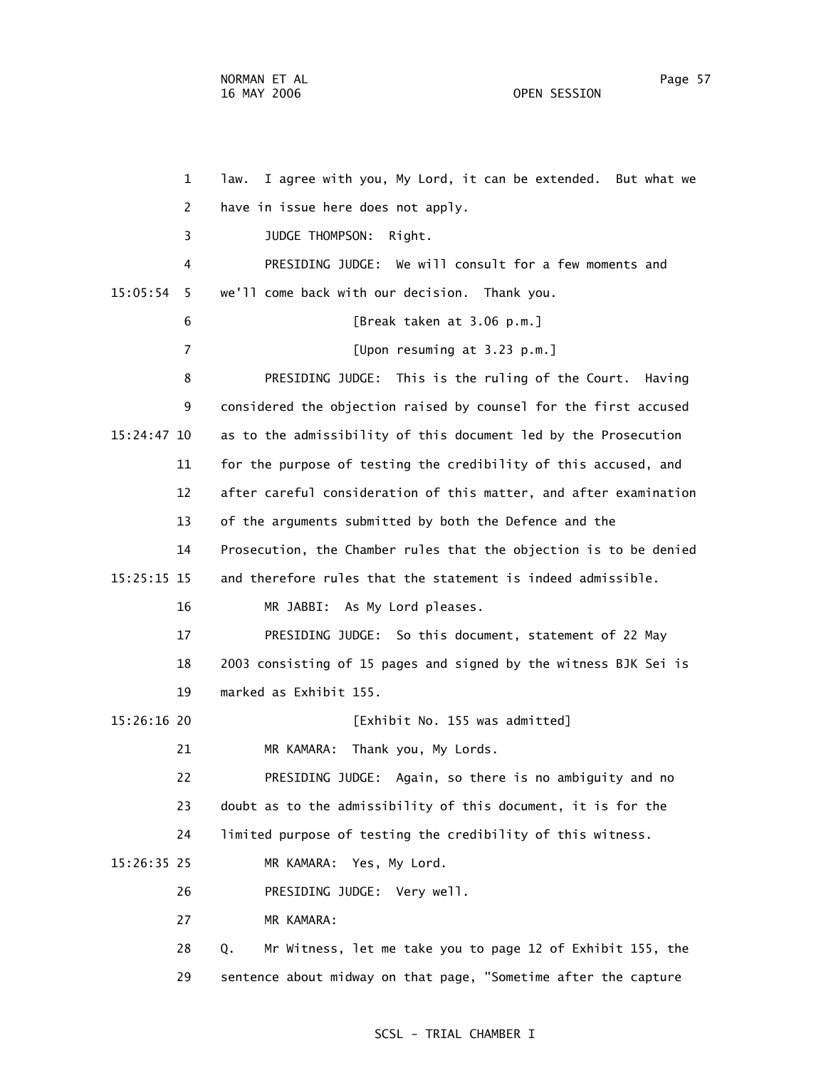law. I agree with you, My Lord, it can be extended. But what we have in issue here does not apply.

JUDGE THOMPSON: Right.

PRESIDING JUDGE: We will consult for a few moments and we'll come back with our decision. Thank you.

[Break taken at 3.06 p.m.]

[Upon resuming at 3.23 p.m.]

PRESIDING JUDGE: This is the ruling of the Court. Having considered the objection raised by counsel for the first accused as to the admissibility of this document led by the Prosecution for the purpose of testing the credibility of this accused, and after careful consideration of this matter, and after examination of the arguments submitted by both the Defence and the Prosecution, the Chamber rules that the objection is to be denied and therefore rules that the statement is indeed admissible.

MR JABBI: As My Lord pleases.

PRESIDING JUDGE: So this document, statement of 22 May 2003 consisting of 15 pages and signed by the witness BJK Sei is marked as Exhibit 155.

[Exhibit No. 155 was admitted]

MR KAMARA: Thank you, My Lords.

PRESIDING JUDGE: Again, so there is no ambiguity and no doubt as to the admissibility of this document, it is for the limited purpose of testing the credibility of this witness.

MR KAMARA: Yes, My Lord.

PRESIDING JUDGE: Very well.

MR KAMARA:

Q. Mr Witness, let me take you to page 12 of Exhibit 155, the sentence about midway on that page, "Sometime after the capture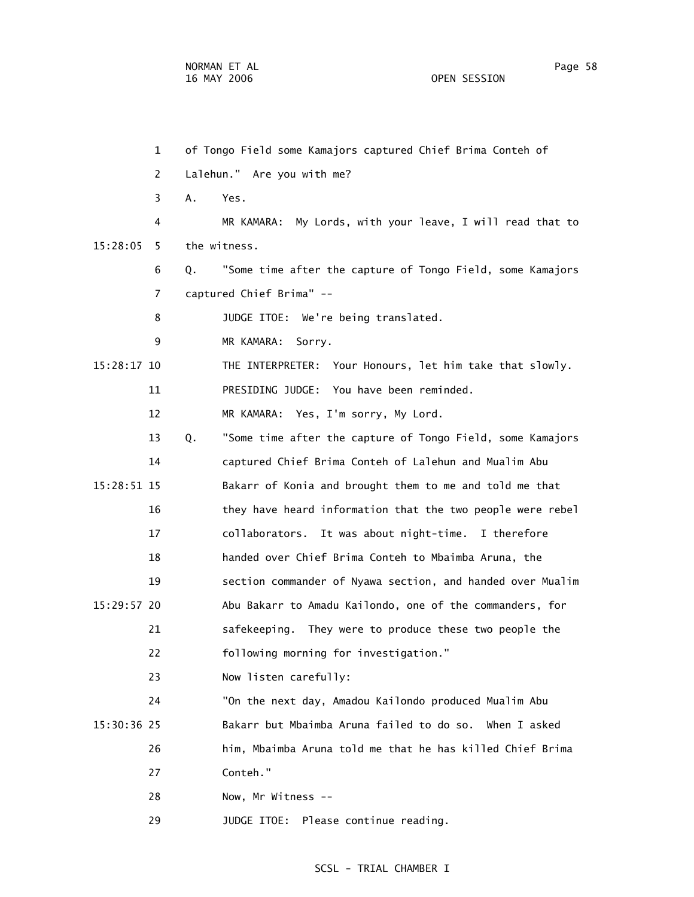1 of Tongo Field some Kamajors captured Chief Brima Conteh of

2 Lalehun." Are you with me?

3 A. Yes.

4 MR KAMARA: My Lords, with your leave, I will read that to

15:28:05 5 the witness.

6 Q. "Some time after the capture of Tongo Field, some Kamajors

7 captured Chief Brima" --

8 JUDGE ITOE: We're being translated.

9 MR KAMARA: Sorry.

15:28:17 10 THE INTERPRETER: Your Honours, let him take that slowly.

11 PRESIDING JUDGE: You have been reminded.

12 MR KAMARA: Yes, I'm sorry, My Lord.

13 Q. "Some time after the capture of Tongo Field, some Kamajors

14 captured Chief Brima Conteh of Lalehun and Mualim Abu

15:28:51 15 Bakarr of Konia and brought them to me and told me that

16 they have heard information that the two people were rebel

17 collaborators. It was about night-time. I therefore

18 handed over Chief Brima Conteh to Mbaimba Aruna, the

19 section commander of Nyawa section, and handed over Mualim

15:29:57 20 Abu Bakarr to Amadu Kailondo, one of the commanders, for

21 safekeeping. They were to produce these two people the

22 following morning for investigation."

23 Now listen carefully:

24 "On the next day, Amadou Kailondo produced Mualim Abu

15:30:36 25 Bakarr but Mbaimba Aruna failed to do so. When I asked

26 him, Mbaimba Aruna told me that he has killed Chief Brima

27 Conteh."

28 Now, Mr Witness --

29 JUDGE ITOE: Please continue reading.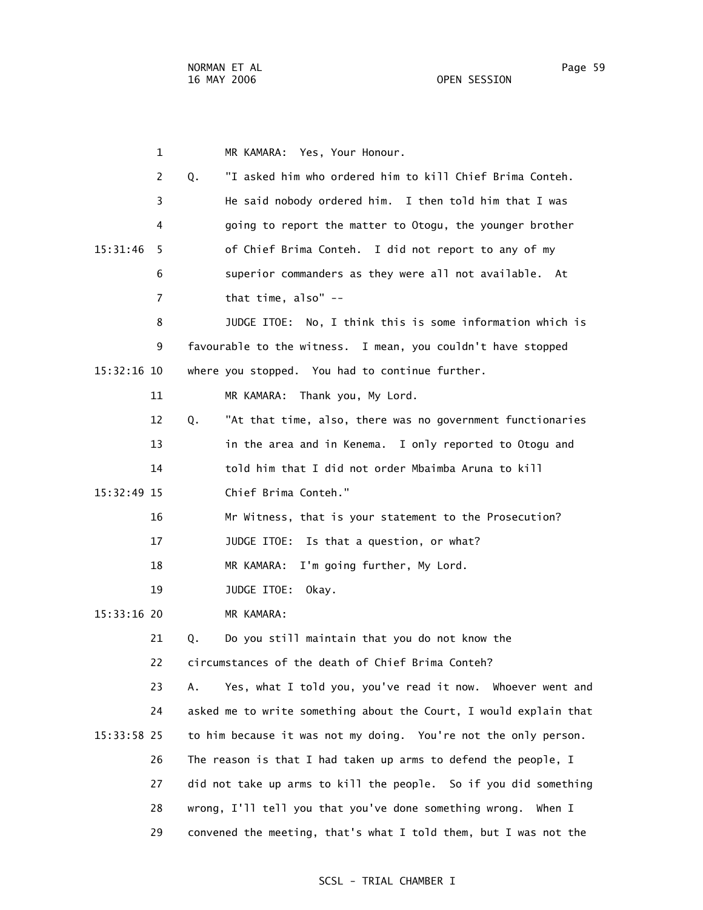MR KAMARA: Yes, Your Honour.

Q. "I asked him who ordered him to kill Chief Brima Conteh. He said nobody ordered him. I then told him that I was going to report the matter to Otogu, the younger brother of Chief Brima Conteh. I did not report to any of my superior commanders as they were all not available. At that time, also" --

JUDGE ITOE: No, I think this is some information which is favourable to the witness. I mean, you couldn't have stopped where you stopped. You had to continue further.

MR KAMARA: Thank you, My Lord.

Q. "At that time, also, there was no government functionaries in the area and in Kenema. I only reported to Otogu and told him that I did not order Mbaimba Aruna to kill Chief Brima Conteh."

Mr Witness, that is your statement to the Prosecution?

JUDGE ITOE: Is that a question, or what?

MR KAMARA: I'm going further, My Lord.

JUDGE ITOE: Okay.

MR KAMARA:

Q. Do you still maintain that you do not know the circumstances of the death of Chief Brima Conteh?

A. Yes, what I told you, you've read it now. Whoever went and asked me to write something about the Court, I would explain that to him because it was not my doing. You're not the only person. The reason is that I had taken up arms to defend the people, I did not take up arms to kill the people. So if you did something wrong, I'll tell you that you've done something wrong. When I convened the meeting, that's what I told them, but I was not the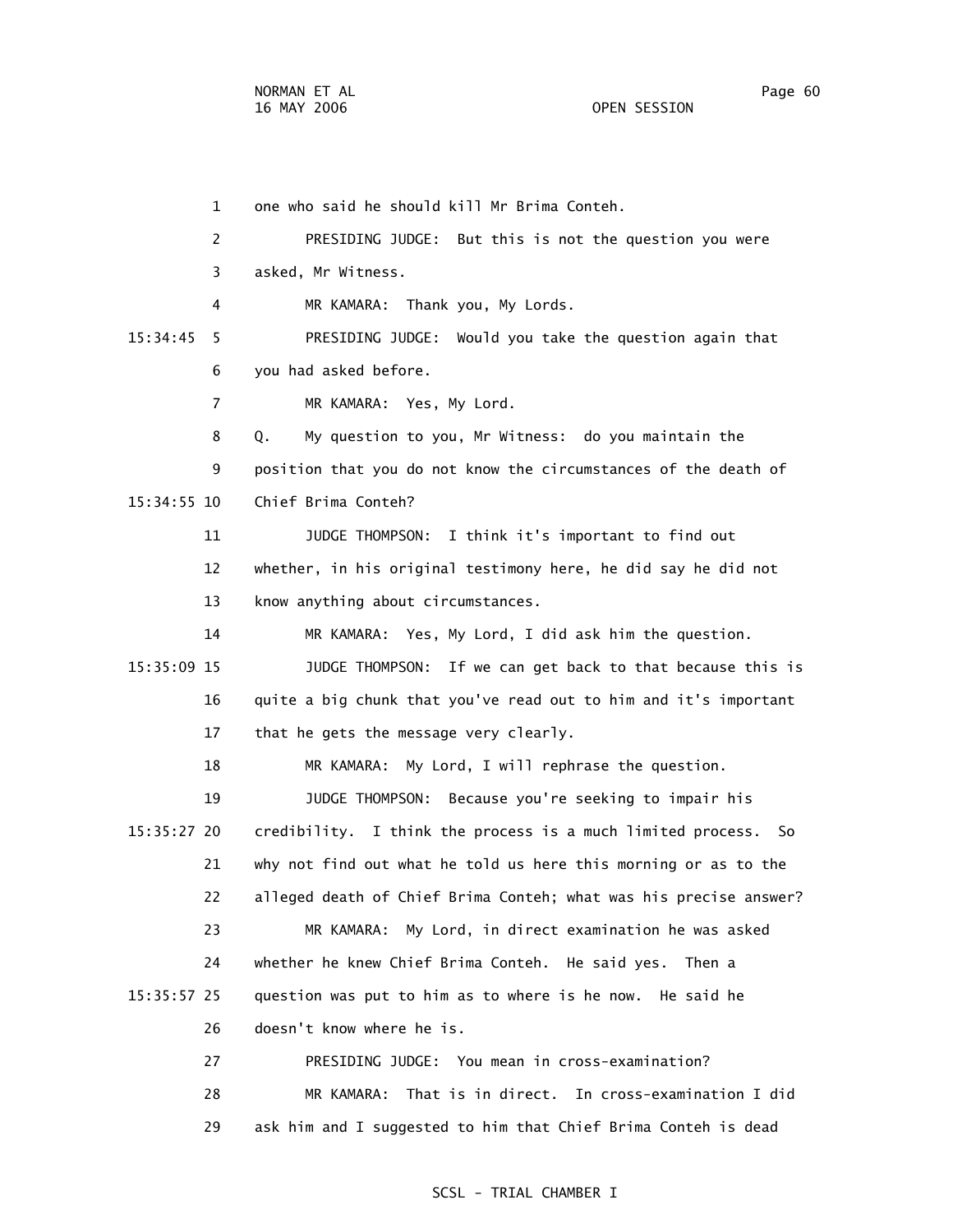one who said he should kill Mr Brima Conteh.

PRESIDING JUDGE: But this is not the question you were asked, Mr Witness.

MR KAMARA: Thank you, My Lords.

PRESIDING JUDGE: Would you take the question again that you had asked before.

MR KAMARA: Yes, My Lord.

Q. My question to you, Mr Witness: do you maintain the position that you do not know the circumstances of the death of Chief Brima Conteh?

JUDGE THOMPSON: I think it's important to find out whether, in his original testimony here, he did say he did not know anything about circumstances.

MR KAMARA: Yes, My Lord, I did ask him the question.

JUDGE THOMPSON: If we can get back to that because this is quite a big chunk that you've read out to him and it's important that he gets the message very clearly.

MR KAMARA: My Lord, I will rephrase the question.

JUDGE THOMPSON: Because you're seeking to impair his credibility. I think the process is a much limited process. So why not find out what he told us here this morning or as to the alleged death of Chief Brima Conteh; what was his precise answer?

MR KAMARA: My Lord, in direct examination he was asked whether he knew Chief Brima Conteh. He said yes. Then a question was put to him as to where is he now. He said he doesn't know where he is.

PRESIDING JUDGE: You mean in cross-examination?

MR KAMARA: That is in direct. In cross-examination I did ask him and I suggested to him that Chief Brima Conteh is dead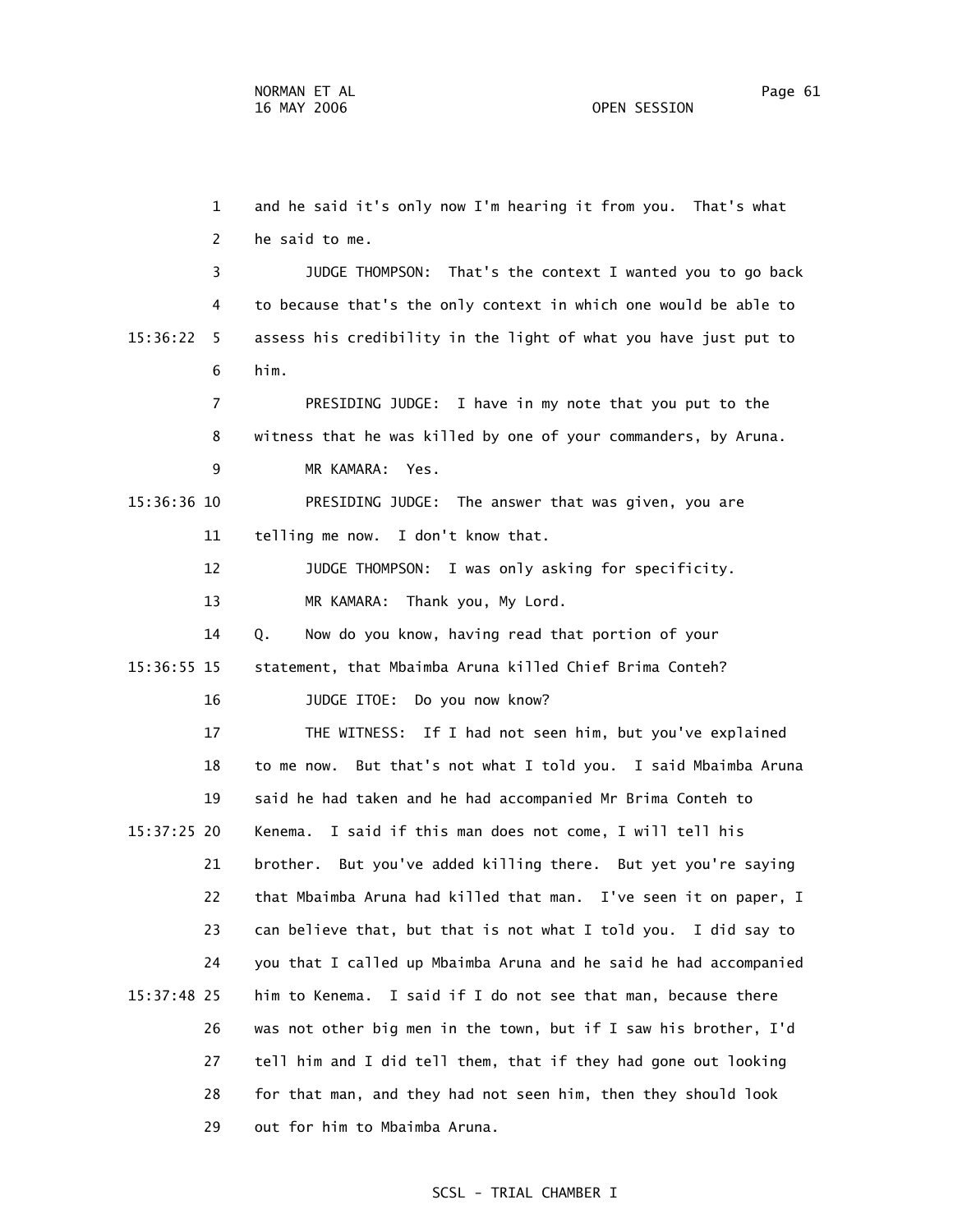1 and he said it's only now I'm hearing it from you. That's what
2 he said to me.
3 JUDGE THOMPSON: That's the context I wanted you to go back
4 to because that's the only context in which one would be able to
15:36:22 5 assess his credibility in the light of what you have just put to
6 him.
7 PRESIDING JUDGE: I have in my note that you put to the
8 witness that he was killed by one of your commanders, by Aruna.
9 MR KAMARA: Yes.
15:36:36 10 PRESIDING JUDGE: The answer that was given, you are
11 telling me now. I don't know that.
12 JUDGE THOMPSON: I was only asking for specificity.
13 MR KAMARA: Thank you, My Lord.
14 Q. Now do you know, having read that portion of your
15:36:55 15 statement, that Mbaimba Aruna killed Chief Brima Conteh?
16 JUDGE ITOE: Do you now know?
17 THE WITNESS: If I had not seen him, but you've explained
18 to me now. But that's not what I told you. I said Mbaimba Aruna
19 said he had taken and he had accompanied Mr Brima Conteh to
15:37:25 20 Kenema. I said if this man does not come, I will tell his
21 brother. But you've added killing there. But yet you're saying
22 that Mbaimba Aruna had killed that man. I've seen it on paper, I
23 can believe that, but that is not what I told you. I did say to
24 you that I called up Mbaimba Aruna and he said he had accompanied
15:37:48 25 him to Kenema. I said if I do not see that man, because there
26 was not other big men in the town, but if I saw his brother, I'd
27 tell him and I did tell them, that if they had gone out looking
28 for that man, and they had not seen him, then they should look
29 out for him to Mbaimba Aruna.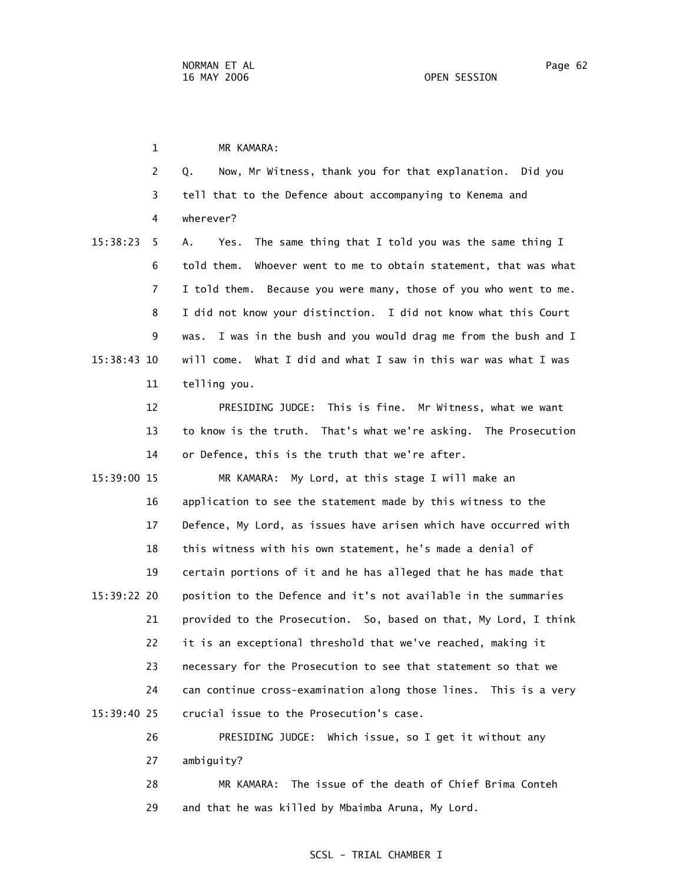MR KAMARA:

Q. Now, Mr Witness, thank you for that explanation. Did you tell that to the Defence about accompanying to Kenema and wherever?

A. Yes. The same thing that I told you was the same thing I told them. Whoever went to me to obtain statement, that was what I told them. Because you were many, those of you who went to me. I did not know your distinction. I did not know what this Court was. I was in the bush and you would drag me from the bush and I will come. What I did and what I saw in this war was what I was telling you.

PRESIDING JUDGE: This is fine. Mr Witness, what we want to know is the truth. That's what we're asking. The Prosecution or Defence, this is the truth that we're after.

MR KAMARA: My Lord, at this stage I will make an application to see the statement made by this witness to the Defence, My Lord, as issues have arisen which have occurred with this witness with his own statement, he's made a denial of certain portions of it and he has alleged that he has made that position to the Defence and it's not available in the summaries provided to the Prosecution. So, based on that, My Lord, I think it is an exceptional threshold that we've reached, making it necessary for the Prosecution to see that statement so that we can continue cross-examination along those lines. This is a very crucial issue to the Prosecution's case.

PRESIDING JUDGE: Which issue, so I get it without any ambiguity?

MR KAMARA: The issue of the death of Chief Brima Conteh and that he was killed by Mbaimba Aruna, My Lord.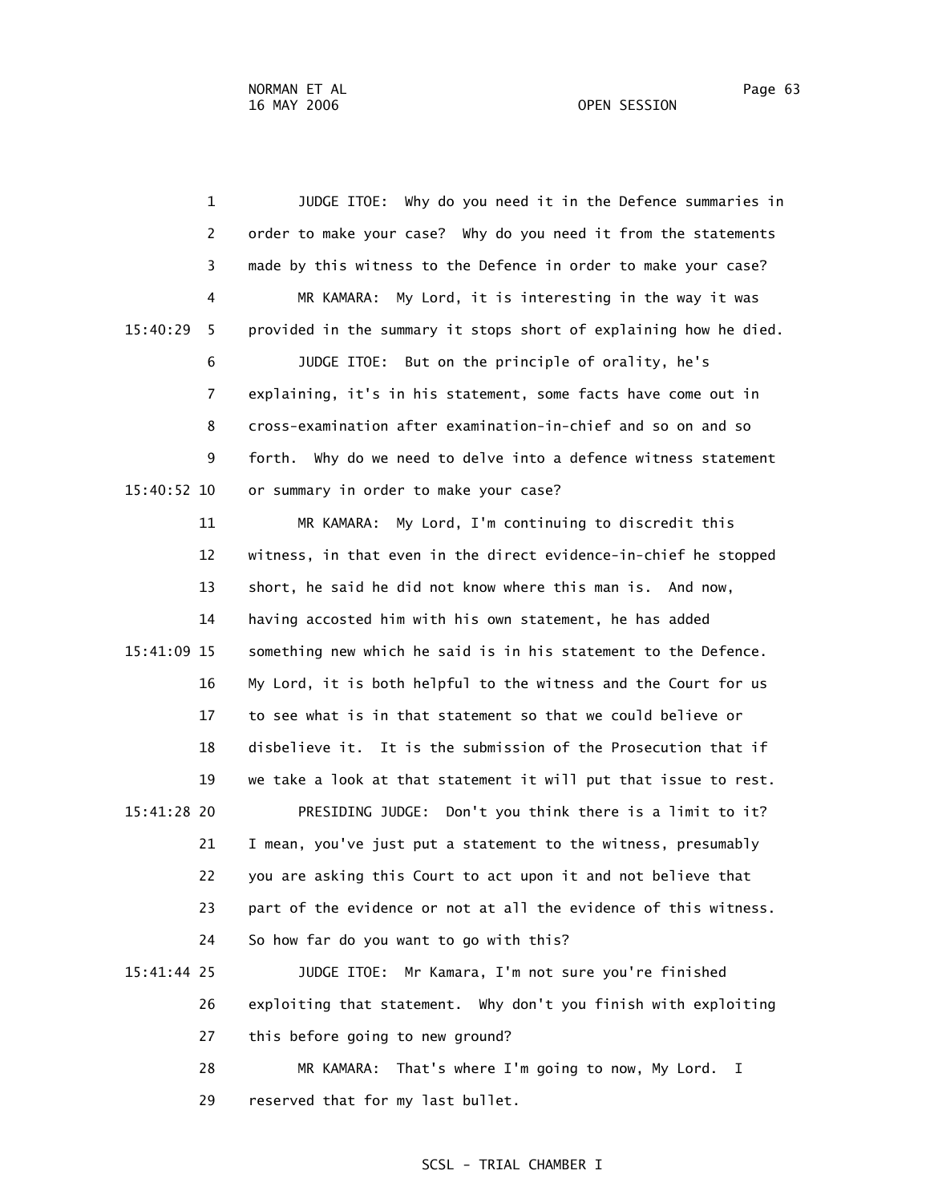1 JUDGE ITOE: Why do you need it in the Defence summaries in
2 order to make your case? Why do you need it from the statements
3 made by this witness to the Defence in order to make your case?
4 MR KAMARA: My Lord, it is interesting in the way it was
15:40:29 5 provided in the summary it stops short of explaining how he died.
6 JUDGE ITOE: But on the principle of orality, he's
7 explaining, it's in his statement, some facts have come out in
8 cross-examination after examination-in-chief and so on and so
9 forth. Why do we need to delve into a defence witness statement
15:40:52 10 or summary in order to make your case?
11 MR KAMARA: My Lord, I'm continuing to discredit this
12 witness, in that even in the direct evidence-in-chief he stopped
13 short, he said he did not know where this man is. And now,
14 having accosted him with his own statement, he has added
15:41:09 15 something new which he said is in his statement to the Defence.
16 My Lord, it is both helpful to the witness and the Court for us
17 to see what is in that statement so that we could believe or
18 disbelieve it. It is the submission of the Prosecution that if
19 we take a look at that statement it will put that issue to rest.
15:41:28 20 PRESIDING JUDGE: Don't you think there is a limit to it?
21 I mean, you've just put a statement to the witness, presumably
22 you are asking this Court to act upon it and not believe that
23 part of the evidence or not at all the evidence of this witness.
24 So how far do you want to go with this?
15:41:44 25 JUDGE ITOE: Mr Kamara, I'm not sure you're finished
26 exploiting that statement. Why don't you finish with exploiting
27 this before going to new ground?
28 MR KAMARA: That's where I'm going to now, My Lord. I
29 reserved that for my last bullet.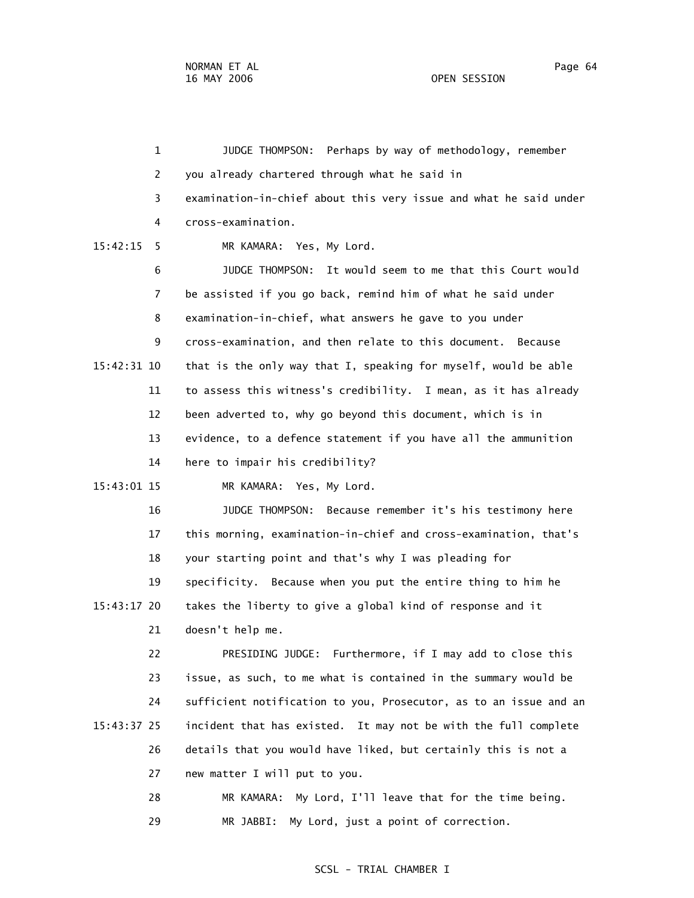JUDGE THOMPSON: Perhaps by way of methodology, remember you already chartered through what he said in examination-in-chief about this very issue and what he said under cross-examination.

MR KAMARA: Yes, My Lord.

JUDGE THOMPSON: It would seem to me that this Court would be assisted if you go back, remind him of what he said under examination-in-chief, what answers he gave to you under cross-examination, and then relate to this document. Because that is the only way that I, speaking for myself, would be able to assess this witness's credibility. I mean, as it has already been adverted to, why go beyond this document, which is in evidence, to a defence statement if you have all the ammunition here to impair his credibility?

MR KAMARA: Yes, My Lord.

JUDGE THOMPSON: Because remember it's his testimony here this morning, examination-in-chief and cross-examination, that's your starting point and that's why I was pleading for specificity. Because when you put the entire thing to him he takes the liberty to give a global kind of response and it doesn't help me.

PRESIDING JUDGE: Furthermore, if I may add to close this issue, as such, to me what is contained in the summary would be sufficient notification to you, Prosecutor, as to an issue and an incident that has existed. It may not be with the full complete details that you would have liked, but certainly this is not a new matter I will put to you.

MR KAMARA: My Lord, I'll leave that for the time being.

MR JABBI: My Lord, just a point of correction.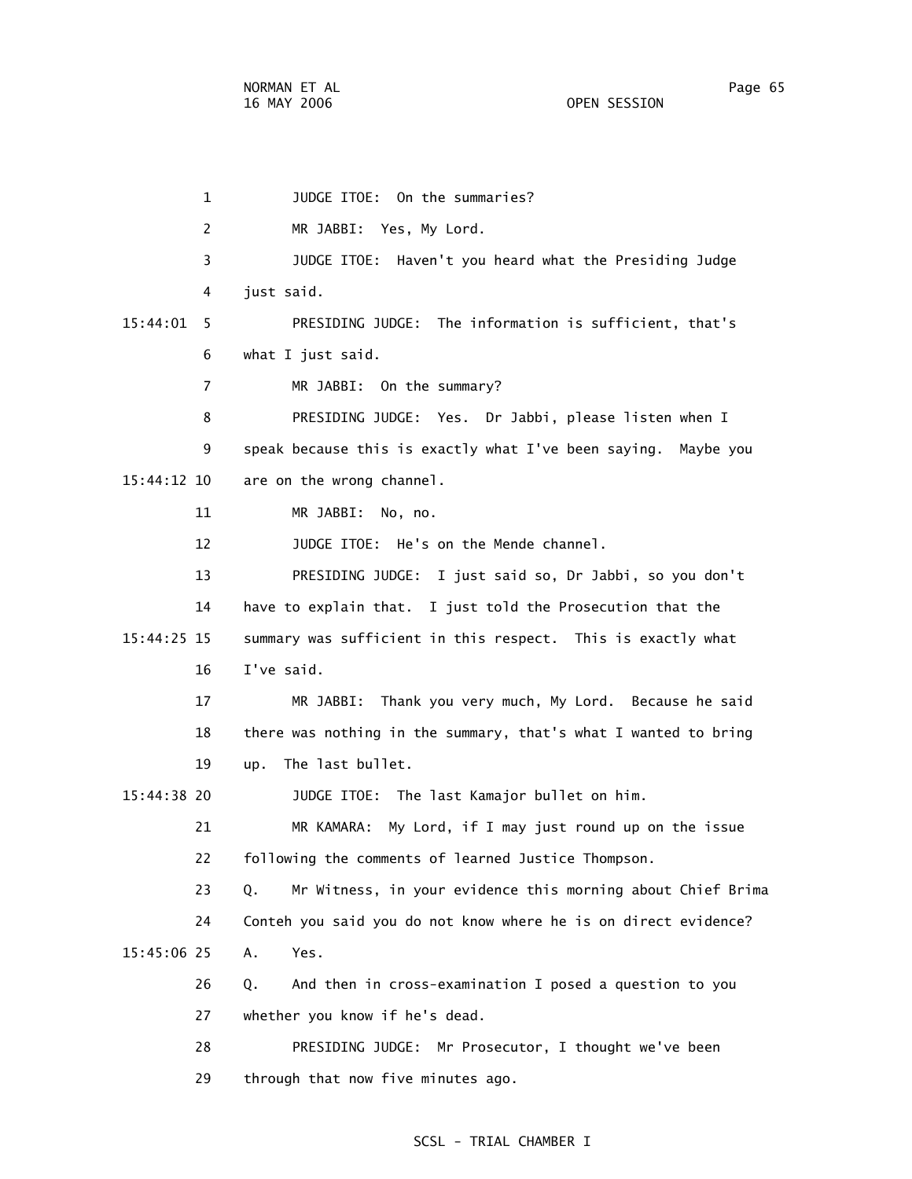1 JUDGE ITOE: On the summaries?

2 MR JABBI: Yes, My Lord.

3 JUDGE ITOE: Haven't you heard what the Presiding Judge

4 just said.

15:44:01 5 PRESIDING JUDGE: The information is sufficient, that's

6 what I just said.

7 MR JABBI: On the summary?

8 PRESIDING JUDGE: Yes. Dr Jabbi, please listen when I

9 speak because this is exactly what I've been saying. Maybe you

15:44:12 10 are on the wrong channel.

11 MR JABBI: No, no.

12 JUDGE ITOE: He's on the Mende channel.

13 PRESIDING JUDGE: I just said so, Dr Jabbi, so you don't

14 have to explain that. I just told the Prosecution that the

15:44:25 15 summary was sufficient in this respect. This is exactly what

16 I've said.

17 MR JABBI: Thank you very much, My Lord. Because he said

18 there was nothing in the summary, that's what I wanted to bring

19 up. The last bullet.

15:44:38 20 JUDGE ITOE: The last Kamajor bullet on him.

21 MR KAMARA: My Lord, if I may just round up on the issue

22 following the comments of learned Justice Thompson.

23 Q. Mr Witness, in your evidence this morning about Chief Brima

24 Conteh you said you do not know where he is on direct evidence?

15:45:06 25 A. Yes.

26 Q. And then in cross-examination I posed a question to you

27 whether you know if he's dead.

28 PRESIDING JUDGE: Mr Prosecutor, I thought we've been

29 through that now five minutes ago.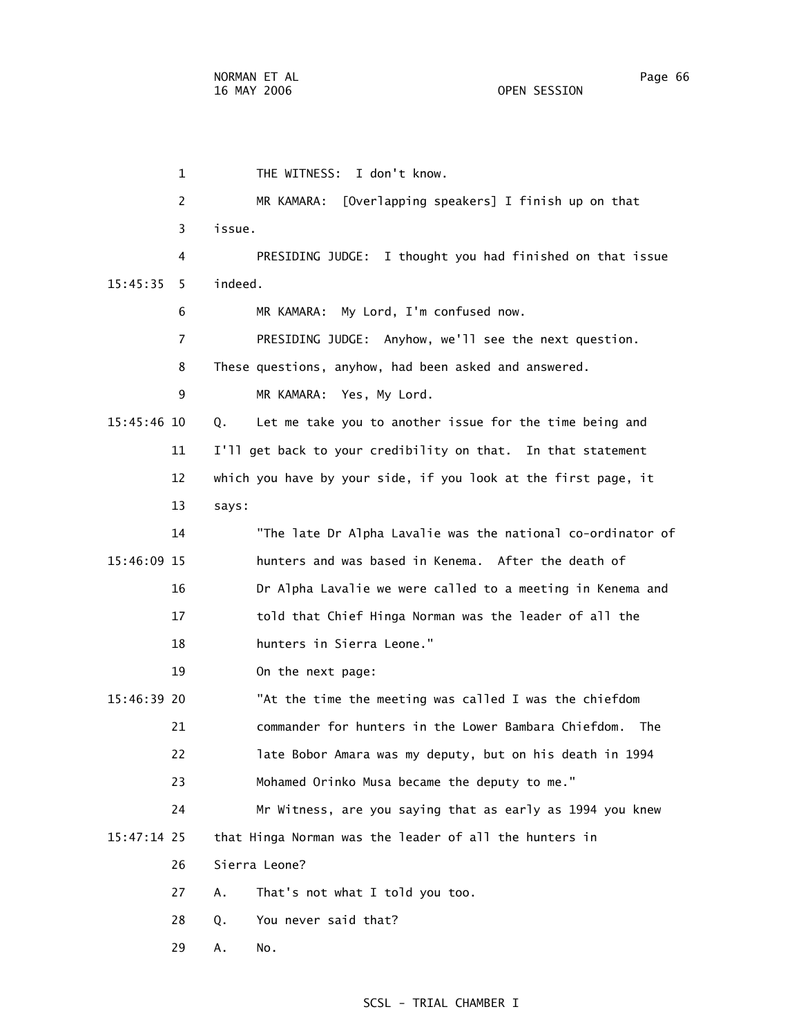THE WITNESS: I don't know.

MR KAMARA: [Overlapping speakers] I finish up on that issue.

PRESIDING JUDGE: I thought you had finished on that issue indeed.

MR KAMARA: My Lord, I'm confused now.

PRESIDING JUDGE: Anyhow, we'll see the next question. These questions, anyhow, had been asked and answered.

MR KAMARA: Yes, My Lord.

Q. Let me take you to another issue for the time being and I'll get back to your credibility on that. In that statement which you have by your side, if you look at the first page, it says:

"The late Dr Alpha Lavalie was the national co-ordinator of hunters and was based in Kenema. After the death of Dr Alpha Lavalie we were called to a meeting in Kenema and told that Chief Hinga Norman was the leader of all the hunters in Sierra Leone."

On the next page:

"At the time the meeting was called I was the chiefdom commander for hunters in the Lower Bambara Chiefdom. The late Bobor Amara was my deputy, but on his death in 1994 Mohamed Orinko Musa became the deputy to me."

Mr Witness, are you saying that as early as 1994 you knew that Hinga Norman was the leader of all the hunters in Sierra Leone?

A. That's not what I told you too.

Q. You never said that?

A. No.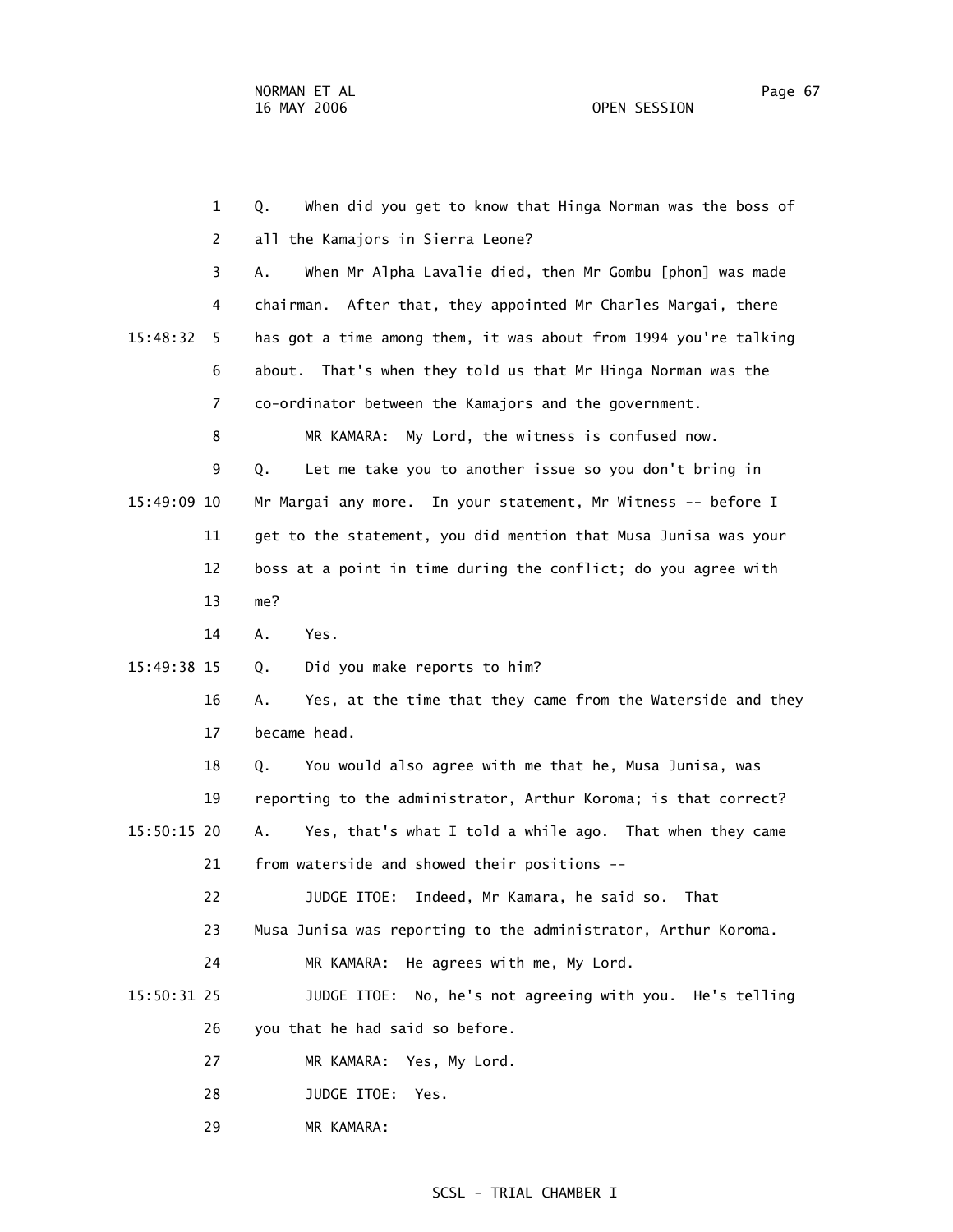1 Q. When did you get to know that Hinga Norman was the boss of

2 all the Kamajors in Sierra Leone?

3 A. When Mr Alpha Lavalie died, then Mr Gombu [phon] was made

4 chairman. After that, they appointed Mr Charles Margai, there

15:48:32 5 has got a time among them, it was about from 1994 you're talking

6 about. That's when they told us that Mr Hinga Norman was the

7 co-ordinator between the Kamajors and the government.

8 MR KAMARA: My Lord, the witness is confused now.

9 Q. Let me take you to another issue so you don't bring in

15:49:09 10 Mr Margai any more. In your statement, Mr Witness -- before I

11 get to the statement, you did mention that Musa Junisa was your

12 boss at a point in time during the conflict; do you agree with

13 me?

14 A. Yes.

15:49:38 15 Q. Did you make reports to him?

16 A. Yes, at the time that they came from the Waterside and they

17 became head.

18 Q. You would also agree with me that he, Musa Junisa, was

19 reporting to the administrator, Arthur Koroma; is that correct?

15:50:15 20 A. Yes, that's what I told a while ago. That when they came

21 from waterside and showed their positions --

22 JUDGE ITOE: Indeed, Mr Kamara, he said so. That

23 Musa Junisa was reporting to the administrator, Arthur Koroma.

24 MR KAMARA: He agrees with me, My Lord.

15:50:31 25 JUDGE ITOE: No, he's not agreeing with you. He's telling

26 you that he had said so before.

27 MR KAMARA: Yes, My Lord.

28 JUDGE ITOE: Yes.

29 MR KAMARA: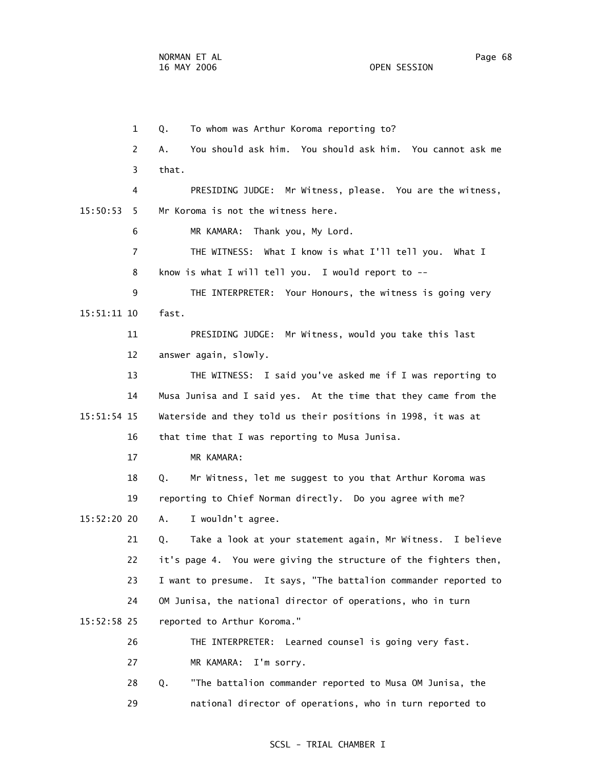1 Q. To whom was Arthur Koroma reporting to?

2 A. You should ask him. You should ask him. You cannot ask me

3 that.

4 PRESIDING JUDGE: Mr Witness, please. You are the witness,

15:50:53 5 Mr Koroma is not the witness here.

6 MR KAMARA: Thank you, My Lord.

7 THE WITNESS: What I know is what I'll tell you. What I

8 know is what I will tell you. I would report to --

9 THE INTERPRETER: Your Honours, the witness is going very

15:51:11 10 fast.

11 PRESIDING JUDGE: Mr Witness, would you take this last

12 answer again, slowly.

13 THE WITNESS: I said you've asked me if I was reporting to

14 Musa Junisa and I said yes. At the time that they came from the

15:51:54 15 Waterside and they told us their positions in 1998, it was at

16 that time that I was reporting to Musa Junisa.

17 MR KAMARA:

18 Q. Mr Witness, let me suggest to you that Arthur Koroma was

19 reporting to Chief Norman directly. Do you agree with me?

15:52:20 20 A. I wouldn't agree.

21 Q. Take a look at your statement again, Mr Witness. I believe

22 it's page 4. You were giving the structure of the fighters then,

23 I want to presume. It says, "The battalion commander reported to

24 OM Junisa, the national director of operations, who in turn

15:52:58 25 reported to Arthur Koroma."

26 THE INTERPRETER: Learned counsel is going very fast.

27 MR KAMARA: I'm sorry.

28 Q. "The battalion commander reported to Musa OM Junisa, the

29 national director of operations, who in turn reported to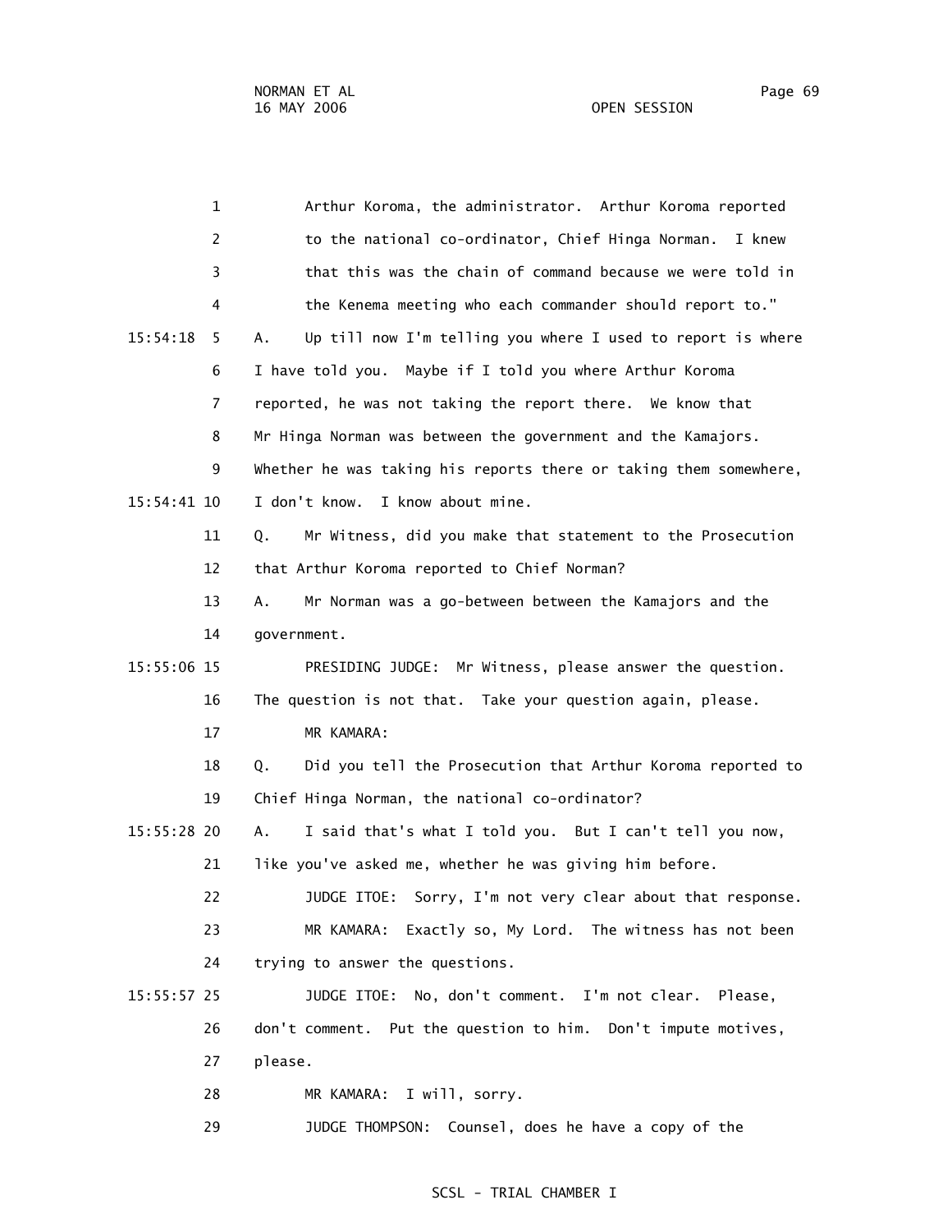Arthur Koroma, the administrator. Arthur Koroma reported to the national co-ordinator, Chief Hinga Norman. I knew that this was the chain of command because we were told in the Kenema meeting who each commander should report to."

A. Up till now I'm telling you where I used to report is where I have told you. Maybe if I told you where Arthur Koroma reported, he was not taking the report there. We know that Mr Hinga Norman was between the government and the Kamajors. Whether he was taking his reports there or taking them somewhere, I don't know. I know about mine.

Q. Mr Witness, did you make that statement to the Prosecution that Arthur Koroma reported to Chief Norman?

A. Mr Norman was a go-between between the Kamajors and the government.

PRESIDING JUDGE: Mr Witness, please answer the question. The question is not that. Take your question again, please.

MR KAMARA:

Q. Did you tell the Prosecution that Arthur Koroma reported to Chief Hinga Norman, the national co-ordinator?

A. I said that's what I told you. But I can't tell you now, like you've asked me, whether he was giving him before.

JUDGE ITOE: Sorry, I'm not very clear about that response.

MR KAMARA: Exactly so, My Lord. The witness has not been trying to answer the questions.

JUDGE ITOE: No, don't comment. I'm not clear. Please, don't comment. Put the question to him. Don't impute motives, please.

MR KAMARA: I will, sorry.

JUDGE THOMPSON: Counsel, does he have a copy of the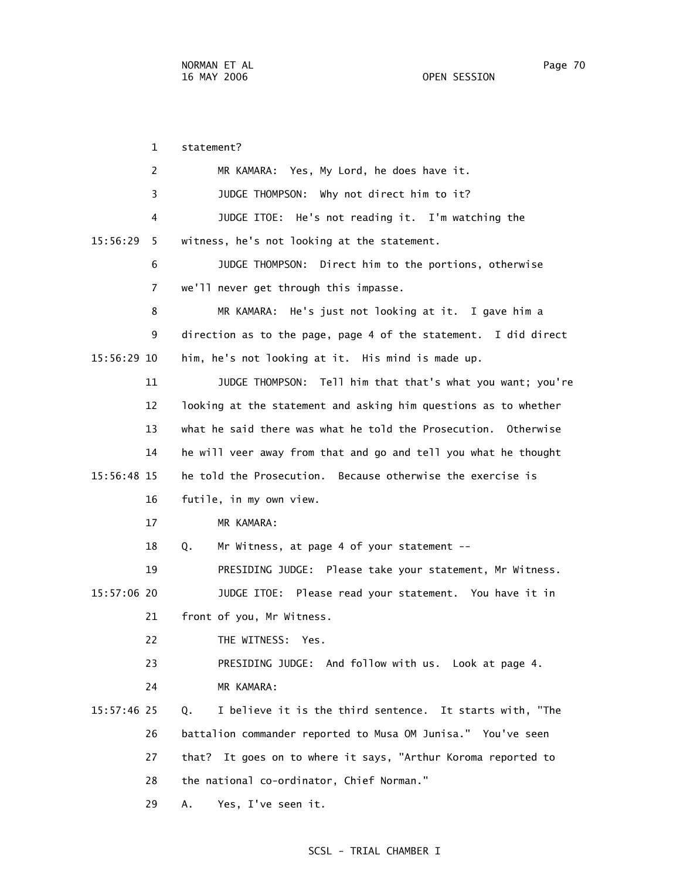1 statement?

2 MR KAMARA: Yes, My Lord, he does have it.

3 JUDGE THOMPSON: Why not direct him to it?

4 JUDGE ITOE: He's not reading it. I'm watching the

15:56:29 5 witness, he's not looking at the statement.

6 JUDGE THOMPSON: Direct him to the portions, otherwise

7 we'll never get through this impasse.

8 MR KAMARA: He's just not looking at it. I gave him a

9 direction as to the page, page 4 of the statement. I did direct

15:56:29 10 him, he's not looking at it. His mind is made up.

11 JUDGE THOMPSON: Tell him that that's what you want; you're

12 looking at the statement and asking him questions as to whether

13 what he said there was what he told the Prosecution. Otherwise

14 he will veer away from that and go and tell you what he thought

15:56:48 15 he told the Prosecution. Because otherwise the exercise is

16 futile, in my own view.

17 MR KAMARA:

18 Q. Mr Witness, at page 4 of your statement --

19 PRESIDING JUDGE: Please take your statement, Mr Witness.

15:57:06 20 JUDGE ITOE: Please read your statement. You have it in

21 front of you, Mr Witness.

22 THE WITNESS: Yes.

23 PRESIDING JUDGE: And follow with us. Look at page 4.

24 MR KAMARA:

15:57:46 25 Q. I believe it is the third sentence. It starts with, "The

26 battalion commander reported to Musa OM Junisa." You've seen

27 that? It goes on to where it says, "Arthur Koroma reported to

28 the national co-ordinator, Chief Norman."

29 A. Yes, I've seen it.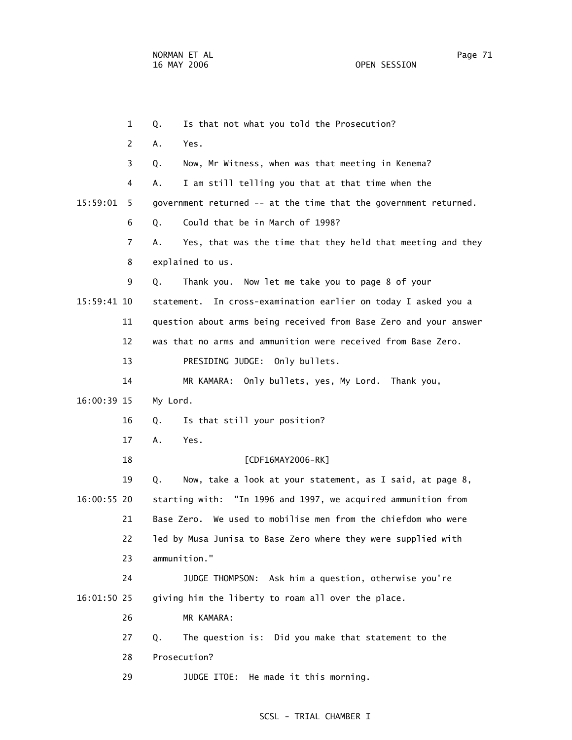1 Q. Is that not what you told the Prosecution?

2 A. Yes.

3 Q. Now, Mr Witness, when was that meeting in Kenema?

4 A. I am still telling you that at that time when the

15:59:01 5 government returned -- at the time that the government returned.

6 Q. Could that be in March of 1998?

7 A. Yes, that was the time that they held that meeting and they

8 explained to us.

9 Q. Thank you. Now let me take you to page 8 of your

15:59:41 10 statement. In cross-examination earlier on today I asked you a

11 question about arms being received from Base Zero and your answer

12 was that no arms and ammunition were received from Base Zero.

13 PRESIDING JUDGE: Only bullets.

14 MR KAMARA: Only bullets, yes, My Lord. Thank you,

16:00:39 15 My Lord.

16 Q. Is that still your position?

17 A. Yes.

18 [CDF16MAY2006-RK]

19 Q. Now, take a look at your statement, as I said, at page 8,

16:00:55 20 starting with: "In 1996 and 1997, we acquired ammunition from

21 Base Zero. We used to mobilise men from the chiefdom who were

22 led by Musa Junisa to Base Zero where they were supplied with

23 ammunition."

24 JUDGE THOMPSON: Ask him a question, otherwise you're

16:01:50 25 giving him the liberty to roam all over the place.

26 MR KAMARA:

27 Q. The question is: Did you make that statement to the

28 Prosecution?

29 JUDGE ITOE: He made it this morning.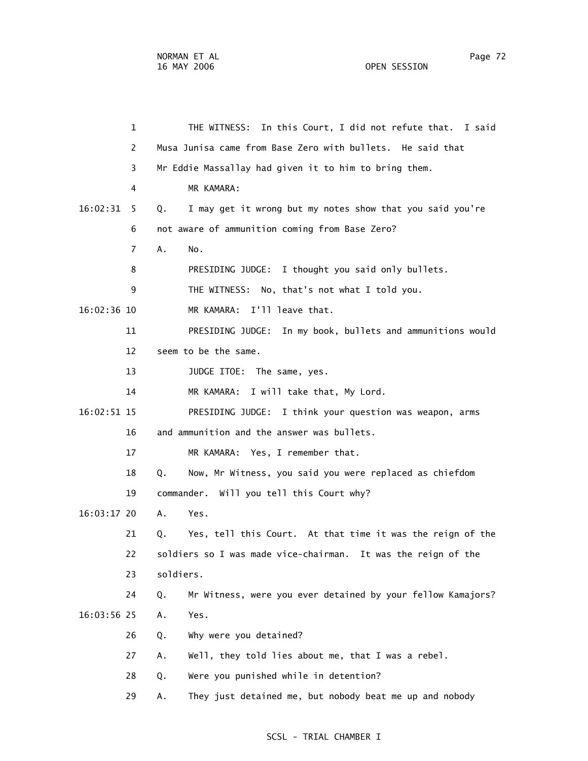1 THE WITNESS: In this Court, I did not refute that. I said

2 Musa Junisa came from Base Zero with bullets. He said that

3 Mr Eddie Massallay had given it to him to bring them.

4 MR KAMARA:

16:02:31 5 Q. I may get it wrong but my notes show that you said you're

6 not aware of ammunition coming from Base Zero?

7 A. No.

8 PRESIDING JUDGE: I thought you said only bullets.

9 THE WITNESS: No, that's not what I told you.

16:02:36 10 MR KAMARA: I'll leave that.

11 PRESIDING JUDGE: In my book, bullets and ammunitions would

12 seem to be the same.

13 JUDGE ITOE: The same, yes.

14 MR KAMARA: I will take that, My Lord.

16:02:51 15 PRESIDING JUDGE: I think your question was weapon, arms

16 and ammunition and the answer was bullets.

17 MR KAMARA: Yes, I remember that.

18 Q. Now, Mr Witness, you said you were replaced as chiefdom

19 commander. Will you tell this Court why?

16:03:17 20 A. Yes.

21 Q. Yes, tell this Court. At that time it was the reign of the

22 soldiers so I was made vice-chairman. It was the reign of the

23 soldiers.

24 Q. Mr Witness, were you ever detained by your fellow Kamajors?

16:03:56 25 A. Yes.

26 Q. Why were you detained?

27 A. Well, they told lies about me, that I was a rebel.

28 Q. Were you punished while in detention?

29 A. They just detained me, but nobody beat me up and nobody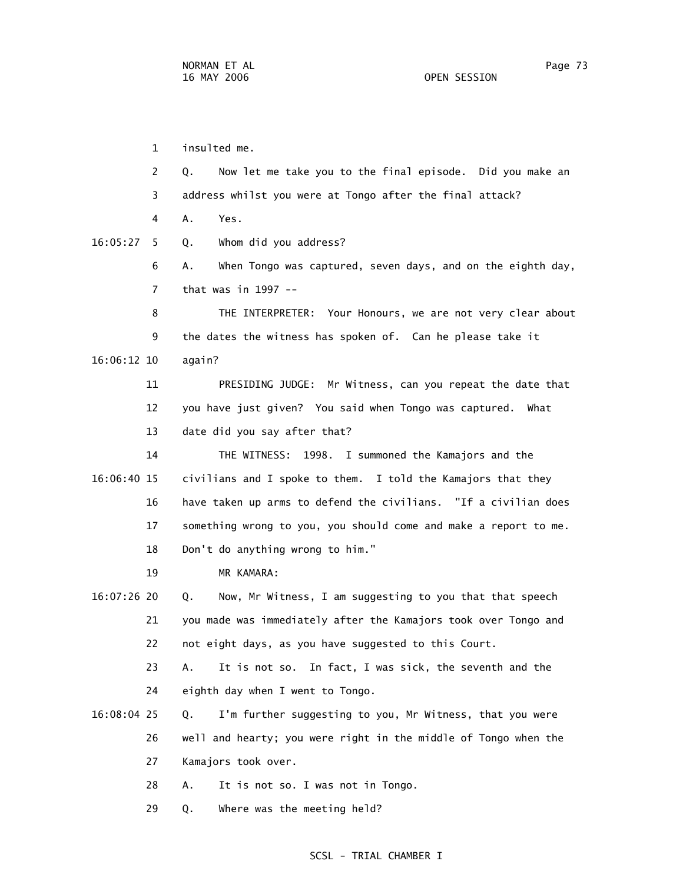1 insulted me.

2 Q. Now let me take you to the final episode. Did you make an

3 address whilst you were at Tongo after the final attack?

4 A. Yes.

16:05:27 5 Q. Whom did you address?

6 A. When Tongo was captured, seven days, and on the eighth day,

7 that was in 1997 --

8 THE INTERPRETER: Your Honours, we are not very clear about

9 the dates the witness has spoken of. Can he please take it

16:06:12 10 again?

11 PRESIDING JUDGE: Mr Witness, can you repeat the date that

12 you have just given? You said when Tongo was captured. What

13 date did you say after that?

14 THE WITNESS: 1998. I summoned the Kamajors and the

16:06:40 15 civilians and I spoke to them. I told the Kamajors that they

16 have taken up arms to defend the civilians. "If a civilian does

17 something wrong to you, you should come and make a report to me.

18 Don't do anything wrong to him."

19 MR KAMARA:

16:07:26 20 Q. Now, Mr Witness, I am suggesting to you that that speech

21 you made was immediately after the Kamajors took over Tongo and

22 not eight days, as you have suggested to this Court.

23 A. It is not so. In fact, I was sick, the seventh and the

24 eighth day when I went to Tongo.

16:08:04 25 Q. I'm further suggesting to you, Mr Witness, that you were

26 well and hearty; you were right in the middle of Tongo when the

27 Kamajors took over.

28 A. It is not so. I was not in Tongo.

29 Q. Where was the meeting held?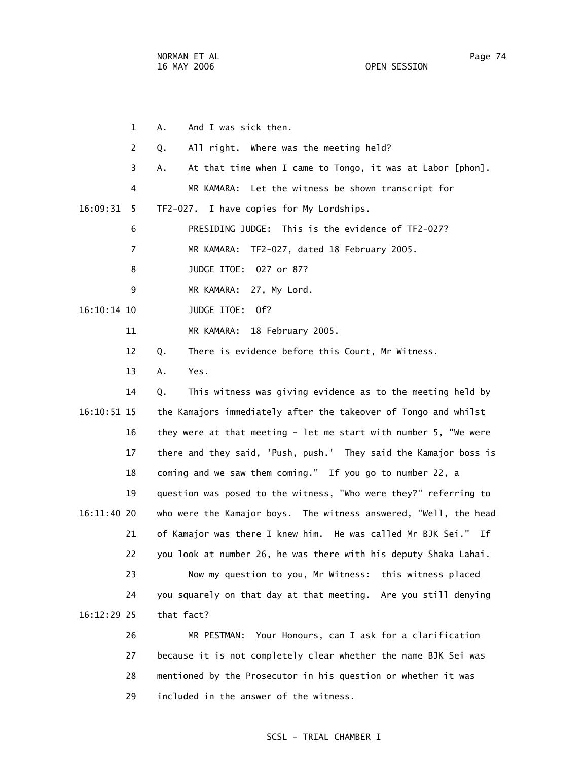1 A. And I was sick then.

2 Q. All right. Where was the meeting held?

3 A. At that time when I came to Tongo, it was at Labor [phon].

4 MR KAMARA: Let the witness be shown transcript for

16:09:31 5 TF2-027. I have copies for My Lordships.

6 PRESIDING JUDGE: This is the evidence of TF2-027?

7 MR KAMARA: TF2-027, dated 18 February 2005.

8 JUDGE ITOE: 027 or 87?

9 MR KAMARA: 27, My Lord.

16:10:14 10 JUDGE ITOE: Of?

11 MR KAMARA: 18 February 2005.

12 Q. There is evidence before this Court, Mr Witness.

13 A. Yes.

14 Q. This witness was giving evidence as to the meeting held by

16:10:51 15 the Kamajors immediately after the takeover of Tongo and whilst

16 they were at that meeting - let me start with number 5, "We were

17 there and they said, 'Push, push.' They said the Kamajor boss is

18 coming and we saw them coming." If you go to number 22, a

19 question was posed to the witness, "Who were they?" referring to

16:11:40 20 who were the Kamajor boys. The witness answered, "Well, the head

21 of Kamajor was there I knew him. He was called Mr BJK Sei." If

22 you look at number 26, he was there with his deputy Shaka Lahai.

23 Now my question to you, Mr Witness: this witness placed

24 you squarely on that day at that meeting. Are you still denying

16:12:29 25 that fact?

26 MR PESTMAN: Your Honours, can I ask for a clarification

27 because it is not completely clear whether the name BJK Sei was

28 mentioned by the Prosecutor in his question or whether it was

29 included in the answer of the witness.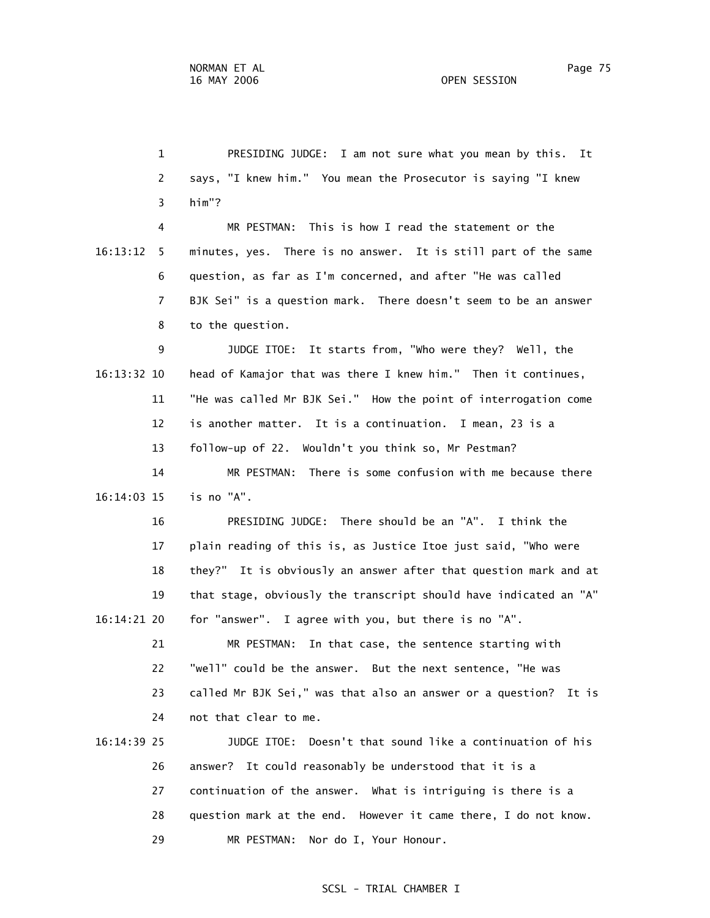1 PRESIDING JUDGE: I am not sure what you mean by this. It
2 says, "I knew him." You mean the Prosecutor is saying "I knew
3 him"?
4 MR PESTMAN: This is how I read the statement or the
16:13:12 5 minutes, yes. There is no answer. It is still part of the same
6 question, as far as I'm concerned, and after "He was called
7 BJK Sei" is a question mark. There doesn't seem to be an answer
8 to the question.
9 JUDGE ITOE: It starts from, "Who were they? Well, the
16:13:32 10 head of Kamajor that was there I knew him." Then it continues,
11 "He was called Mr BJK Sei." How the point of interrogation come
12 is another matter. It is a continuation. I mean, 23 is a
13 follow-up of 22. Wouldn't you think so, Mr Pestman?
14 MR PESTMAN: There is some confusion with me because there
16:14:03 15 is no "A".
16 PRESIDING JUDGE: There should be an "A". I think the
17 plain reading of this is, as Justice Itoe just said, "Who were
18 they?" It is obviously an answer after that question mark and at
19 that stage, obviously the transcript should have indicated an "A"
16:14:21 20 for "answer". I agree with you, but there is no "A".
21 MR PESTMAN: In that case, the sentence starting with
22 "well" could be the answer. But the next sentence, "He was
23 called Mr BJK Sei," was that also an answer or a question? It is
24 not that clear to me.
16:14:39 25 JUDGE ITOE: Doesn't that sound like a continuation of his
26 answer? It could reasonably be understood that it is a
27 continuation of the answer. What is intriguing is there is a
28 question mark at the end. However it came there, I do not know.
29 MR PESTMAN: Nor do I, Your Honour.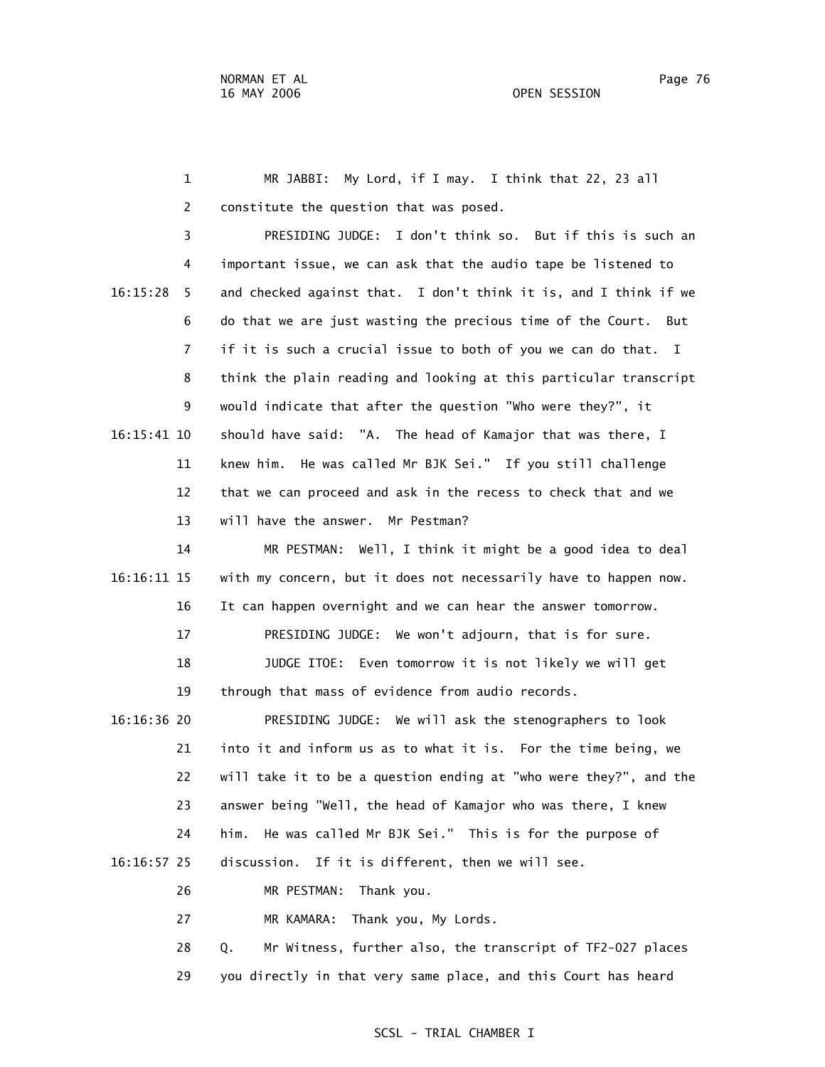MR JABBI: My Lord, if I may. I think that 22, 23 all constitute the question that was posed.

PRESIDING JUDGE: I don't think so. But if this is such an important issue, we can ask that the audio tape be listened to and checked against that. I don't think it is, and I think if we do that we are just wasting the precious time of the Court. But if it is such a crucial issue to both of you we can do that. I think the plain reading and looking at this particular transcript would indicate that after the question "Who were they?", it should have said: "A. The head of Kamajor that was there, I knew him. He was called Mr BJK Sei." If you still challenge that we can proceed and ask in the recess to check that and we will have the answer. Mr Pestman?

MR PESTMAN: Well, I think it might be a good idea to deal with my concern, but it does not necessarily have to happen now. It can happen overnight and we can hear the answer tomorrow.

PRESIDING JUDGE: We won't adjourn, that is for sure.

JUDGE ITOE: Even tomorrow it is not likely we will get through that mass of evidence from audio records.

PRESIDING JUDGE: We will ask the stenographers to look into it and inform us as to what it is. For the time being, we will take it to be a question ending at "who were they?", and the answer being "Well, the head of Kamajor who was there, I knew him. He was called Mr BJK Sei." This is for the purpose of discussion. If it is different, then we will see.

MR PESTMAN: Thank you.

MR KAMARA: Thank you, My Lords.

Q. Mr Witness, further also, the transcript of TF2-027 places you directly in that very same place, and this Court has heard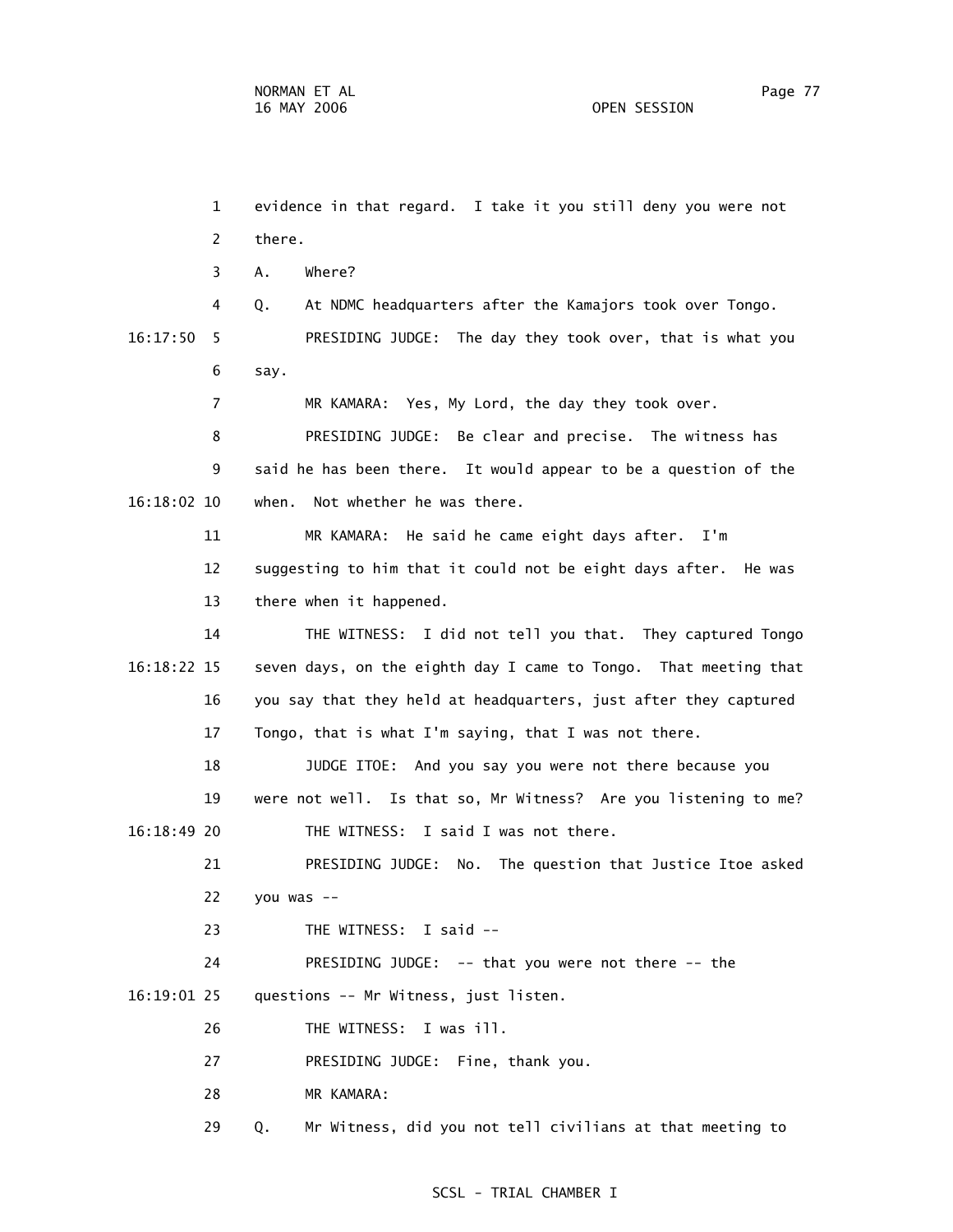1 evidence in that regard. I take it you still deny you were not

2 there.

3 A. Where?

4 Q. At NDMC headquarters after the Kamajors took over Tongo.

16:17:50 5 PRESIDING JUDGE: The day they took over, that is what you

6 say.

7 MR KAMARA: Yes, My Lord, the day they took over.

8 PRESIDING JUDGE: Be clear and precise. The witness has

9 said he has been there. It would appear to be a question of the

16:18:02 10 when. Not whether he was there.

11 MR KAMARA: He said he came eight days after. I'm

12 suggesting to him that it could not be eight days after. He was

13 there when it happened.

14 THE WITNESS: I did not tell you that. They captured Tongo

16:18:22 15 seven days, on the eighth day I came to Tongo. That meeting that

16 you say that they held at headquarters, just after they captured

17 Tongo, that is what I'm saying, that I was not there.

18 JUDGE ITOE: And you say you were not there because you

19 were not well. Is that so, Mr Witness? Are you listening to me?

16:18:49 20 THE WITNESS: I said I was not there.

21 PRESIDING JUDGE: No. The question that Justice Itoe asked

22 you was --

23 THE WITNESS: I said --

24 PRESIDING JUDGE: -- that you were not there -- the

16:19:01 25 questions -- Mr Witness, just listen.

26 THE WITNESS: I was ill.

27 PRESIDING JUDGE: Fine, thank you.

28 MR KAMARA:

29 Q. Mr Witness, did you not tell civilians at that meeting to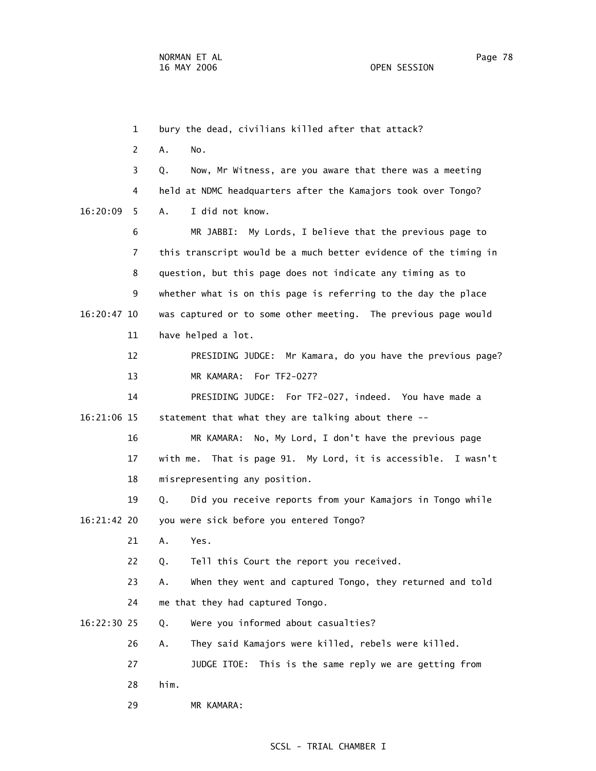1 bury the dead, civilians killed after that attack?

2 A. No.

3 Q. Now, Mr Witness, are you aware that there was a meeting

4 held at NDMC headquarters after the Kamajors took over Tongo?

16:20:09 5 A. I did not know.

6 MR JABBI: My Lords, I believe that the previous page to

7 this transcript would be a much better evidence of the timing in

8 question, but this page does not indicate any timing as to

9 whether what is on this page is referring to the day the place

16:20:47 10 was captured or to some other meeting. The previous page would

11 have helped a lot.

12 PRESIDING JUDGE: Mr Kamara, do you have the previous page?

13 MR KAMARA: For TF2-027?

14 PRESIDING JUDGE: For TF2-027, indeed. You have made a

16:21:06 15 statement that what they are talking about there --

16 MR KAMARA: No, My Lord, I don't have the previous page

17 with me. That is page 91. My Lord, it is accessible. I wasn't

18 misrepresenting any position.

19 Q. Did you receive reports from your Kamajors in Tongo while

16:21:42 20 you were sick before you entered Tongo?

21 A. Yes.

22 Q. Tell this Court the report you received.

23 A. When they went and captured Tongo, they returned and told

24 me that they had captured Tongo.

16:22:30 25 Q. Were you informed about casualties?

26 A. They said Kamajors were killed, rebels were killed.

27 JUDGE ITOE: This is the same reply we are getting from

28 him.

29 MR KAMARA: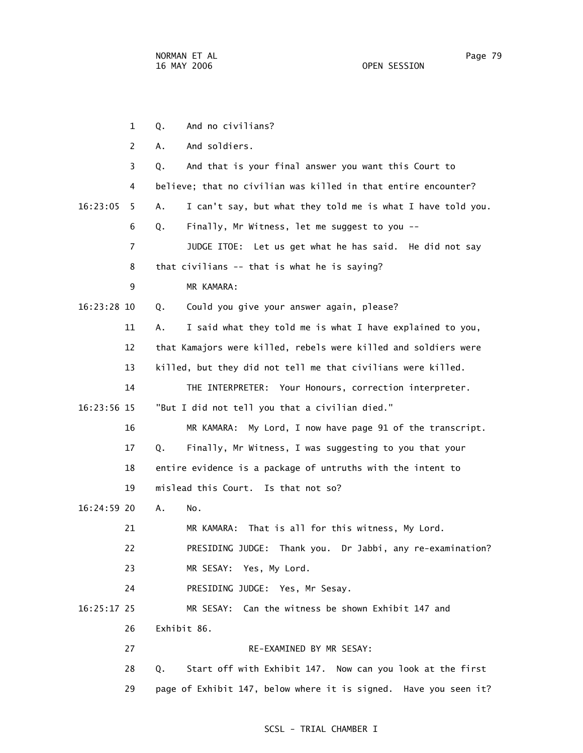1 Q. And no civilians?

2 A. And soldiers.

3 Q. And that is your final answer you want this Court to

4 believe; that no civilian was killed in that entire encounter?

16:23:05 5 A. I can't say, but what they told me is what I have told you.

6 Q. Finally, Mr Witness, let me suggest to you --

7 JUDGE ITOE: Let us get what he has said. He did not say

8 that civilians -- that is what he is saying?

9 MR KAMARA:

16:23:28 10 Q. Could you give your answer again, please?

11 A. I said what they told me is what I have explained to you,

12 that Kamajors were killed, rebels were killed and soldiers were

13 killed, but they did not tell me that civilians were killed.

14 THE INTERPRETER: Your Honours, correction interpreter.

16:23:56 15 "But I did not tell you that a civilian died."

16 MR KAMARA: My Lord, I now have page 91 of the transcript.

17 Q. Finally, Mr Witness, I was suggesting to you that your

18 entire evidence is a package of untruths with the intent to

19 mislead this Court. Is that not so?

16:24:59 20 A. No.

21 MR KAMARA: That is all for this witness, My Lord.

22 PRESIDING JUDGE: Thank you. Dr Jabbi, any re-examination?

23 MR SESAY: Yes, My Lord.

24 PRESIDING JUDGE: Yes, Mr Sesay.

16:25:17 25 MR SESAY: Can the witness be shown Exhibit 147 and

26 Exhibit 86.

27 RE-EXAMINED BY MR SESAY:

28 Q. Start off with Exhibit 147. Now can you look at the first

29 page of Exhibit 147, below where it is signed. Have you seen it?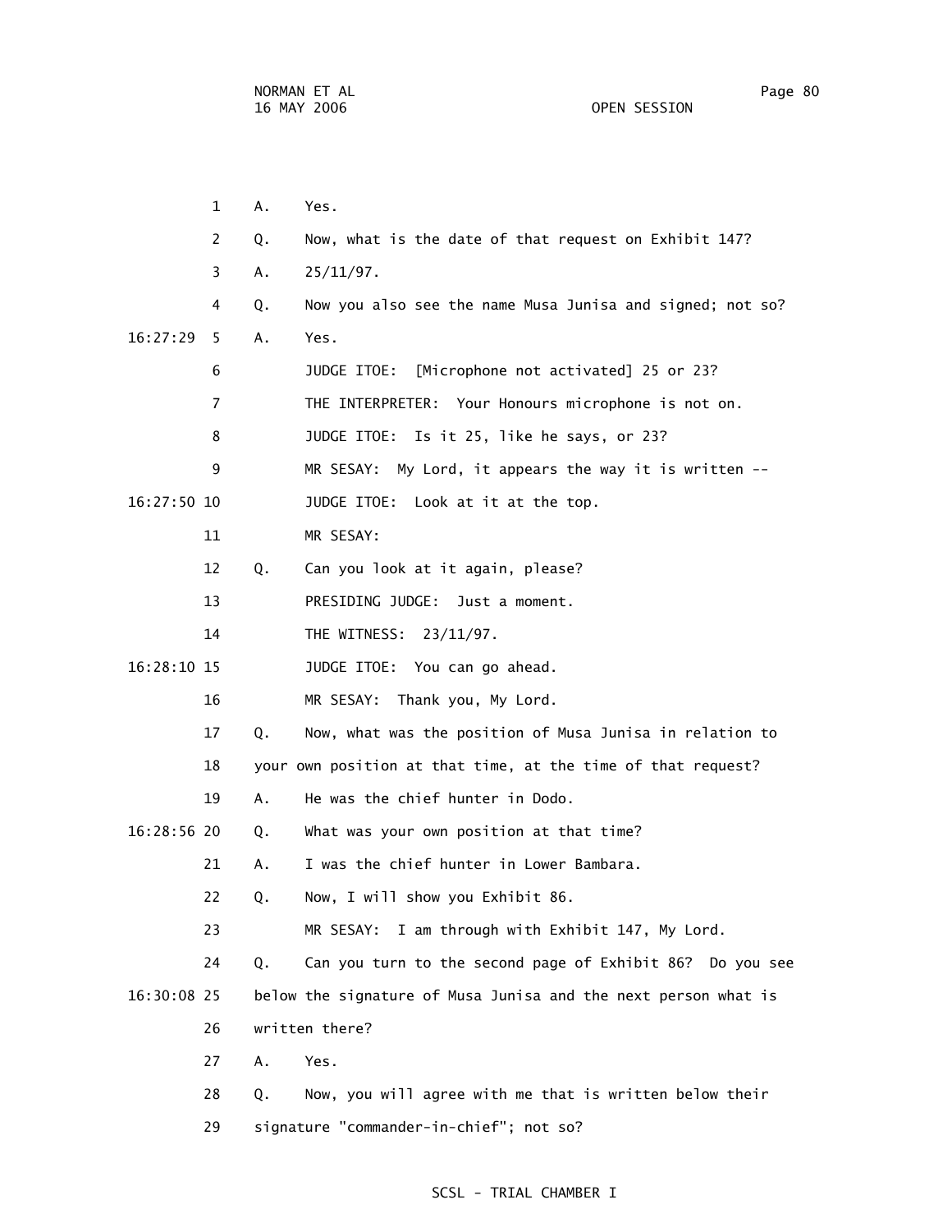1 A. Yes.

2 Q. Now, what is the date of that request on Exhibit 147?

3 A. 25/11/97.

4 Q. Now you also see the name Musa Junisa and signed; not so?

16:27:29 5 A. Yes.

6 JUDGE ITOE: [Microphone not activated] 25 or 23?

7 THE INTERPRETER: Your Honours microphone is not on.

8 JUDGE ITOE: Is it 25, like he says, or 23?

9 MR SESAY: My Lord, it appears the way it is written --

16:27:50 10 JUDGE ITOE: Look at it at the top.

11 MR SESAY:

12 Q. Can you look at it again, please?

13 PRESIDING JUDGE: Just a moment.

14 THE WITNESS: 23/11/97.

16:28:10 15 JUDGE ITOE: You can go ahead.

16 MR SESAY: Thank you, My Lord.

17 Q. Now, what was the position of Musa Junisa in relation to

18 your own position at that time, at the time of that request?

19 A. He was the chief hunter in Dodo.

16:28:56 20 Q. What was your own position at that time?

21 A. I was the chief hunter in Lower Bambara.

22 Q. Now, I will show you Exhibit 86.

23 MR SESAY: I am through with Exhibit 147, My Lord.

24 Q. Can you turn to the second page of Exhibit 86? Do you see

16:30:08 25 below the signature of Musa Junisa and the next person what is

26 written there?

27 A. Yes.

28 Q. Now, you will agree with me that is written below their

29 signature "commander-in-chief"; not so?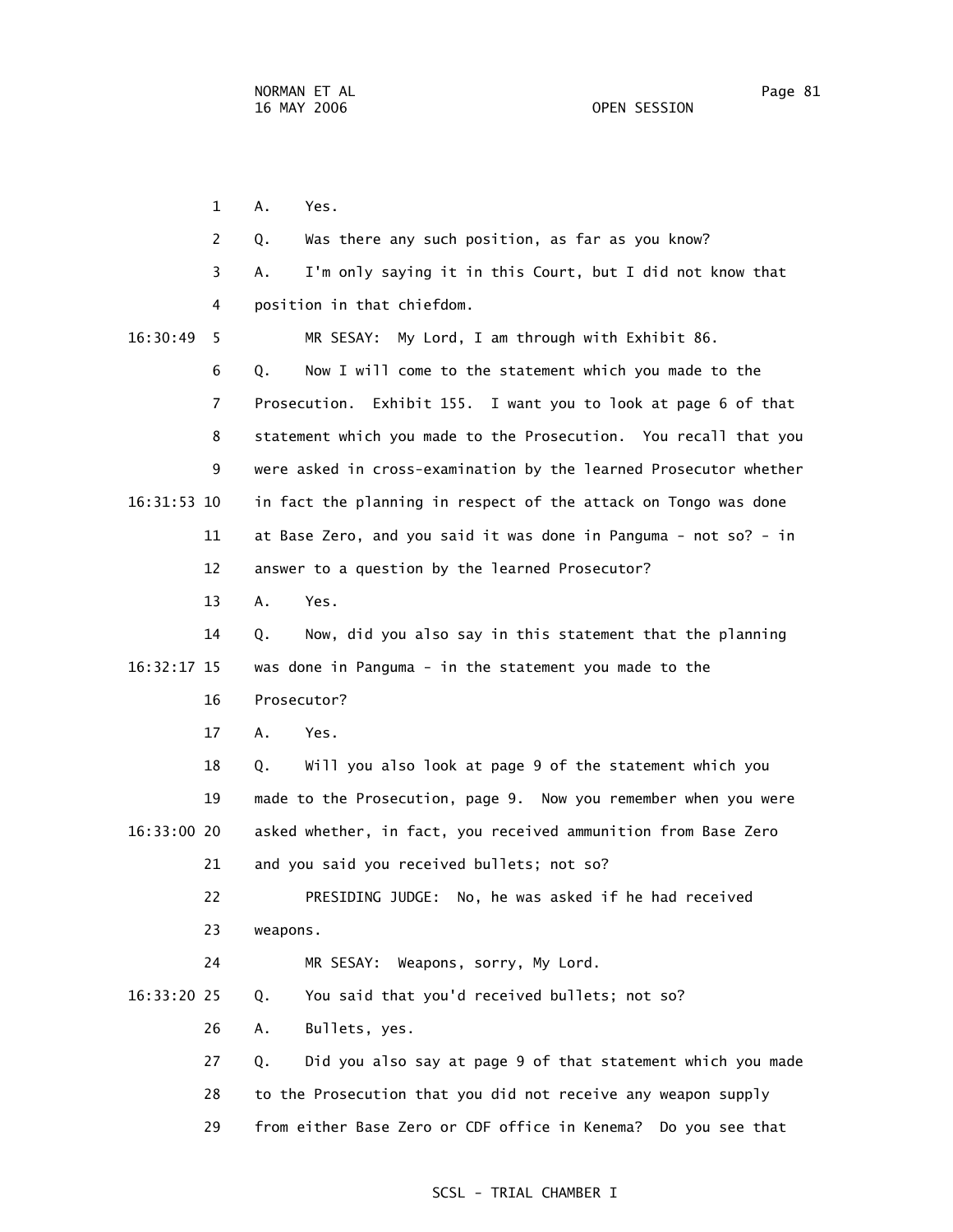1 A. Yes.

2 Q. Was there any such position, as far as you know?

3 A. I'm only saying it in this Court, but I did not know that

4 position in that chiefdom.

16:30:49 5 MR SESAY: My Lord, I am through with Exhibit 86.

6 Q. Now I will come to the statement which you made to the

7 Prosecution. Exhibit 155. I want you to look at page 6 of that

8 statement which you made to the Prosecution. You recall that you

9 were asked in cross-examination by the learned Prosecutor whether

16:31:53 10 in fact the planning in respect of the attack on Tongo was done

11 at Base Zero, and you said it was done in Panguma - not so? - in

12 answer to a question by the learned Prosecutor?

13 A. Yes.

14 Q. Now, did you also say in this statement that the planning

16:32:17 15 was done in Panguma - in the statement you made to the

16 Prosecutor?

17 A. Yes.

18 Q. Will you also look at page 9 of the statement which you

19 made to the Prosecution, page 9. Now you remember when you were

16:33:00 20 asked whether, in fact, you received ammunition from Base Zero

21 and you said you received bullets; not so?

22 PRESIDING JUDGE: No, he was asked if he had received

23 weapons.

24 MR SESAY: Weapons, sorry, My Lord.

16:33:20 25 Q. You said that you'd received bullets; not so?

26 A. Bullets, yes.

27 Q. Did you also say at page 9 of that statement which you made

28 to the Prosecution that you did not receive any weapon supply

29 from either Base Zero or CDF office in Kenema? Do you see that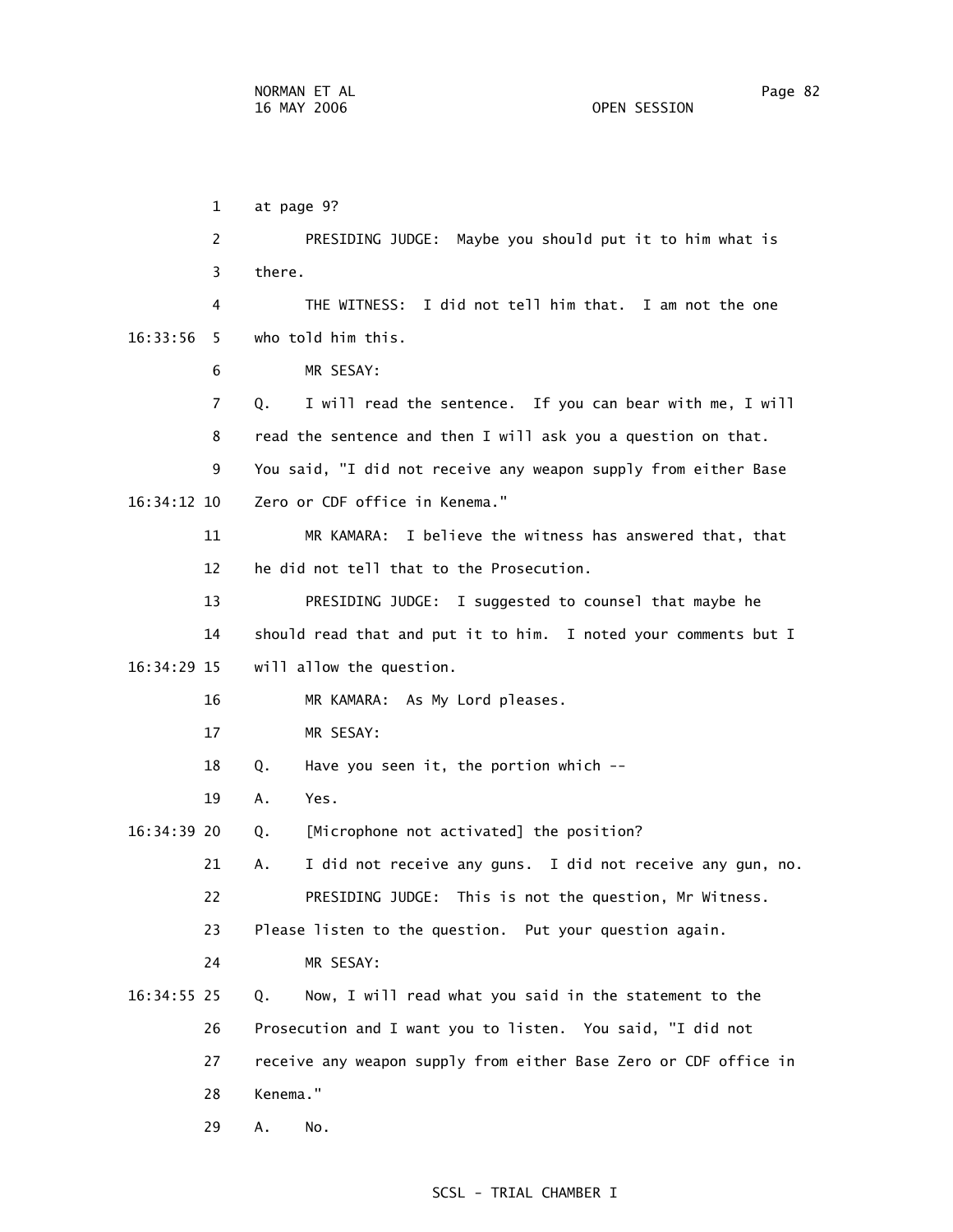1 at page 9?

2 PRESIDING JUDGE: Maybe you should put it to him what is

3 there.

4 THE WITNESS: I did not tell him that. I am not the one

16:33:56 5 who told him this.

6 MR SESAY:

7 Q. I will read the sentence. If you can bear with me, I will

8 read the sentence and then I will ask you a question on that.

9 You said, "I did not receive any weapon supply from either Base

16:34:12 10 Zero or CDF office in Kenema."

11 MR KAMARA: I believe the witness has answered that, that

12 he did not tell that to the Prosecution.

13 PRESIDING JUDGE: I suggested to counsel that maybe he

14 should read that and put it to him. I noted your comments but I

16:34:29 15 will allow the question.

16 MR KAMARA: As My Lord pleases.

17 MR SESAY:

18 Q. Have you seen it, the portion which --

19 A. Yes.

16:34:39 20 Q. [Microphone not activated] the position?

21 A. I did not receive any guns. I did not receive any gun, no.

22 PRESIDING JUDGE: This is not the question, Mr Witness.

23 Please listen to the question. Put your question again.

24 MR SESAY:

16:34:55 25 Q. Now, I will read what you said in the statement to the

26 Prosecution and I want you to listen. You said, "I did not

27 receive any weapon supply from either Base Zero or CDF office in

28 Kenema."

29 A. No.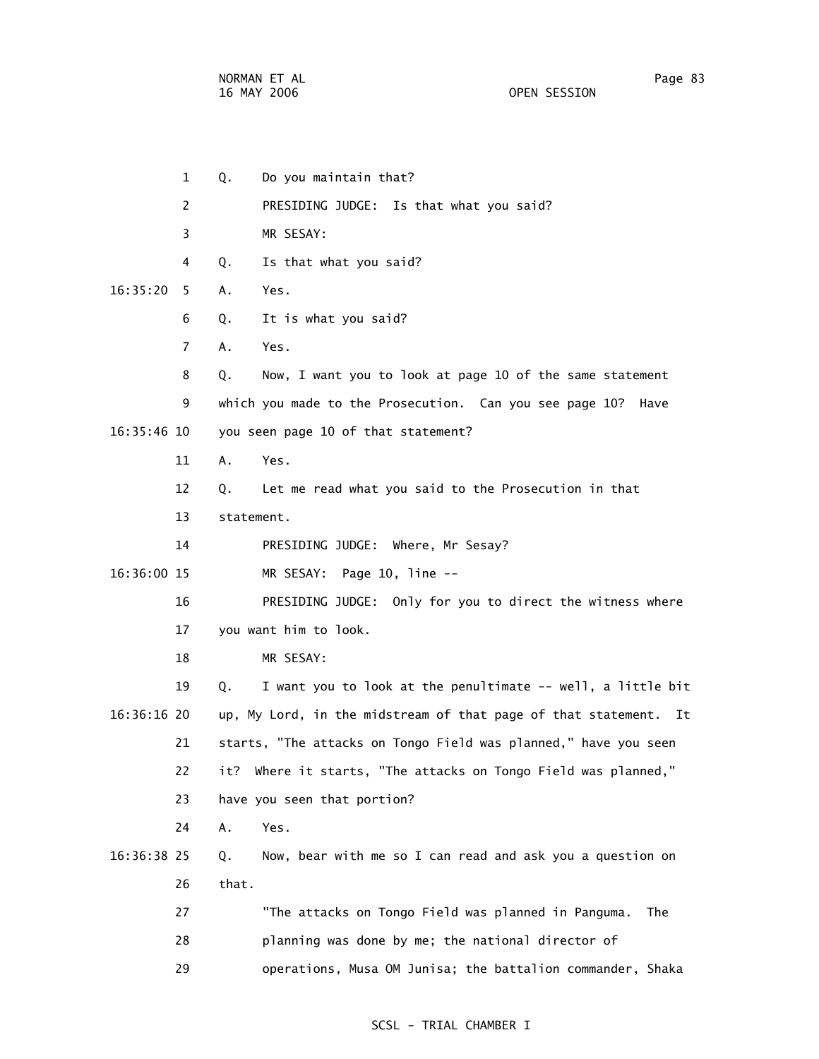1 Q. Do you maintain that?

2 PRESIDING JUDGE: Is that what you said?

3 MR SESAY:

4 Q. Is that what you said?

16:35:20 5 A. Yes.

6 Q. It is what you said?

7 A. Yes.

8 Q. Now, I want you to look at page 10 of the same statement

9 which you made to the Prosecution. Can you see page 10? Have

16:35:46 10 you seen page 10 of that statement?

11 A. Yes.

12 Q. Let me read what you said to the Prosecution in that

13 statement.

14 PRESIDING JUDGE: Where, Mr Sesay?

16:36:00 15 MR SESAY: Page 10, line --

16 PRESIDING JUDGE: Only for you to direct the witness where

17 you want him to look.

18 MR SESAY:

19 Q. I want you to look at the penultimate -- well, a little bit

16:36:16 20 up, My Lord, in the midstream of that page of that statement. It

21 starts, "The attacks on Tongo Field was planned," have you seen

22 it? Where it starts, "The attacks on Tongo Field was planned,"

23 have you seen that portion?

24 A. Yes.

16:36:38 25 Q. Now, bear with me so I can read and ask you a question on

26 that.

27 "The attacks on Tongo Field was planned in Panguma. The

28 planning was done by me; the national director of

29 operations, Musa OM Junisa; the battalion commander, Shaka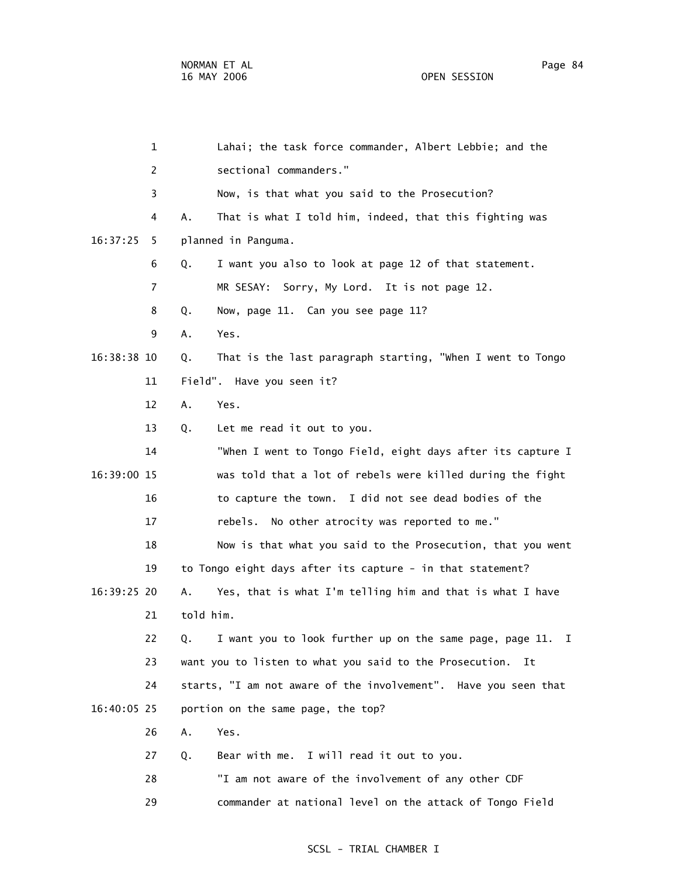1 Lahai; the task force commander, Albert Lebbie; and the

2 sectional commanders."

3 Now, is that what you said to the Prosecution?

4 A. That is what I told him, indeed, that this fighting was

16:37:25 5 planned in Panguma.

6 Q. I want you also to look at page 12 of that statement.

7 MR SESAY: Sorry, My Lord. It is not page 12.

8 Q. Now, page 11. Can you see page 11?

9 A. Yes.

16:38:38 10 Q. That is the last paragraph starting, "When I went to Tongo

11 Field". Have you seen it?

12 A. Yes.

13 Q. Let me read it out to you.

14 "When I went to Tongo Field, eight days after its capture I

16:39:00 15 was told that a lot of rebels were killed during the fight

16 to capture the town. I did not see dead bodies of the

17 rebels. No other atrocity was reported to me."

18 Now is that what you said to the Prosecution, that you went

19 to Tongo eight days after its capture - in that statement?

16:39:25 20 A. Yes, that is what I'm telling him and that is what I have

21 told him.

22 Q. I want you to look further up on the same page, page 11. I

23 want you to listen to what you said to the Prosecution. It

24 starts, "I am not aware of the involvement". Have you seen that

16:40:05 25 portion on the same page, the top?

26 A. Yes.

27 Q. Bear with me. I will read it out to you.

28 "I am not aware of the involvement of any other CDF

29 commander at national level on the attack of Tongo Field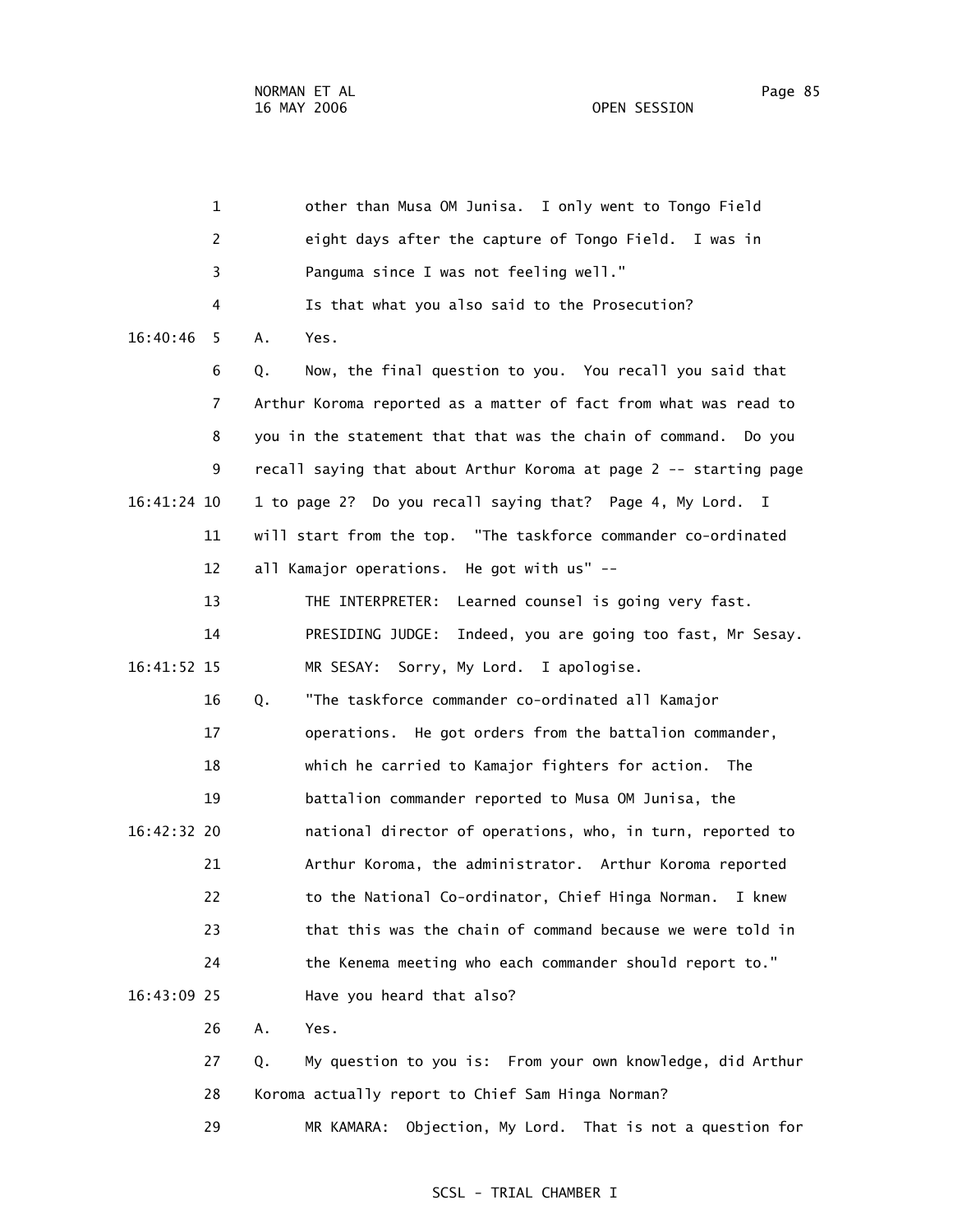1 other than Musa OM Junisa. I only went to Tongo Field
2 eight days after the capture of Tongo Field. I was in
3 Panguma since I was not feeling well."
4 Is that what you also said to the Prosecution?
16:40:46 5 A. Yes.
6 Q. Now, the final question to you. You recall you said that
7 Arthur Koroma reported as a matter of fact from what was read to
8 you in the statement that that was the chain of command. Do you
9 recall saying that about Arthur Koroma at page 2 -- starting page
16:41:24 10 1 to page 2? Do you recall saying that? Page 4, My Lord. I
11 will start from the top. "The taskforce commander co-ordinated
12 all Kamajor operations. He got with us" --
13 THE INTERPRETER: Learned counsel is going very fast.
14 PRESIDING JUDGE: Indeed, you are going too fast, Mr Sesay.
16:41:52 15 MR SESAY: Sorry, My Lord. I apologise.
16 Q. "The taskforce commander co-ordinated all Kamajor
17 operations. He got orders from the battalion commander,
18 which he carried to Kamajor fighters for action. The
19 battalion commander reported to Musa OM Junisa, the
16:42:32 20 national director of operations, who, in turn, reported to
21 Arthur Koroma, the administrator. Arthur Koroma reported
22 to the National Co-ordinator, Chief Hinga Norman. I knew
23 that this was the chain of command because we were told in
24 the Kenema meeting who each commander should report to."
16:43:09 25 Have you heard that also?
26 A. Yes.
27 Q. My question to you is: From your own knowledge, did Arthur
28 Koroma actually report to Chief Sam Hinga Norman?
29 MR KAMARA: Objection, My Lord. That is not a question for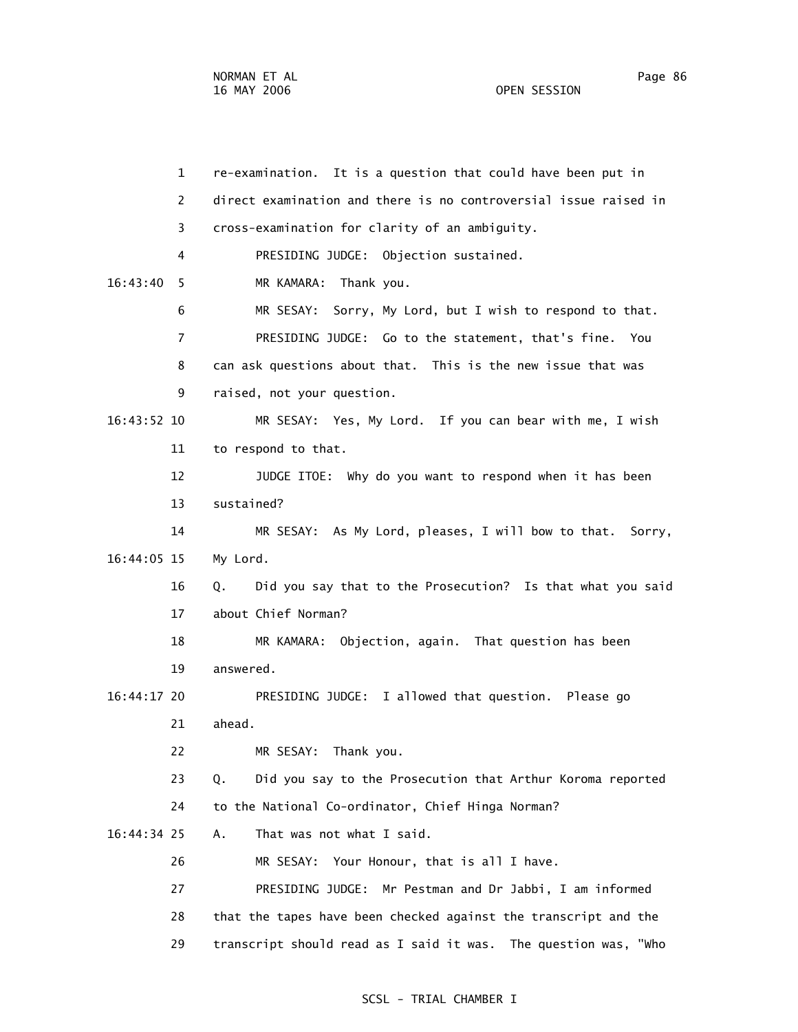re-examination. It is a question that could have been put in direct examination and there is no controversial issue raised in cross-examination for clarity of an ambiguity.

PRESIDING JUDGE: Objection sustained.

MR KAMARA: Thank you.

MR SESAY: Sorry, My Lord, but I wish to respond to that.

PRESIDING JUDGE: Go to the statement, that's fine. You can ask questions about that. This is the new issue that was raised, not your question.

MR SESAY: Yes, My Lord. If you can bear with me, I wish to respond to that.

JUDGE ITOE: Why do you want to respond when it has been sustained?

MR SESAY: As My Lord, pleases, I will bow to that. Sorry, My Lord.

Q. Did you say that to the Prosecution? Is that what you said about Chief Norman?

MR KAMARA: Objection, again. That question has been answered.

PRESIDING JUDGE: I allowed that question. Please go ahead.

MR SESAY: Thank you.

Q. Did you say to the Prosecution that Arthur Koroma reported to the National Co-ordinator, Chief Hinga Norman?

A. That was not what I said.

MR SESAY: Your Honour, that is all I have.

PRESIDING JUDGE: Mr Pestman and Dr Jabbi, I am informed that the tapes have been checked against the transcript and the transcript should read as I said it was. The question was, "Who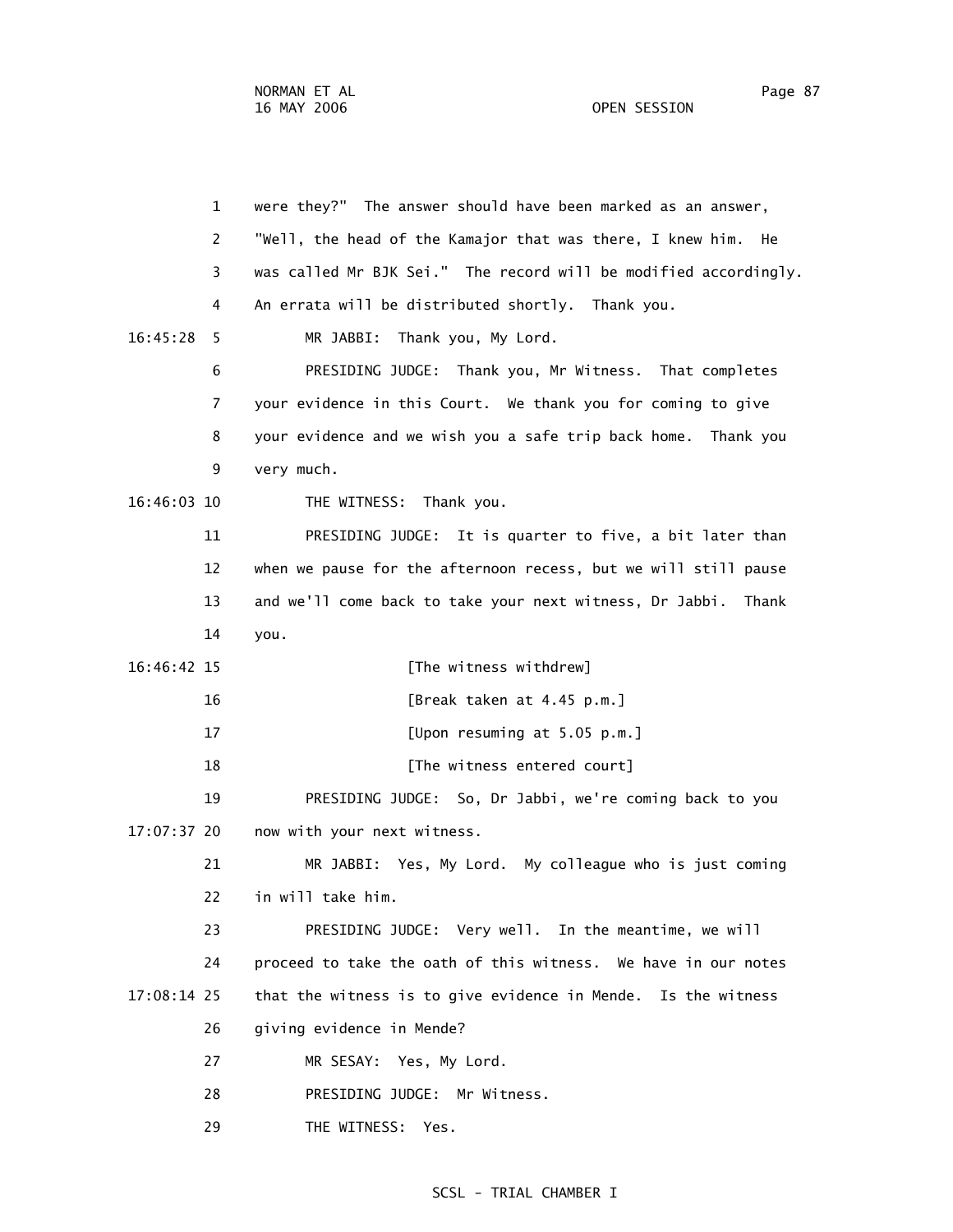1 were they?" The answer should have been marked as an answer,

2 "Well, the head of the Kamajor that was there, I knew him. He

3 was called Mr BJK Sei." The record will be modified accordingly.

4 An errata will be distributed shortly. Thank you.

16:45:28 5 MR JABBI: Thank you, My Lord.

6 PRESIDING JUDGE: Thank you, Mr Witness. That completes

7 your evidence in this Court. We thank you for coming to give

8 your evidence and we wish you a safe trip back home. Thank you

9 very much.

16:46:03 10 THE WITNESS: Thank you.

11 PRESIDING JUDGE: It is quarter to five, a bit later than

12 when we pause for the afternoon recess, but we will still pause

13 and we'll come back to take your next witness, Dr Jabbi. Thank

14 you.

16:46:42 15 [The witness withdrew]

16 [Break taken at 4.45 p.m.]

17 [Upon resuming at 5.05 p.m.]

18 [The witness entered court]

19 PRESIDING JUDGE: So, Dr Jabbi, we're coming back to you

17:07:37 20 now with your next witness.

21 MR JABBI: Yes, My Lord. My colleague who is just coming

22 in will take him.

23 PRESIDING JUDGE: Very well. In the meantime, we will

24 proceed to take the oath of this witness. We have in our notes

17:08:14 25 that the witness is to give evidence in Mende. Is the witness

26 giving evidence in Mende?

27 MR SESAY: Yes, My Lord.

28 PRESIDING JUDGE: Mr Witness.

29 THE WITNESS: Yes.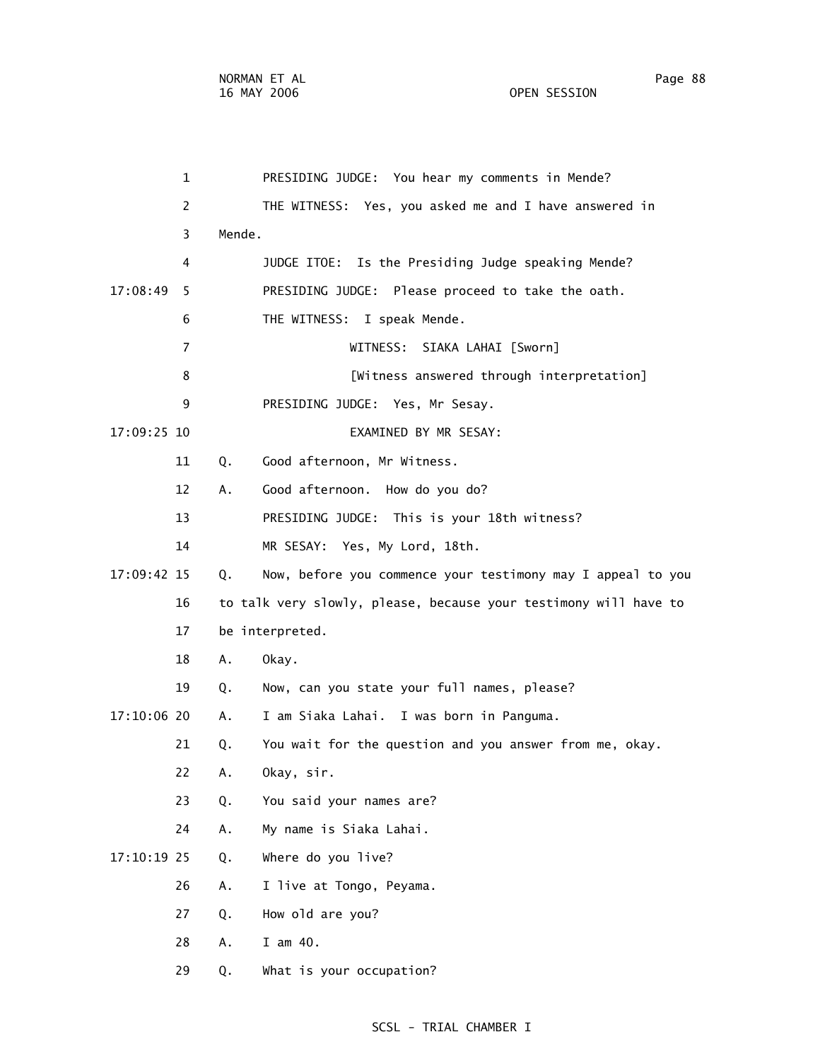1 PRESIDING JUDGE: You hear my comments in Mende?

2 THE WITNESS: Yes, you asked me and I have answered in

3 Mende.

4 JUDGE ITOE: Is the Presiding Judge speaking Mende?

17:08:49 5 PRESIDING JUDGE: Please proceed to take the oath.

6 THE WITNESS: I speak Mende.

7 WITNESS: SIAKA LAHAI [Sworn]

8 [Witness answered through interpretation]

9 PRESIDING JUDGE: Yes, Mr Sesay.

17:09:25 10 EXAMINED BY MR SESAY:

11 Q. Good afternoon, Mr Witness.

12 A. Good afternoon. How do you do?

13 PRESIDING JUDGE: This is your 18th witness?

14 MR SESAY: Yes, My Lord, 18th.

17:09:42 15 Q. Now, before you commence your testimony may I appeal to you

16 to talk very slowly, please, because your testimony will have to

17 be interpreted.

18 A. Okay.

19 Q. Now, can you state your full names, please?

17:10:06 20 A. I am Siaka Lahai. I was born in Panguma.

21 Q. You wait for the question and you answer from me, okay.

22 A. Okay, sir.

23 Q. You said your names are?

24 A. My name is Siaka Lahai.

17:10:19 25 Q. Where do you live?

26 A. I live at Tongo, Peyama.

27 Q. How old are you?

28 A. I am 40.

29 Q. What is your occupation?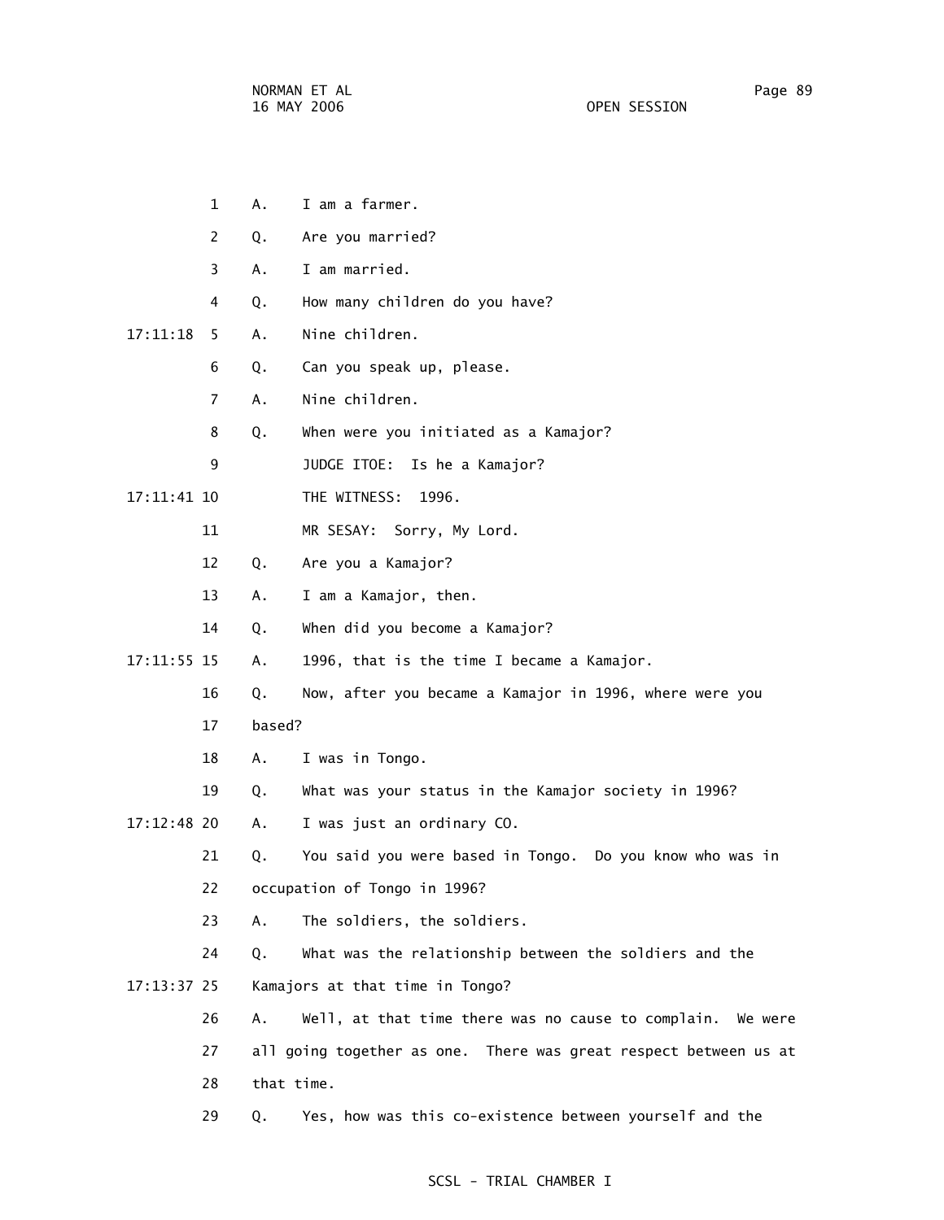1 A. I am a farmer.

2 Q. Are you married?

3 A. I am married.

4 Q. How many children do you have?

17:11:18 5 A. Nine children.

6 Q. Can you speak up, please.

7 A. Nine children.

8 Q. When were you initiated as a Kamajor?

9 JUDGE ITOE: Is he a Kamajor?

17:11:41 10 THE WITNESS: 1996.

11 MR SESAY: Sorry, My Lord.

12 Q. Are you a Kamajor?

13 A. I am a Kamajor, then.

14 Q. When did you become a Kamajor?

17:11:55 15 A. 1996, that is the time I became a Kamajor.

16 Q. Now, after you became a Kamajor in 1996, where were you

17 based?

18 A. I was in Tongo.

19 Q. What was your status in the Kamajor society in 1996?

17:12:48 20 A. I was just an ordinary CO.

21 Q. You said you were based in Tongo. Do you know who was in

22 occupation of Tongo in 1996?

23 A. The soldiers, the soldiers.

24 Q. What was the relationship between the soldiers and the

17:13:37 25 Kamajors at that time in Tongo?

26 A. Well, at that time there was no cause to complain. We were

27 all going together as one. There was great respect between us at

28 that time.

29 Q. Yes, how was this co-existence between yourself and the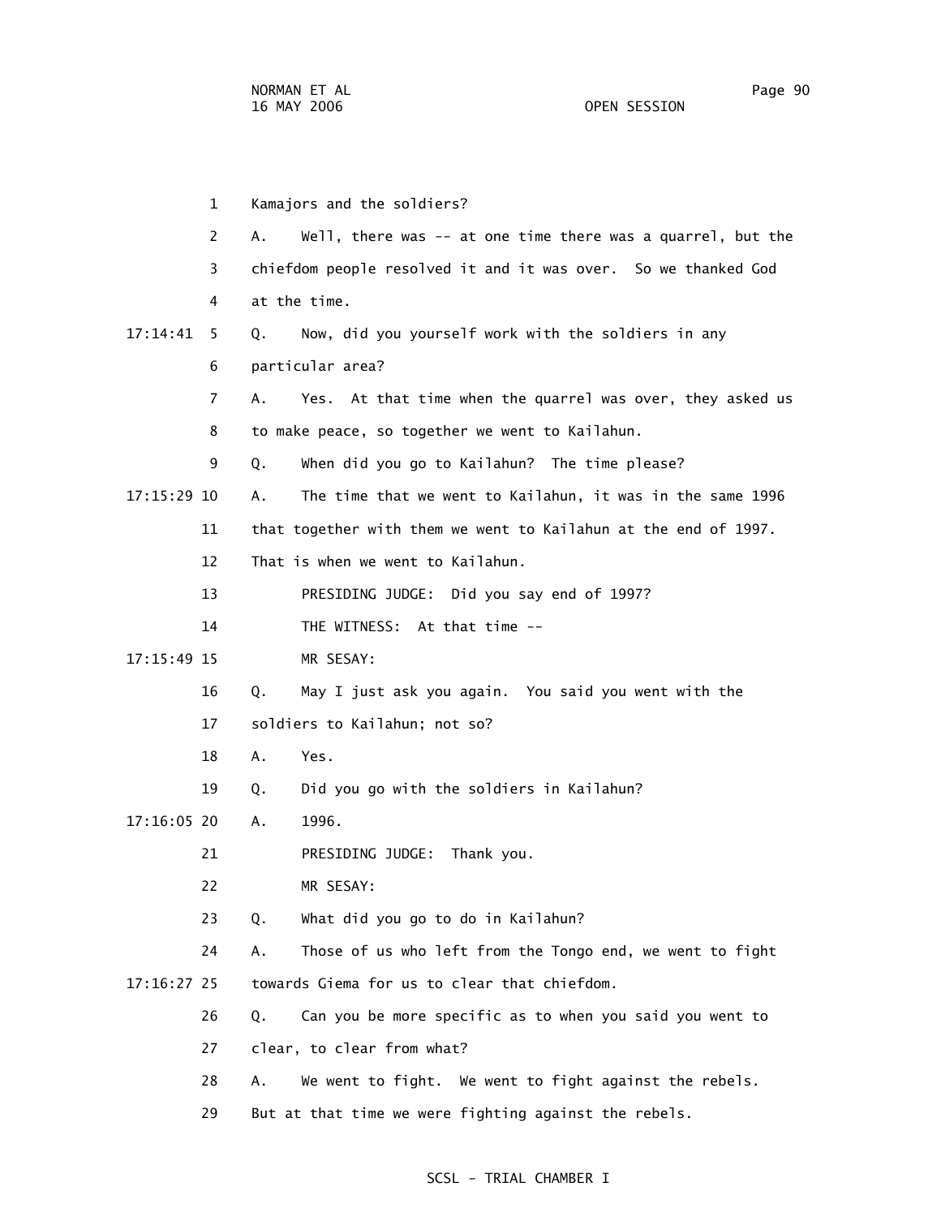Kamajors and the soldiers?

A. Well, there was -- at one time there was a quarrel, but the chiefdom people resolved it and it was over. So we thanked God at the time.

Q. Now, did you yourself work with the soldiers in any particular area?

A. Yes. At that time when the quarrel was over, they asked us to make peace, so together we went to Kailahun.

Q. When did you go to Kailahun? The time please?

A. The time that we went to Kailahun, it was in the same 1996 that together with them we went to Kailahun at the end of 1997. That is when we went to Kailahun.

PRESIDING JUDGE: Did you say end of 1997?

THE WITNESS: At that time --

MR SESAY:

Q. May I just ask you again. You said you went with the soldiers to Kailahun; not so?

A. Yes.

Q. Did you go with the soldiers in Kailahun?

A. 1996.

PRESIDING JUDGE: Thank you.

MR SESAY:

Q. What did you go to do in Kailahun?

A. Those of us who left from the Tongo end, we went to fight towards Giema for us to clear that chiefdom.

Q. Can you be more specific as to when you said you went to clear, to clear from what?

A. We went to fight. We went to fight against the rebels. But at that time we were fighting against the rebels.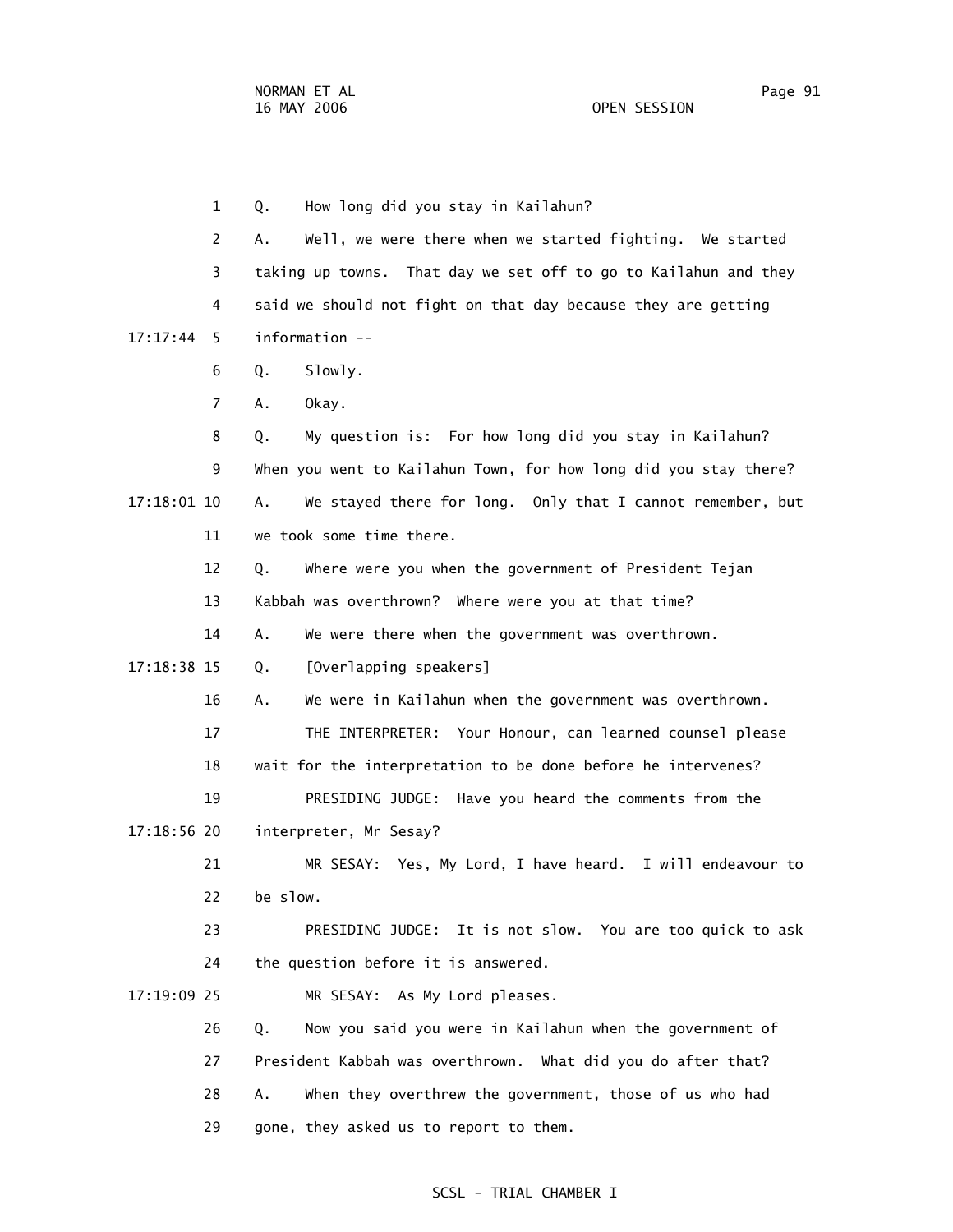Q. How long did you stay in Kailahun?

A. Well, we were there when we started fighting. We started taking up towns. That day we set off to go to Kailahun and they said we should not fight on that day because they are getting information --

Q. Slowly.

A. Okay.

Q. My question is: For how long did you stay in Kailahun? When you went to Kailahun Town, for how long did you stay there?

A. We stayed there for long. Only that I cannot remember, but we took some time there.

Q. Where were you when the government of President Tejan Kabbah was overthrown? Where were you at that time?

A. We were there when the government was overthrown.

Q. [Overlapping speakers]

A. We were in Kailahun when the government was overthrown.

THE INTERPRETER: Your Honour, can learned counsel please wait for the interpretation to be done before he intervenes?

PRESIDING JUDGE: Have you heard the comments from the interpreter, Mr Sesay?

MR SESAY: Yes, My Lord, I have heard. I will endeavour to be slow.

PRESIDING JUDGE: It is not slow. You are too quick to ask the question before it is answered.

MR SESAY: As My Lord pleases.

Q. Now you said you were in Kailahun when the government of President Kabbah was overthrown. What did you do after that?

A. When they overthrew the government, those of us who had gone, they asked us to report to them.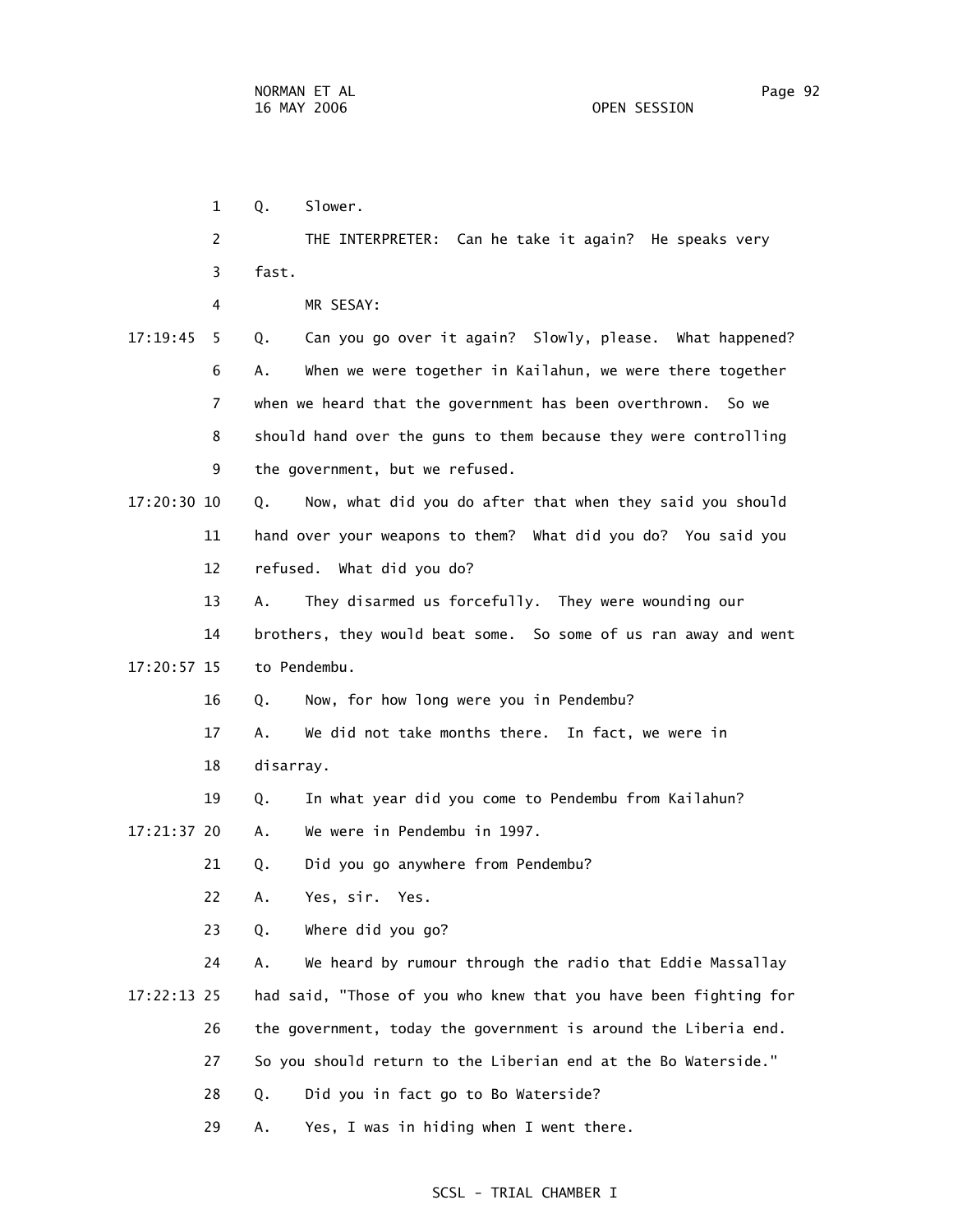1 Q. Slower.

2 THE INTERPRETER: Can he take it again? He speaks very

3 fast.

4 MR SESAY:

17:19:45 5 Q. Can you go over it again? Slowly, please. What happened?

6 A. When we were together in Kailahun, we were there together

7 when we heard that the government has been overthrown. So we

8 should hand over the guns to them because they were controlling

9 the government, but we refused.

17:20:30 10 Q. Now, what did you do after that when they said you should

11 hand over your weapons to them? What did you do? You said you

12 refused. What did you do?

13 A. They disarmed us forcefully. They were wounding our

14 brothers, they would beat some. So some of us ran away and went

17:20:57 15 to Pendembu.

16 Q. Now, for how long were you in Pendembu?

17 A. We did not take months there. In fact, we were in

18 disarray.

19 Q. In what year did you come to Pendembu from Kailahun?

17:21:37 20 A. We were in Pendembu in 1997.

21 Q. Did you go anywhere from Pendembu?

22 A. Yes, sir. Yes.

23 Q. Where did you go?

24 A. We heard by rumour through the radio that Eddie Massallay

17:22:13 25 had said, "Those of you who knew that you have been fighting for

26 the government, today the government is around the Liberia end.

27 So you should return to the Liberian end at the Bo Waterside."

28 Q. Did you in fact go to Bo Waterside?

29 A. Yes, I was in hiding when I went there.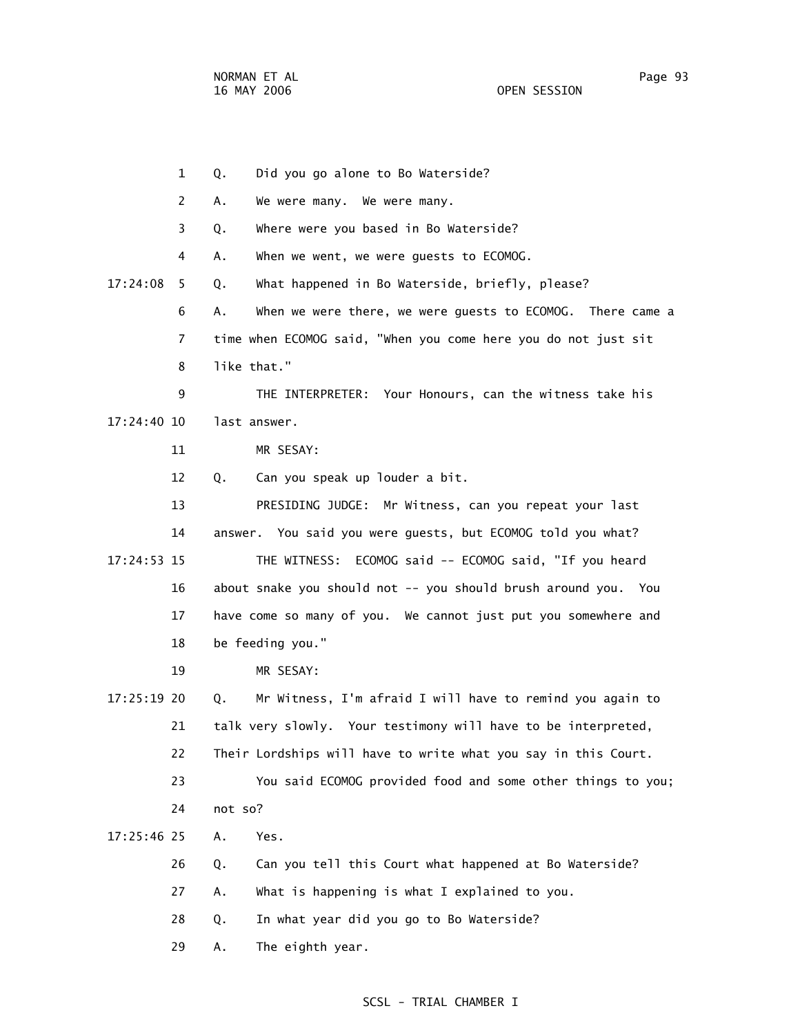1 Q. Did you go alone to Bo Waterside?

2 A. We were many. We were many.

3 Q. Where were you based in Bo Waterside?

4 A. When we went, we were guests to ECOMOG.

17:24:08 5 Q. What happened in Bo Waterside, briefly, please?

6 A. When we were there, we were guests to ECOMOG. There came a

7 time when ECOMOG said, "When you come here you do not just sit

8 like that."

9 THE INTERPRETER: Your Honours, can the witness take his

17:24:40 10 last answer.

11 MR SESAY:

12 Q. Can you speak up louder a bit.

13 PRESIDING JUDGE: Mr Witness, can you repeat your last

14 answer. You said you were guests, but ECOMOG told you what?

17:24:53 15 THE WITNESS: ECOMOG said -- ECOMOG said, "If you heard

16 about snake you should not -- you should brush around you. You

17 have come so many of you. We cannot just put you somewhere and

18 be feeding you."

19 MR SESAY:

17:25:19 20 Q. Mr Witness, I'm afraid I will have to remind you again to

21 talk very slowly. Your testimony will have to be interpreted,

22 Their Lordships will have to write what you say in this Court.

23 You said ECOMOG provided food and some other things to you;

24 not so?

17:25:46 25 A. Yes.

26 Q. Can you tell this Court what happened at Bo Waterside?

27 A. What is happening is what I explained to you.

28 Q. In what year did you go to Bo Waterside?

29 A. The eighth year.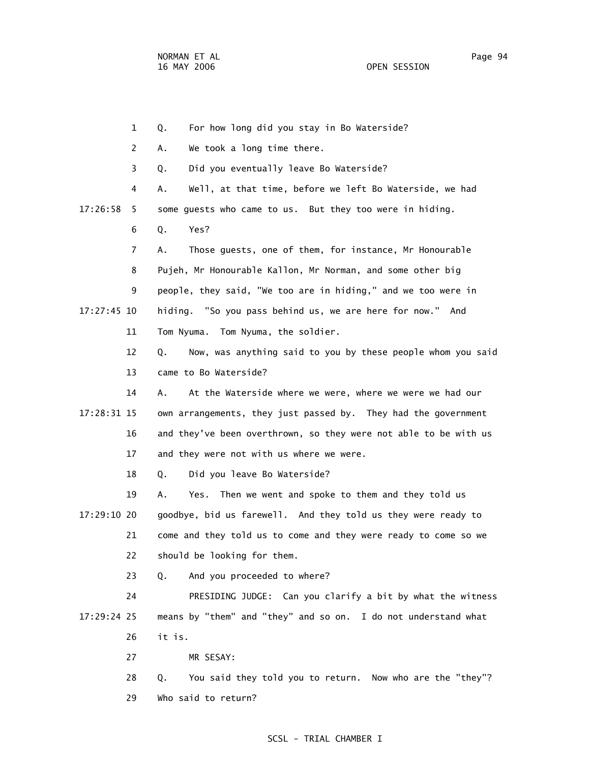1 Q. For how long did you stay in Bo Waterside?

2 A. We took a long time there.

3 Q. Did you eventually leave Bo Waterside?

4 A. Well, at that time, before we left Bo Waterside, we had

17:26:58 5 some guests who came to us. But they too were in hiding.

6 Q. Yes?

7 A. Those guests, one of them, for instance, Mr Honourable

8 Pujeh, Mr Honourable Kallon, Mr Norman, and some other big

9 people, they said, "We too are in hiding," and we too were in

17:27:45 10 hiding. "So you pass behind us, we are here for now." And

11 Tom Nyuma. Tom Nyuma, the soldier.

12 Q. Now, was anything said to you by these people whom you said

13 came to Bo Waterside?

14 A. At the Waterside where we were, where we were we had our

17:28:31 15 own arrangements, they just passed by. They had the government

16 and they've been overthrown, so they were not able to be with us

17 and they were not with us where we were.

18 Q. Did you leave Bo Waterside?

19 A. Yes. Then we went and spoke to them and they told us

17:29:10 20 goodbye, bid us farewell. And they told us they were ready to

21 come and they told us to come and they were ready to come so we

22 should be looking for them.

23 Q. And you proceeded to where?

24 PRESIDING JUDGE: Can you clarify a bit by what the witness

17:29:24 25 means by "them" and "they" and so on. I do not understand what

26 it is.

27 MR SESAY:

28 Q. You said they told you to return. Now who are the "they"?

29 Who said to return?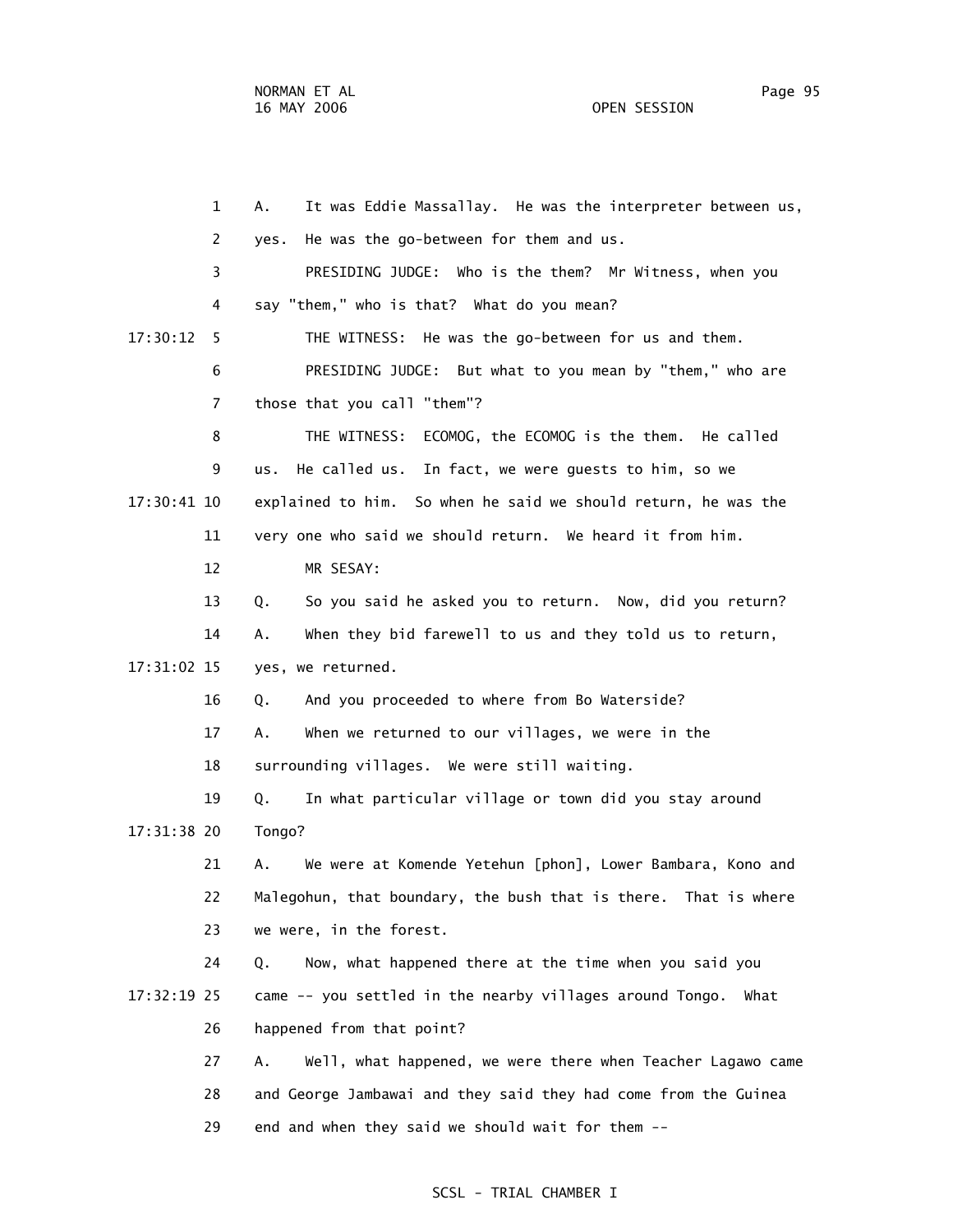1 A. It was Eddie Massallay. He was the interpreter between us,

2 yes. He was the go-between for them and us.

3 PRESIDING JUDGE: Who is the them? Mr Witness, when you

4 say "them," who is that? What do you mean?

17:30:12 5 THE WITNESS: He was the go-between for us and them.

6 PRESIDING JUDGE: But what to you mean by "them," who are

7 those that you call "them"?

8 THE WITNESS: ECOMOG, the ECOMOG is the them. He called

9 us. He called us. In fact, we were guests to him, so we

17:30:41 10 explained to him. So when he said we should return, he was the

11 very one who said we should return. We heard it from him.

12 MR SESAY:

13 Q. So you said he asked you to return. Now, did you return?

14 A. When they bid farewell to us and they told us to return,

17:31:02 15 yes, we returned.

16 Q. And you proceeded to where from Bo Waterside?

17 A. When we returned to our villages, we were in the

18 surrounding villages. We were still waiting.

19 Q. In what particular village or town did you stay around

17:31:38 20 Tongo?

21 A. We were at Komende Yetehun [phon], Lower Bambara, Kono and

22 Malegohun, that boundary, the bush that is there. That is where

23 we were, in the forest.

24 Q. Now, what happened there at the time when you said you

17:32:19 25 came -- you settled in the nearby villages around Tongo. What

26 happened from that point?

27 A. Well, what happened, we were there when Teacher Lagawo came

28 and George Jambawai and they said they had come from the Guinea

29 end and when they said we should wait for them --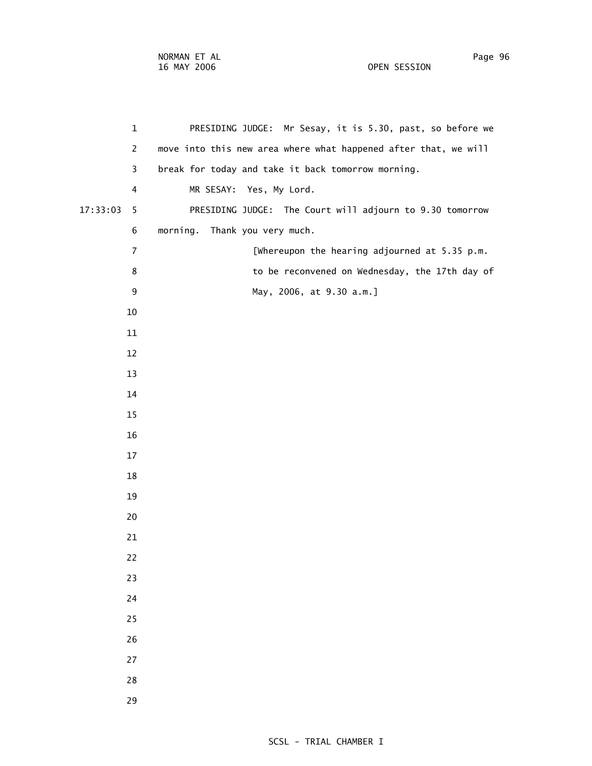PRESIDING JUDGE: Mr Sesay, it is 5.30, past, so before we move into this new area where what happened after that, we will break for today and take it back tomorrow morning.

MR SESAY: Yes, My Lord.

17:33:03 PRESIDING JUDGE: The Court will adjourn to 9.30 tomorrow morning. Thank you very much.

[Whereupon the hearing adjourned at 5.35 p.m. to be reconvened on Wednesday, the 17th day of May, 2006, at 9.30 a.m.]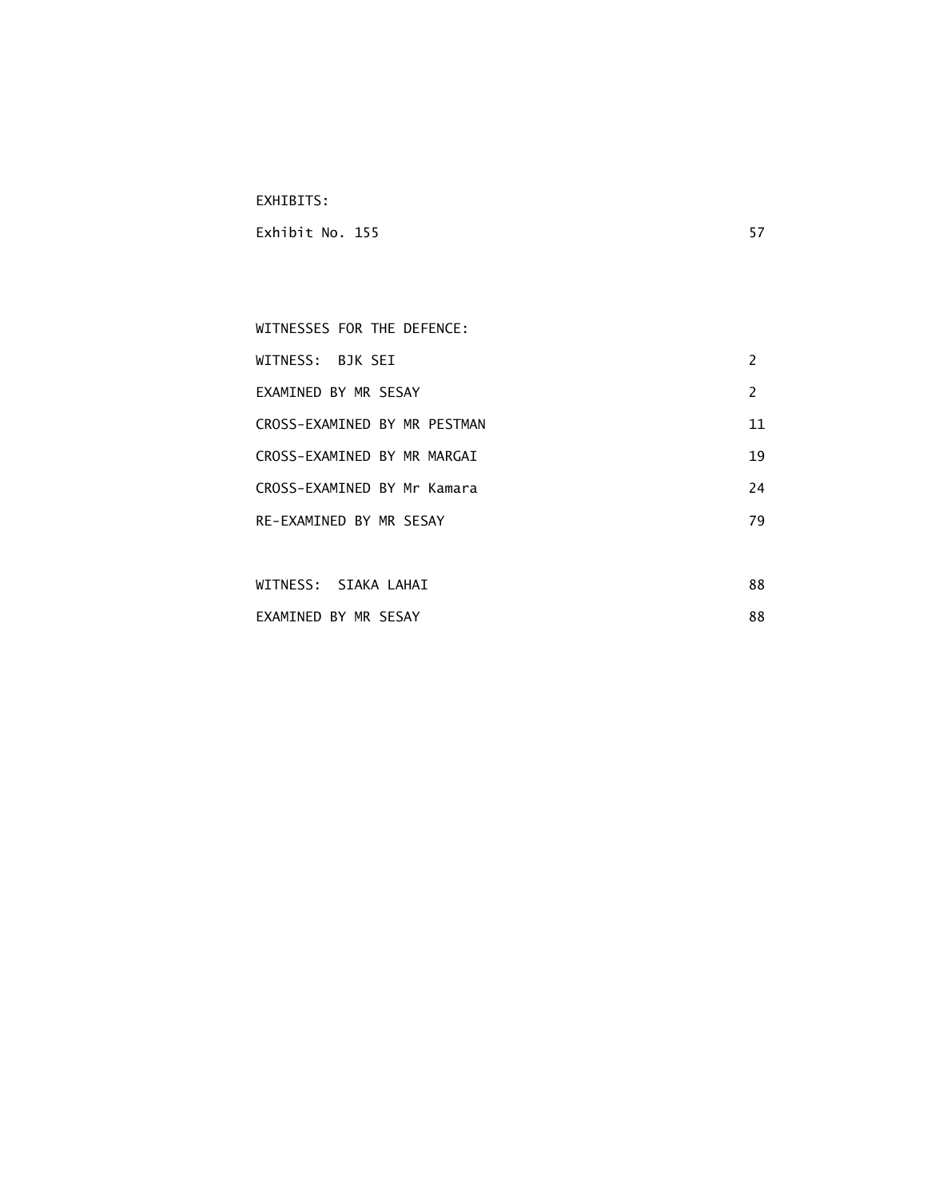EXHIBITS:

| | |
|---|---|
| Exhibit No. 155 | 57 |

WITNESSES FOR THE DEFENCE:

| | |
|---|---|
| WITNESS: BJK SEI | 2 |
| EXAMINED BY MR SESAY | 2 |
| CROSS-EXAMINED BY MR PESTMAN | 11 |
| CROSS-EXAMINED BY MR MARGAI | 19 |
| CROSS-EXAMINED BY Mr Kamara | 24 |
| RE-EXAMINED BY MR SESAY | 79 |
| | |
| WITNESS: SIAKA LAHAI | 88 |
| EXAMINED BY MR SESAY | 88 |